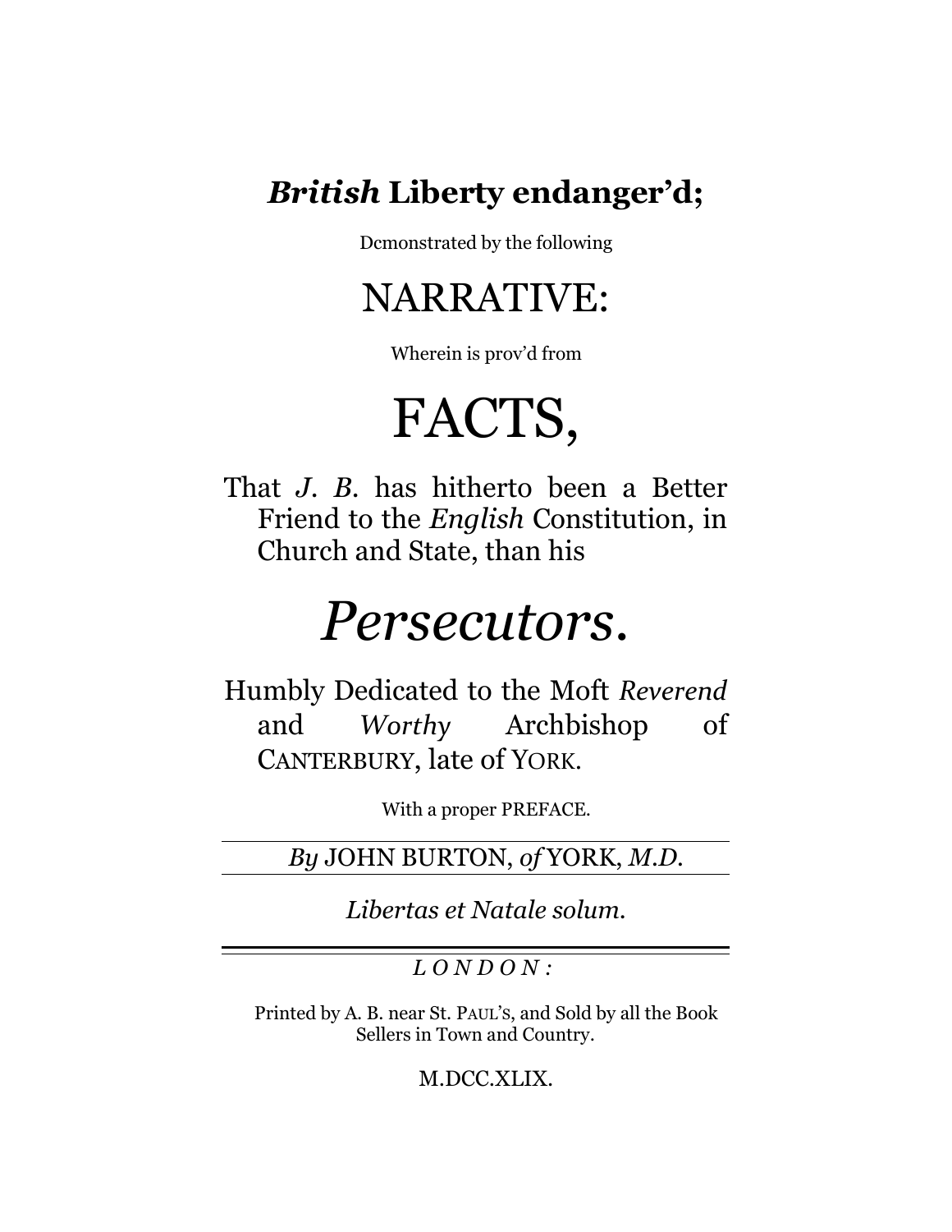# ***British* Liberty endanger'd;**

Dcmonstrated by the following

## NARRATIVE:

Wherein is prov'd from

# FACTS,

That *J. B.* has hitherto been a Better Friend to the *English* Constitution, in Church and State, than his

# *Persecutors.*

Humbly Dedicated to the Moft *Reverend* and *Worthy* Archbishop of CANTERBURY, late of YORK.

With a proper PREFACE.

---

*By* JOHN BURTON, *of* YORK, *M.D.*

---

*Libertas et Natale solum.*

---

*LONDON:*

Printed by A. B. near St. PAUL'S, and Sold by all the Book Sellers in Town and Country.

M.DCC.XLIX.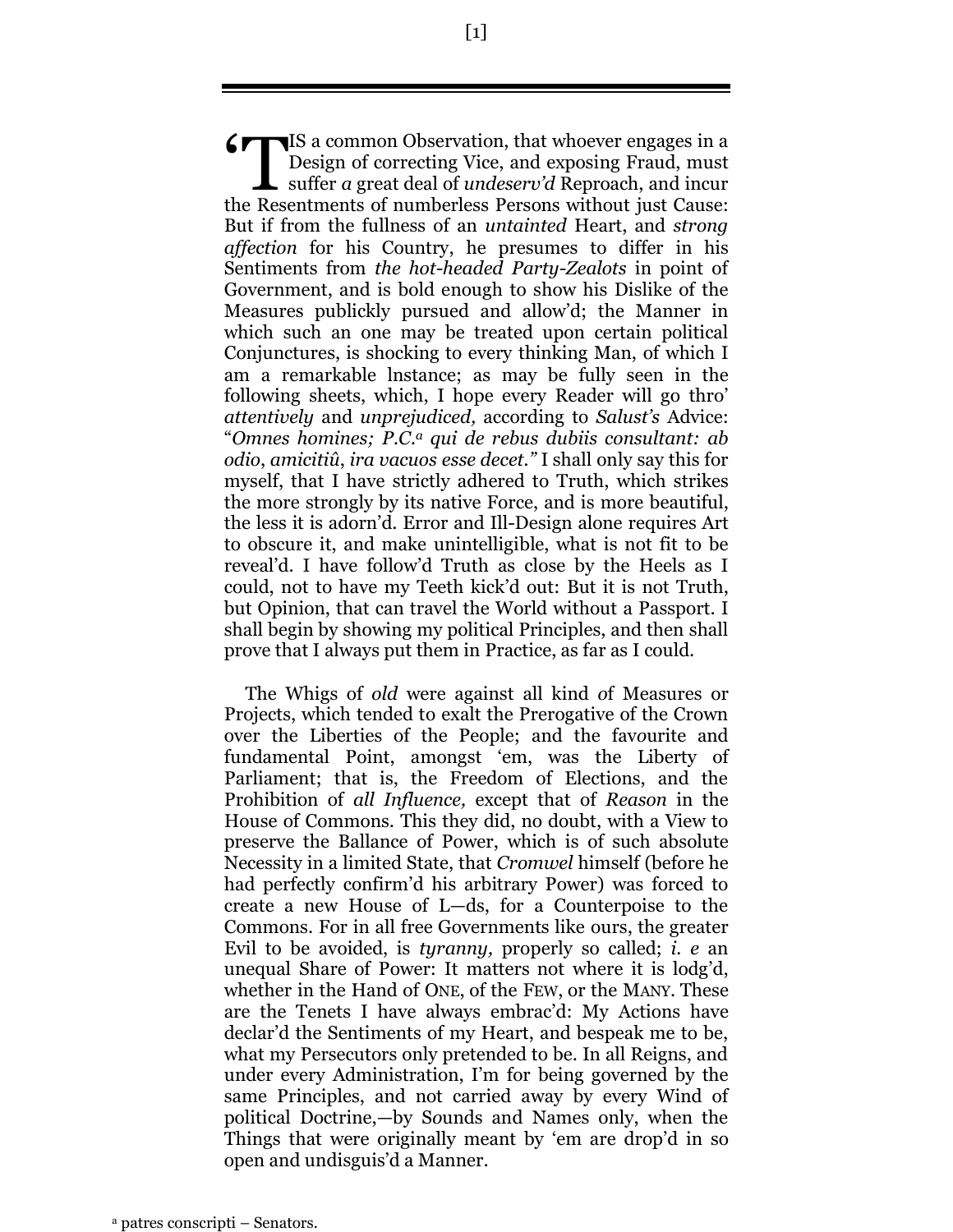'TIS a common Observation, that whoever engages in a Design of correcting Vice, and exposing Fraud, must suffer *a* great deal of *undeserv'd* Reproach, and incur the Resentments of numberless Persons without just Cause: But if from the fullness of an *untainted* Heart, and *strong affection* for his Country, he presumes to differ in his Sentiments from *the hot-headed Party-Zealots* in point of Government, and is bold enough to show his Dislike of the Measures publickly pursued and allow'd; the Manner in which such an one may be treated upon certain political Conjunctures, is shocking to every thinking Man, of which I am a remarkable lnstance; as may be fully seen in the following sheets, which, I hope every Reader will go thro' *attentively* and *unprejudiced,* according to *Salust's* Advice: "*Omnes homines; P.C.*[a] *qui de rebus dubiis consultant: ab odio*, *amicitiû*, *ira vacuos esse decet*." I shall only say this for myself, that I have strictly adhered to Truth, which strikes the more strongly by its native Force, and is more beautiful, the less it is adorn'd. Error and Ill-Design alone requires Art to obscure it, and make unintelligible, what is not fit to be reveal'd. I have follow'd Truth as close by the Heels as I could, not to have my Teeth kick'd out: But it is not Truth, but Opinion, that can travel the World without a Passport. I shall begin by showing my political Principles, and then shall prove that I always put them in Practice, as far as I could.

The Whigs of *old* were against all kind *o*f Measures or Projects, which tended to exalt the Prerogative of the Crown over the Liberties of the People; and the favourite and fundamental Point, amongst 'em, was the Liberty of Parliament; that is, the Freedom of Elections, and the Prohibition of *all Influence,* except that of *Reason* in the House of Commons. This they did, no doubt, with a View to preserve the Ballance of Power, which is of such absolute Necessity in a limited State, that *Cromwel* himself (before he had perfectly confirm'd his arbitrary Power) was forced to create a new House of L—ds, for a Counterpoise to the Commons. For in all free Governments like ours, the greater Evil to be avoided, is *tyranny,* properly so called; *i. e* an unequal Share of Power: It matters not where it is lodg'd, whether in the Hand of ONE, of the FEW, or the MANY. These are the Tenets I have always embrac'd: My Actions have declar'd the Sentiments of my Heart, and bespeak me to be, what my Persecutors only pretended to be. In all Reigns, and under every Administration, I'm for being governed by the same Principles, and not carried away by every Wind of political Doctrine,—by Sounds and Names only, when the Things that were originally meant by 'em are drop'd in so open and undisguis'd a Manner.

[a] patres conscripti – Senators.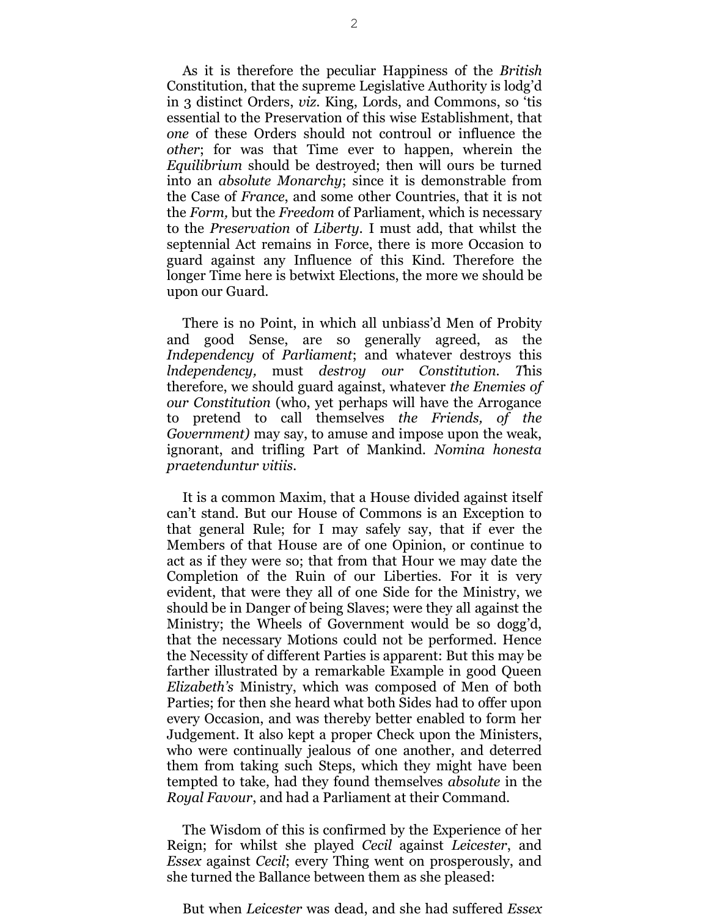As it is therefore the peculiar Happiness of the *British* Constitution, that the supreme Legislative Authority is lodg'd in 3 distinct Orders, *viz.* King, Lords, and Commons, so 'tis essential to the Preservation of this wise Establishment, that *one* of these Orders should not controul or influence the *other*; for was that Time ever to happen, wherein the *Equilibrium* should be destroyed; then will ours be turned into an *absolute Monarchy*; since it is demonstrable from the Case of *France*, and some other Countries, that it is not the *Form,* but the *Freedom* of Parliament, which is necessary to the *Preservation* of *Liberty*. I must add, that whilst the septennial Act remains in Force, there is more Occasion to guard against any Influence of this Kind. Therefore the longer Time here is betwixt Elections, the more we should be upon our Guard.

There is no Point, in which all unbiass'd Men of Probity and good Sense, are so generally agreed, as the *Independency* of *Parliament*; and whatever destroys this *lndependency,* must *destroy our Constitution. T*his therefore, we should guard against, whatever *the Enemies of our Constitution* (who, yet perhaps will have the Arrogance to pretend to call themselves *the Friends, of the Government)* may say, to amuse and impose upon the weak, ignorant, and trifling Part of Mankind. *Nomina honesta praetenduntur vitiis.*

It is a common Maxim, that a House divided against itself can't stand. But our House of Commons is an Exception to that general Rule; for I may safely say, that if ever the Members of that House are of one Opinion, or continue to act as if they were so; that from that Hour we may date the Completion of the Ruin of our Liberties. For it is very evident, that were they all of one Side for the Ministry, we should be in Danger of being Slaves; were they all against the Ministry; the Wheels of Government would be so dogg'd, that the necessary Motions could not be performed. Hence the Necessity of different Parties is apparent: But this may be farther illustrated by a remarkable Example in good Queen *Elizabeth's* Ministry, which was composed of Men of both Parties; for then she heard what both Sides had to offer upon every Occasion, and was thereby better enabled to form her Judgement. It also kept a proper Check upon the Ministers, who were continually jealous of one another, and deterred them from taking such Steps, which they might have been tempted to take, had they found themselves *absolute* in the *Royal Favour*, and had a Parliament at their Command.

The Wisdom of this is confirmed by the Experience of her Reign; for whilst she played *Cecil* against *Leicester*, and *Essex* against *Cecil*; every Thing went on prosperously, and she turned the Ballance between them as she pleased:

But when *Leicester* was dead, and she had suffered *Essex*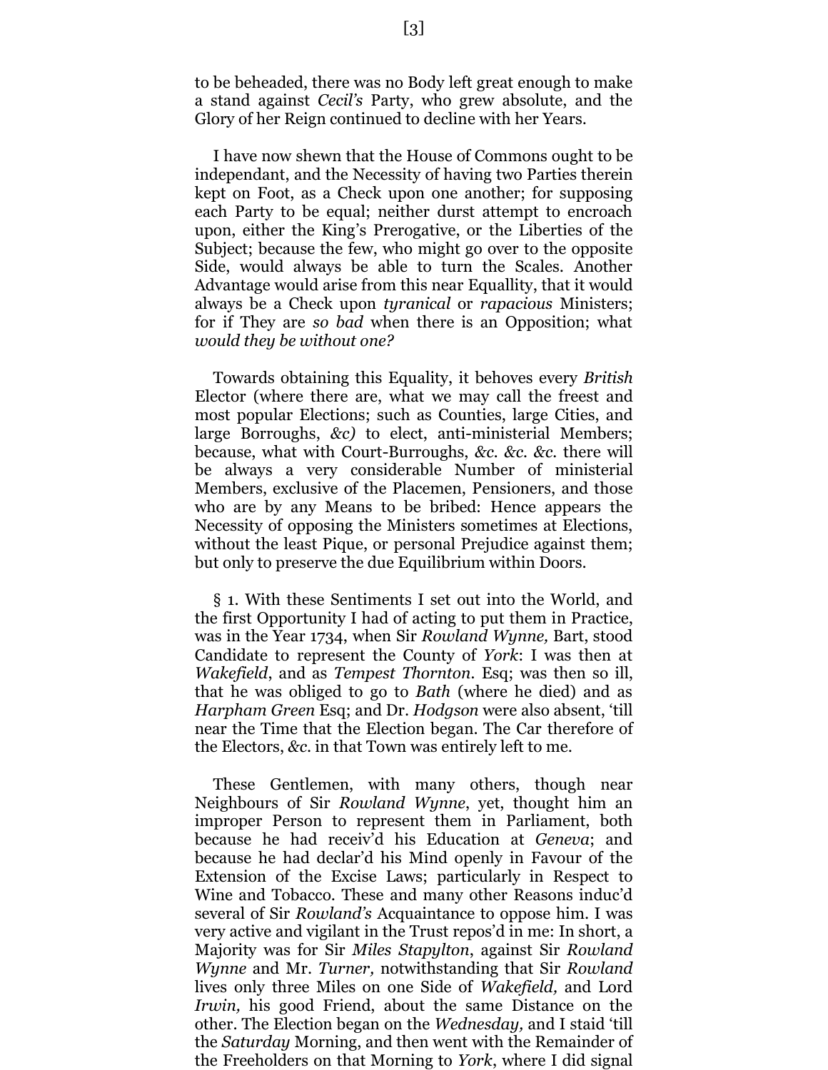to be beheaded, there was no Body left great enough to make a stand against *Cecil's* Party, who grew absolute, and the Glory of her Reign continued to decline with her Years.

I have now shewn that the House of Commons ought to be independant, and the Necessity of having two Parties therein kept on Foot, as a Check upon one another; for supposing each Party to be equal; neither durst attempt to encroach upon, either the King's Prerogative, or the Liberties of the Subject; because the few, who might go over to the opposite Side, would always be able to turn the Scales. Another Advantage would arise from this near Equallity, that it would always be a Check upon *tyranical* or *rapacious* Ministers; for if They are *so bad* when there is an Opposition; what *would they be without one?*

Towards obtaining this Equality, it behoves every *British* Elector (where there are, what we may call the freest and most popular Elections; such as Counties, large Cities, and large Borroughs, *&c)* to elect, anti-ministerial Members; because, what with Court-Burroughs, *&c. &c. &c.* there will be always a very considerable Number of ministerial Members, exclusive of the Placemen, Pensioners, and those who are by any Means to be bribed: Hence appears the Necessity of opposing the Ministers sometimes at Elections, without the least Pique, or personal Prejudice against them; but only to preserve the due Equilibrium within Doors.

§ 1. With these Sentiments I set out into the World, and the first Opportunity I had of acting to put them in Practice, was in the Year 1734, when Sir *Rowland Wynne,* Bart, stood Candidate to represent the County of *York*: I was then at *Wakefield*, and as *Tempest Thornton.* Esq; was then so ill, that he was obliged to go to *Bath* (where he died) and as *Harpham Green* Esq; and Dr. *Hodgson* were also absent, 'till near the Time that the Election began. The Car therefore of the Electors, *&c.* in that Town was entirely left to me.

These Gentlemen, with many others, though near Neighbours of Sir *Rowland Wynne*, yet, thought him an improper Person to represent them in Parliament, both because he had receiv'd his Education at *Geneva*; and because he had declar'd his Mind openly in Favour of the Extension of the Excise Laws; particularly in Respect to Wine and Tobacco. These and many other Reasons induc'd several of Sir *Rowland's* Acquaintance to oppose him. I was very active and vigilant in the Trust repos'd in me: In short, a Majority was for Sir *Miles Stapylton*, against Sir *Rowland Wynne* and Mr. *Turner,* notwithstanding that Sir *Rowland* lives only three Miles on one Side of *Wakefield,* and Lord *Irwin,* his good Friend, about the same Distance on the other. The Election began on the *Wednesday,* and I staid 'till the *Saturday* Morning, and then went with the Remainder of the Freeholders on that Morning to *York*, where I did signal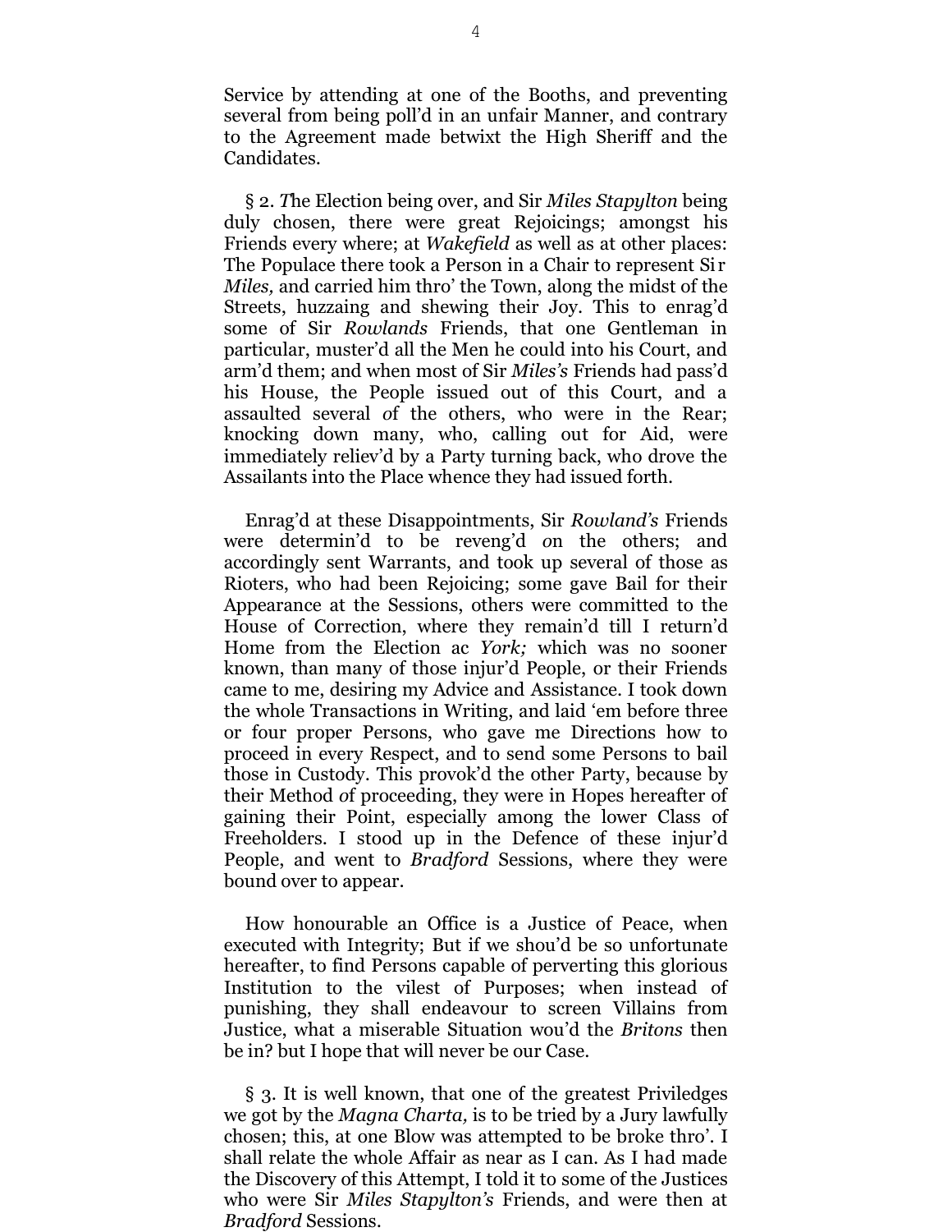Service by attending at one of the Booths, and preventing several from being poll'd in an unfair Manner, and contrary to the Agreement made betwixt the High Sheriff and the Candidates.

§ 2. *T*he Election being over, and Sir *Miles Stapylton* being duly chosen, there were great Rejoicings; amongst his Friends every where; at *Wakefield* as well as at other places: The Populace there took a Person in a Chair to represent Sir *Miles,* and carried him thro' the Town, along the midst of the Streets, huzzaing and shewing their Joy. This to enrag'd some of Sir *Rowlands* Friends, that one Gentleman in particular, muster'd all the Men he could into his Court, and arm'd them; and when most of Sir *Miles's* Friends had pass'd his House, the People issued out of this Court, and a assaulted several of the others, who were in the Rear; knocking down many, who, calling out for Aid, were immediately reliev'd by a Party turning back, who drove the Assailants into the Place whence they had issued forth.

Enrag'd at these Disappointments, Sir *Rowland's* Friends were determin'd to be reveng'd on the others; and accordingly sent Warrants, and took up several of those as Rioters, who had been Rejoicing; some gave Bail for their Appearance at the Sessions, others were committed to the House of Correction, where they remain'd till I return'd Home from the Election ac *York;* which was no sooner known, than many of those injur'd People, or their Friends came to me, desiring my Advice and Assistance. I took down the whole Transactions in Writing, and laid 'em before three or four proper Persons, who gave me Directions how to proceed in every Respect, and to send some Persons to bail those in Custody. This provok'd the other Party, because by their Method of proceeding, they were in Hopes hereafter of gaining their Point, especially among the lower Class of Freeholders. I stood up in the Defence of these injur'd People, and went to *Bradford* Sessions, where they were bound over to appear.

How honourable an Office is a Justice of Peace, when executed with Integrity; But if we shou'd be so unfortunate hereafter, to find Persons capable of perverting this glorious Institution to the vilest of Purposes; when instead of punishing, they shall endeavour to screen Villains from Justice, what a miserable Situation wou'd the *Britons* then be in? but I hope that will never be our Case.

§ 3. It is well known, that one of the greatest Priviledges we got by the *Magna Charta,* is to be tried by a Jury lawfully chosen; this, at one Blow was attempted to be broke thro'. I shall relate the whole Affair as near as I can. As I had made the Discovery of this Attempt, I told it to some of the Justices who were Sir *Miles Stapylton's* Friends, and were then at *Bradford* Sessions.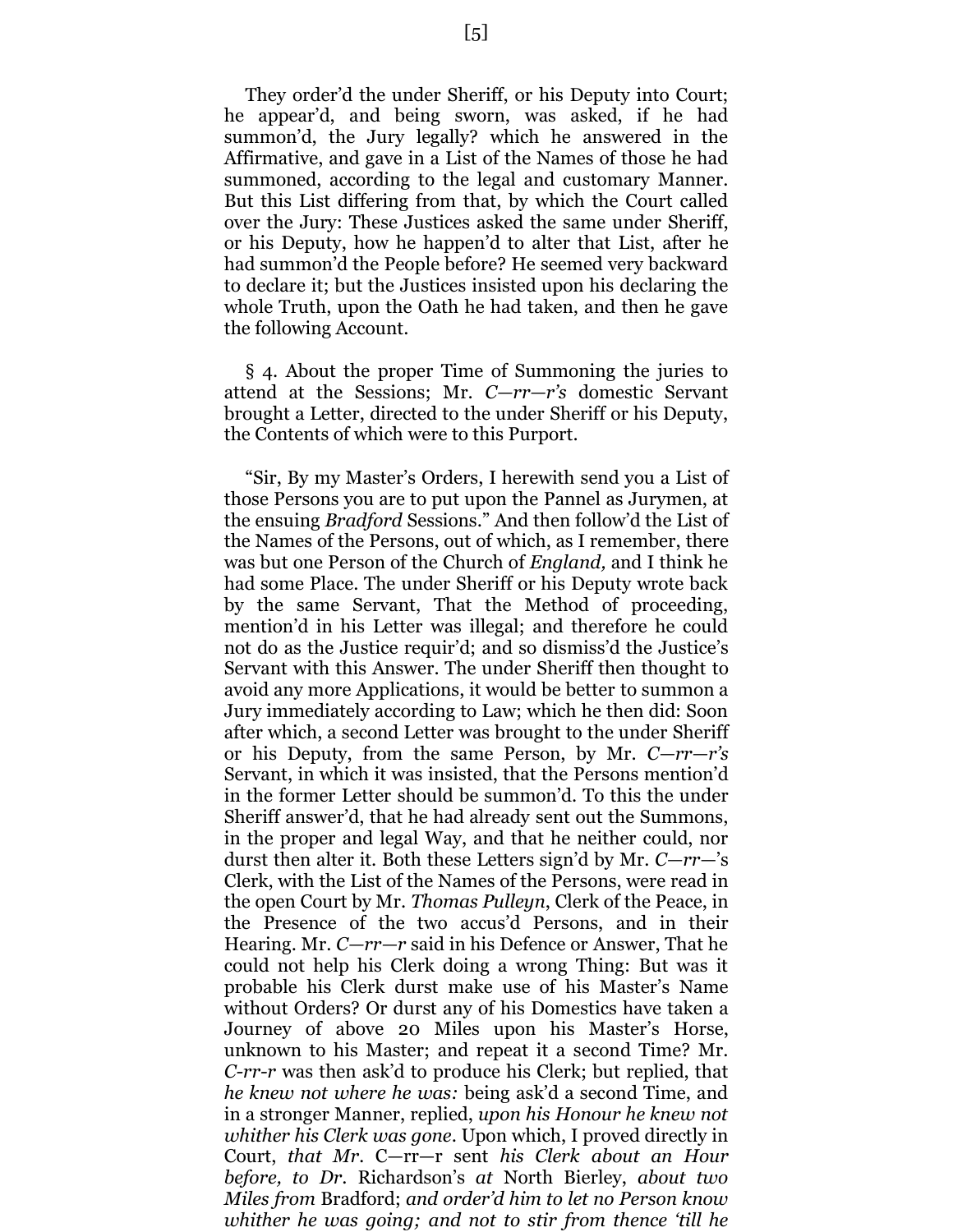They order'd the under Sheriff, or his Deputy into Court; he appear'd, and being sworn, was asked, if he had summon'd, the Jury legally? which he answered in the Affirmative, and gave in a List of the Names of those he had summoned, according to the legal and customary Manner. But this List differing from that, by which the Court called over the Jury: These Justices asked the same under Sheriff, or his Deputy, how he happen'd to alter that List, after he had summon'd the People before? He seemed very backward to declare it; but the Justices insisted upon his declaring the whole Truth, upon the Oath he had taken, and then he gave the following Account.

§ 4. About the proper Time of Summoning the juries to attend at the Sessions; Mr. *C—rr—r's* domestic Servant brought a Letter, directed to the under Sheriff or his Deputy, the Contents of which were to this Purport.

"Sir, By my Master's Orders, I herewith send you a List of those Persons you are to put upon the Pannel as Jurymen, at the ensuing *Bradford* Sessions." And then follow'd the List of the Names of the Persons, out of which, as I remember, there was but one Person of the Church of *England,* and I think he had some Place. The under Sheriff or his Deputy wrote back by the same Servant, That the Method of proceeding, mention'd in his Letter was illegal; and therefore he could not do as the Justice requir'd; and so dismiss'd the Justice's Servant with this Answer. The under Sheriff then thought to avoid any more Applications, it would be better to summon a Jury immediately according to Law; which he then did: Soon after which, a second Letter was brought to the under Sheriff or his Deputy, from the same Person, by Mr. *C—rr—r's* Servant, in which it was insisted, that the Persons mention'd in the former Letter should be summon'd. To this the under Sheriff answer'd, that he had already sent out the Summons, in the proper and legal Way, and that he neither could, nor durst then alter it. Both these Letters sign'd by Mr. *C—rr—*'s Clerk, with the List of the Names of the Persons, were read in the open Court by Mr. *Thomas Pulleyn*, Clerk of the Peace, in the Presence of the two accus'd Persons, and in their Hearing. Mr. *C—rr—r* said in his Defence or Answer, That he could not help his Clerk doing a wrong Thing: But was it probable his Clerk durst make use of his Master's Name without Orders? Or durst any of his Domestics have taken a Journey of above 20 Miles upon his Master's Horse, unknown to his Master; and repeat it a second Time? Mr. *C-rr-r* was then ask'd to produce his Clerk; but replied, that *he knew not where he was:* being ask'd a second Time, and in a stronger Manner, replied, *upon his Honour he knew not whither his Clerk was gone*. Upon which, I proved directly in Court, *that Mr*. C—rr—r sent *his Clerk about an Hour before, to Dr*. Richardson's *at* North Bierley, *about two Miles from* Bradford; *and order'd him to let no Person know whither he was going; and not to stir from thence 'till he*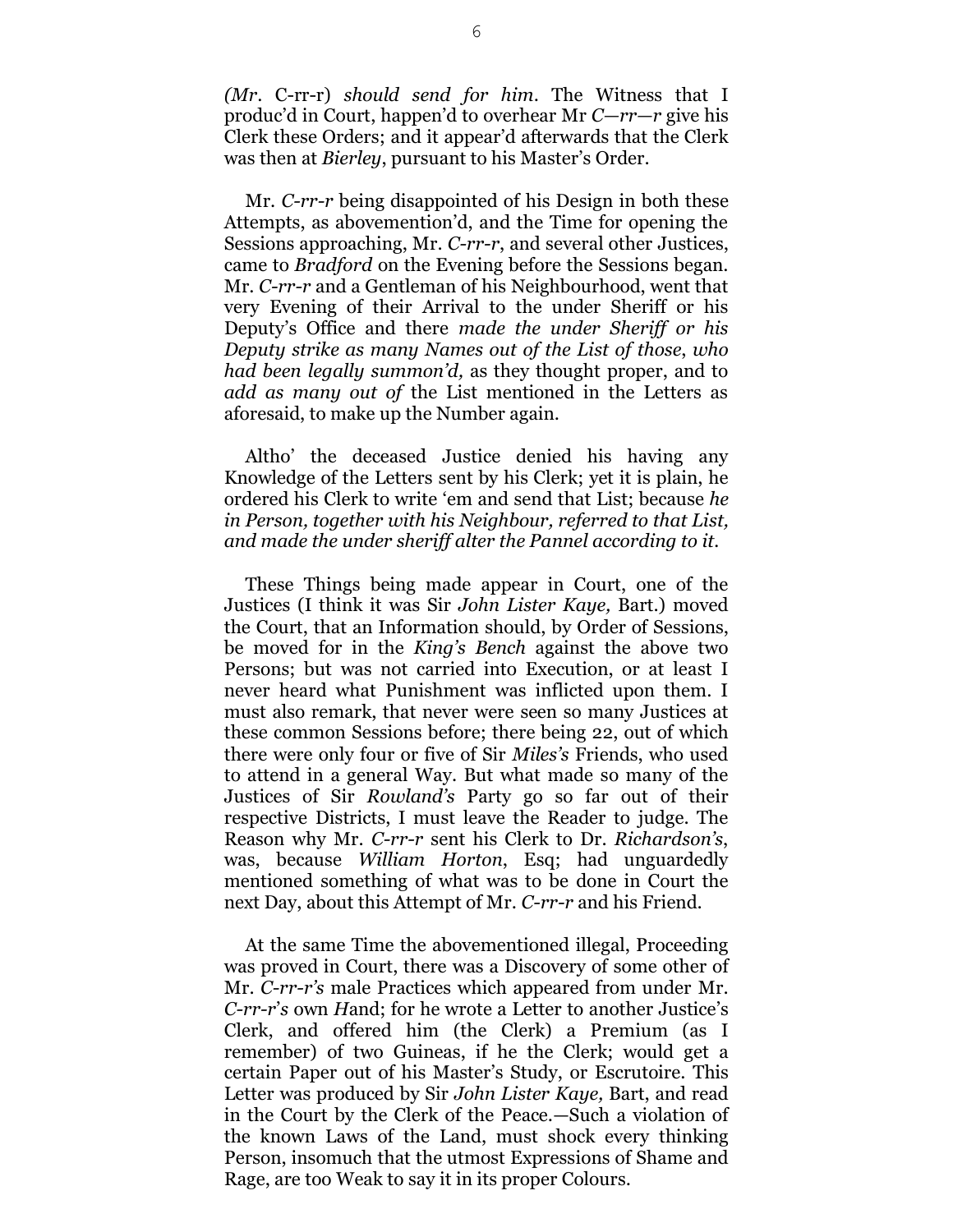*(Mr.* C-rr-r) *should send for him*. The Witness that I produc'd in Court, happen'd to overhear Mr *C—rr—r* give his Clerk these Orders; and it appear'd afterwards that the Clerk was then at *Bierley*, pursuant to his Master's Order.

Mr. *C-rr-r* being disappointed of his Design in both these Attempts, as abovemention'd, and the Time for opening the Sessions approaching, Mr. *C-rr-r*, and several other Justices, came to *Bradford* on the Evening before the Sessions began. Mr. *C-rr-r* and a Gentleman of his Neighbourhood, went that very Evening of their Arrival to the under Sheriff or his Deputy's Office and there *made the under Sheriff or his Deputy strike as many Names out of the List of those, who had been legally summon'd,* as they thought proper, and to *add as many out of* the List mentioned in the Letters as aforesaid, to make up the Number again.

Altho' the deceased Justice denied his having any Knowledge of the Letters sent by his Clerk; yet it is plain, he ordered his Clerk to write 'em and send that List; because *he in Person, together with his Neighbour, referred to that List, and made the under sheriff alter the Pannel according to it.*

These Things being made appear in Court, one of the Justices (I think it was Sir *John Lister Kaye,* Bart.) moved the Court, that an Information should, by Order of Sessions, be moved for in the *King's Bench* against the above two Persons; but was not carried into Execution, or at least I never heard what Punishment was inflicted upon them. I must also remark, that never were seen so many Justices at these common Sessions before; there being 22, out of which there were only four or five of Sir *Miles's* Friends, who used to attend in a general Way. But what made so many of the Justices of Sir *Rowland's* Party go so far out of their respective Districts, I must leave the Reader to judge. The Reason why Mr. *C-rr-r* sent his Clerk to Dr. *Richardson's*, was, because *William Horton*, Esq; had unguardedly mentioned something of what was to be done in Court the next Day, about this Attempt of Mr. *C-rr-r* and his Friend.

At the same Time the abovementioned illegal, Proceeding was proved in Court, there was a Discovery of some other of Mr. *C-rr-r's* male Practices which appeared from under Mr. *C-rr-r*'s own *H*and; for he wrote a Letter to another Justice's Clerk, and offered him (the Clerk) a Premium (as I remember) of two Guineas, if he the Clerk; would get a certain Paper out of his Master's Study, or Escrutoire. This Letter was produced by Sir *John Lister Kaye,* Bart, and read in the Court by the Clerk of the Peace.—Such a violation of the known Laws of the Land, must shock every thinking Person, insomuch that the utmost Expressions of Shame and Rage, are too Weak to say it in its proper Colours.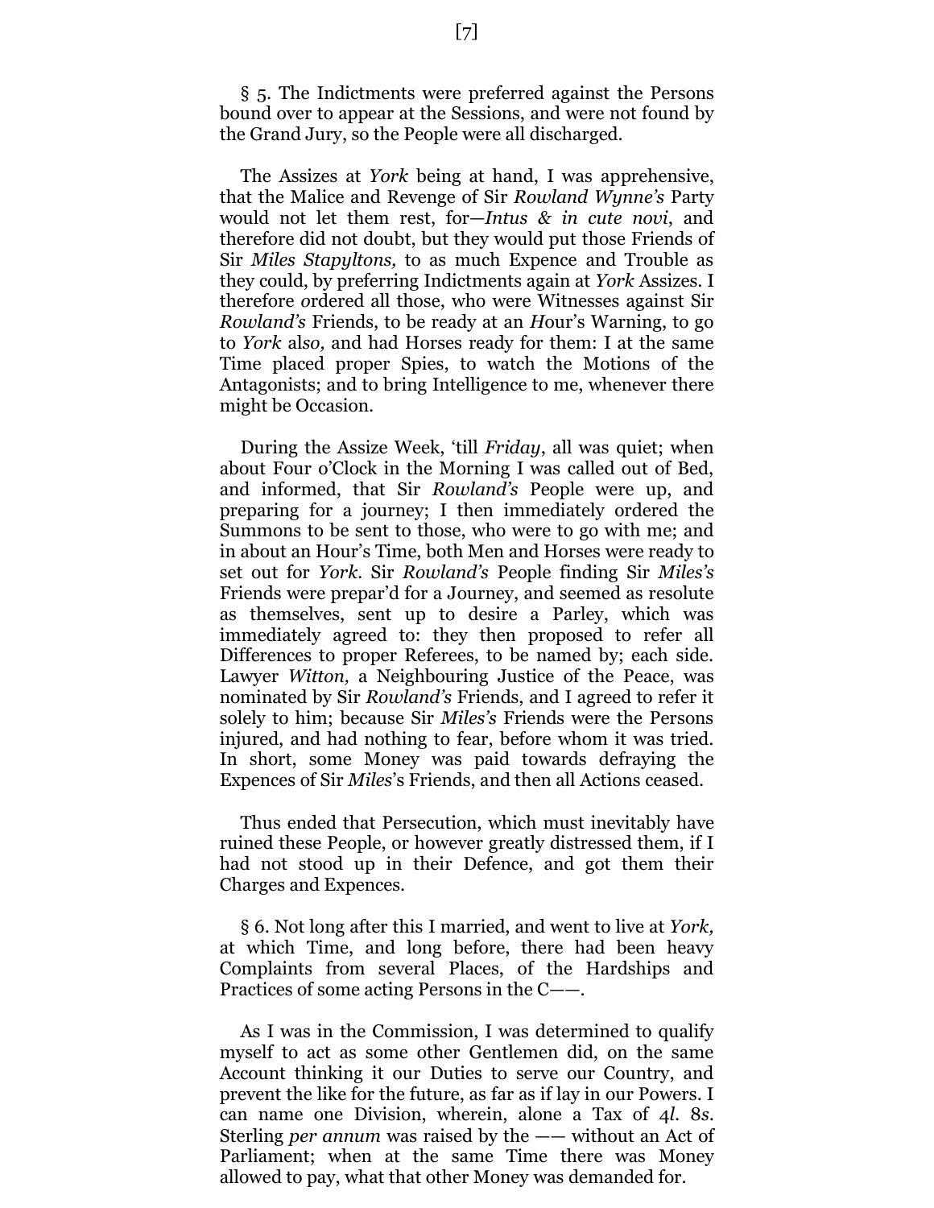§ 5. The Indictments were preferred against the Persons bound over to appear at the Sessions, and were not found by the Grand Jury, so the People were all discharged.

The Assizes at *York* being at hand, I was apprehensive, that the Malice and Revenge of Sir *Rowland Wynne's* Party would not let them rest, for—*Intus & in cute novi*, and therefore did not doubt, but they would put those Friends of Sir *Miles Stapyltons,* to as much Expence and Trouble as they could, by preferring Indictments again at *York* Assizes. I therefore ordered all those, who were Witnesses against Sir *Rowland's* Friends, to be ready at an *H*our's Warning, to go to *York* also, and had Horses ready for them: I at the same Time placed proper Spies, to watch the Motions of the Antagonists; and to bring Intelligence to me, whenever there might be Occasion.

During the Assize Week, 'till *Friday*, all was quiet; when about Four o'Clock in the Morning I was called out of Bed, and informed, that Sir *Rowland's* People were up, and preparing for a journey; I then immediately ordered the Summons to be sent to those, who were to go with me; and in about an Hour's Time, both Men and Horses were ready to set out for *York*. Sir *Rowland's* People finding Sir *Miles's* Friends were prepar'd for a Journey, and seemed as resolute as themselves, sent up to desire a Parley, which was immediately agreed to: they then proposed to refer all Differences to proper Referees, to be named by; each side. Lawyer *Witton,* a Neighbouring Justice of the Peace, was nominated by Sir *Rowland's* Friends, and I agreed to refer it solely to him; because Sir *Miles's* Friends were the Persons injured, and had nothing to fear, before whom it was tried. In short, some Money was paid towards defraying the Expences of Sir *Miles*'s Friends, and then all Actions ceased.

Thus ended that Persecution, which must inevitably have ruined these People, or however greatly distressed them, if I had not stood up in their Defence, and got them their Charges and Expences.

§ 6. Not long after this I married, and went to live at *York,* at which Time, and long before, there had been heavy Complaints from several Places, of the Hardships and Practices of some acting Persons in the C——.

As I was in the Commission, I was determined to qualify myself to act as some other Gentlemen did, on the same Account thinking it our Duties to serve our Country, and prevent the like for the future, as far as if lay in our Powers. I can name one Division, wherein, alone a Tax of 4*l.* 8*s.* Sterling *per annum* was raised by the —— without an Act of Parliament; when at the same Time there was Money allowed to pay, what that other Money was demanded for.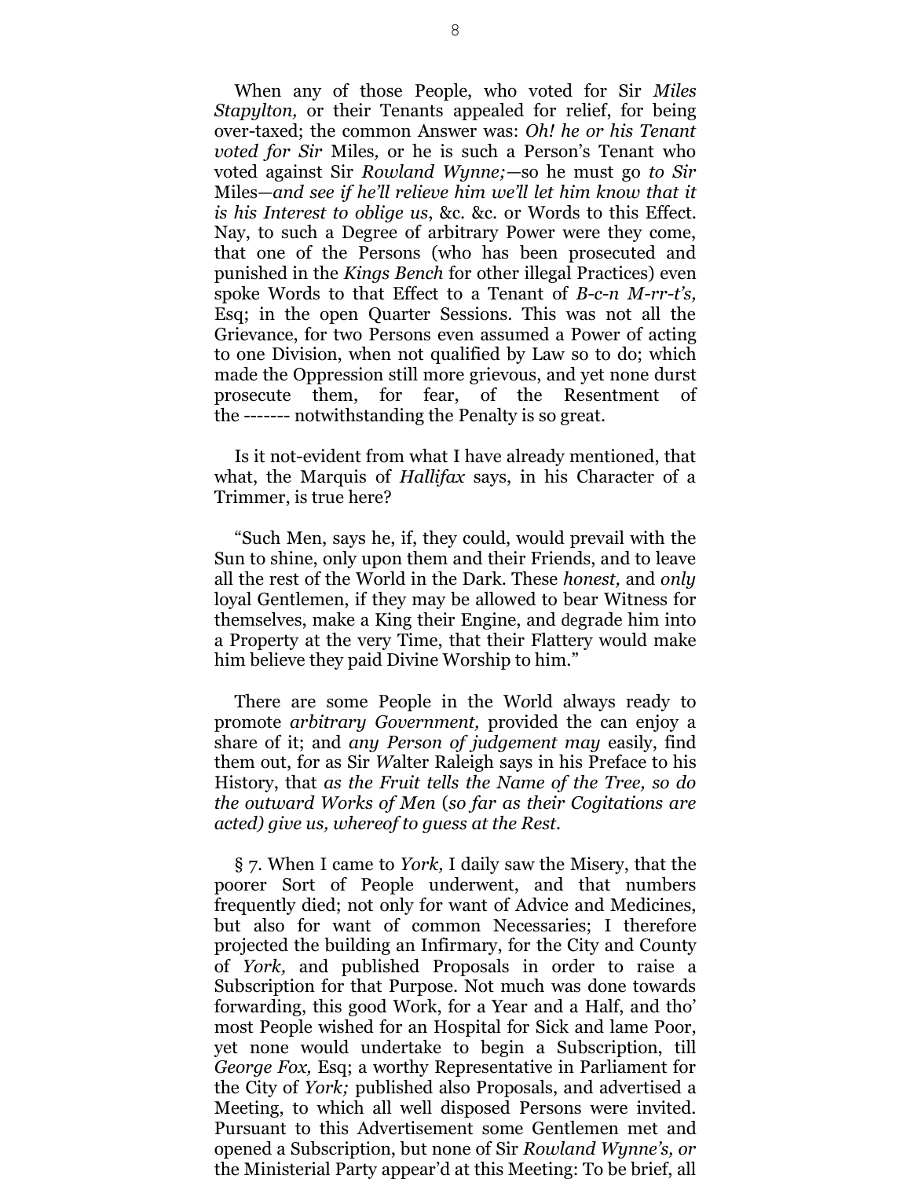When any of those People, who voted for Sir *Miles Stapylton,* or their Tenants appealed for relief, for being over-taxed; the common Answer was: *Oh! he or his Tenant voted for Sir* Miles*,* or he is such a Person's Tenant who voted against Sir *Rowland Wynne;*—so he must go *to Sir* Miles—*and see if he'll relieve him we'll let him know that it is his Interest to oblige us*, &c. &c. or Words to this Effect. Nay, to such a Degree of arbitrary Power were they come, that one of the Persons (who has been prosecuted and punished in the *Kings Bench* for other illegal Practices) even spoke Words to that Effect to a Tenant of *B-c-n M-rr-t's,* Esq; in the open Quarter Sessions. This was not all the Grievance, for two Persons even assumed a Power of acting to one Division, when not qualified by Law so to do; which made the Oppression still more grievous, and yet none durst prosecute them, for fear, of the Resentment of the ------- notwithstanding the Penalty is so great.

Is it not-evident from what I have already mentioned, that what, the Marquis of *Hallifax* says, in his Character of a Trimmer, is true here?

"Such Men, says he, if, they could, would prevail with the Sun to shine, only upon them and their Friends, and to leave all the rest of the World in the Dark. These *honest,* and *only* loyal Gentlemen, if they may be allowed to bear Witness for themselves, make a King their Engine, and degrade him into a Property at the very Time, that their Flattery would make him believe they paid Divine Worship to him."

There are some People in the World always ready to promote *arbitrary Government,* provided the can enjoy a share of it; and *any Person of judgement may* easily, find them out, for as Sir *W*alter Raleigh says in his Preface to his History, that *as the Fruit tells the Name of the Tree, so do the outward Works of Men* (*so far as their Cogitations are acted) give us, whereof to guess at the Rest.*

§ 7. When I came to *York,* I daily saw the Misery, that the poorer Sort of People underwent, and that numbers frequently died; not only for want of Advice and Medicines, but also for want of common Necessaries; I therefore projected the building an Infirmary, for the City and County of *York,* and published Proposals in order to raise a Subscription for that Purpose. Not much was done towards forwarding, this good Work, for a Year and a Half, and tho' most People wished for an Hospital for Sick and lame Poor, yet none would undertake to begin a Subscription, till *George Fox,* Esq; a worthy Representative in Parliament for the City of *York;* published also Proposals, and advertised a Meeting, to which all well disposed Persons were invited. Pursuant to this Advertisement some Gentlemen met and opened a Subscription, but none of Sir *Rowland Wynne's, or* the Ministerial Party appear'd at this Meeting: To be brief, all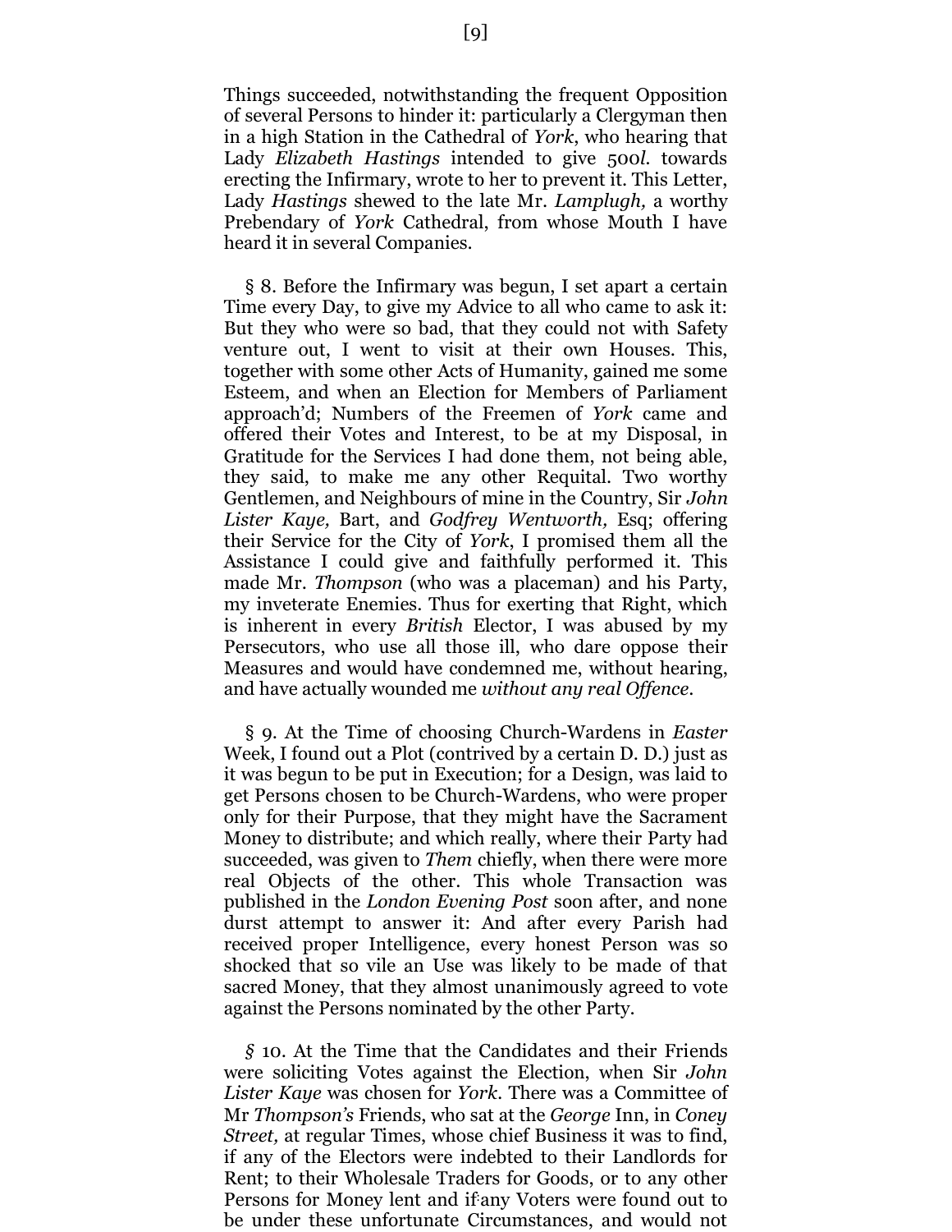Things succeeded, notwithstanding the frequent Opposition of several Persons to hinder it: particularly a Clergyman then in a high Station in the Cathedral of *York*, who hearing that Lady *Elizabeth Hastings* intended to give 500*l.* towards erecting the Infirmary, wrote to her to prevent it. This Letter, Lady *Hastings* shewed to the late Mr. *Lamplugh,* a worthy Prebendary of *York* Cathedral, from whose Mouth I have heard it in several Companies.

§ 8. Before the Infirmary was begun, I set apart a certain Time every Day, to give my Advice to all who came to ask it: But they who were so bad, that they could not with Safety venture out, I went to visit at their own Houses. This, together with some other Acts of Humanity, gained me some Esteem, and when an Election for Members of Parliament approach'd; Numbers of the Freemen of *York* came and offered their Votes and Interest, to be at my Disposal, in Gratitude for the Services I had done them, not being able, they said, to make me any other Requital. Two worthy Gentlemen, and Neighbours of mine in the Country, Sir *John Lister Kaye,* Bart, and *Godfrey Wentworth,* Esq; offering their Service for the City of *York*, I promised them all the Assistance I could give and faithfully performed it. This made Mr. *Thompson* (who was a placeman) and his Party, my inveterate Enemies. Thus for exerting that Right, which is inherent in every *British* Elector, I was abused by my Persecutors, who use all those ill, who dare oppose their Measures and would have condemned me, without hearing, and have actually wounded me *without any real Offence*.

§ 9. At the Time of choosing Church-Wardens in *Easter* Week, I found out a Plot (contrived by a certain D. D.) just as it was begun to be put in Execution; for a Design, was laid to get Persons chosen to be Church-Wardens, who were proper only for their Purpose, that they might have the Sacrament Money to distribute; and which really, where their Party had succeeded, was given to *Them* chiefly, when there were more real Objects of the other. This whole Transaction was published in the *London Evening Post* soon after, and none durst attempt to answer it: And after every Parish had received proper Intelligence, every honest Person was so shocked that so vile an Use was likely to be made of that sacred Money, that they almost unanimously agreed to vote against the Persons nominated by the other Party.

*§* 10. At the Time that the Candidates and their Friends were soliciting Votes against the Election, when Sir *John Lister Kaye* was chosen for *York*. There was a Committee of Mr *Thompson's* Friends, who sat at the *George* Inn, in *Coney Street,* at regular Times, whose chief Business it was to find, if any of the Electors were indebted to their Landlords for Rent; to their Wholesale Traders for Goods, or to any other Persons for Money lent and if any Voters were found out to be under these unfortunate Circumstances, and would not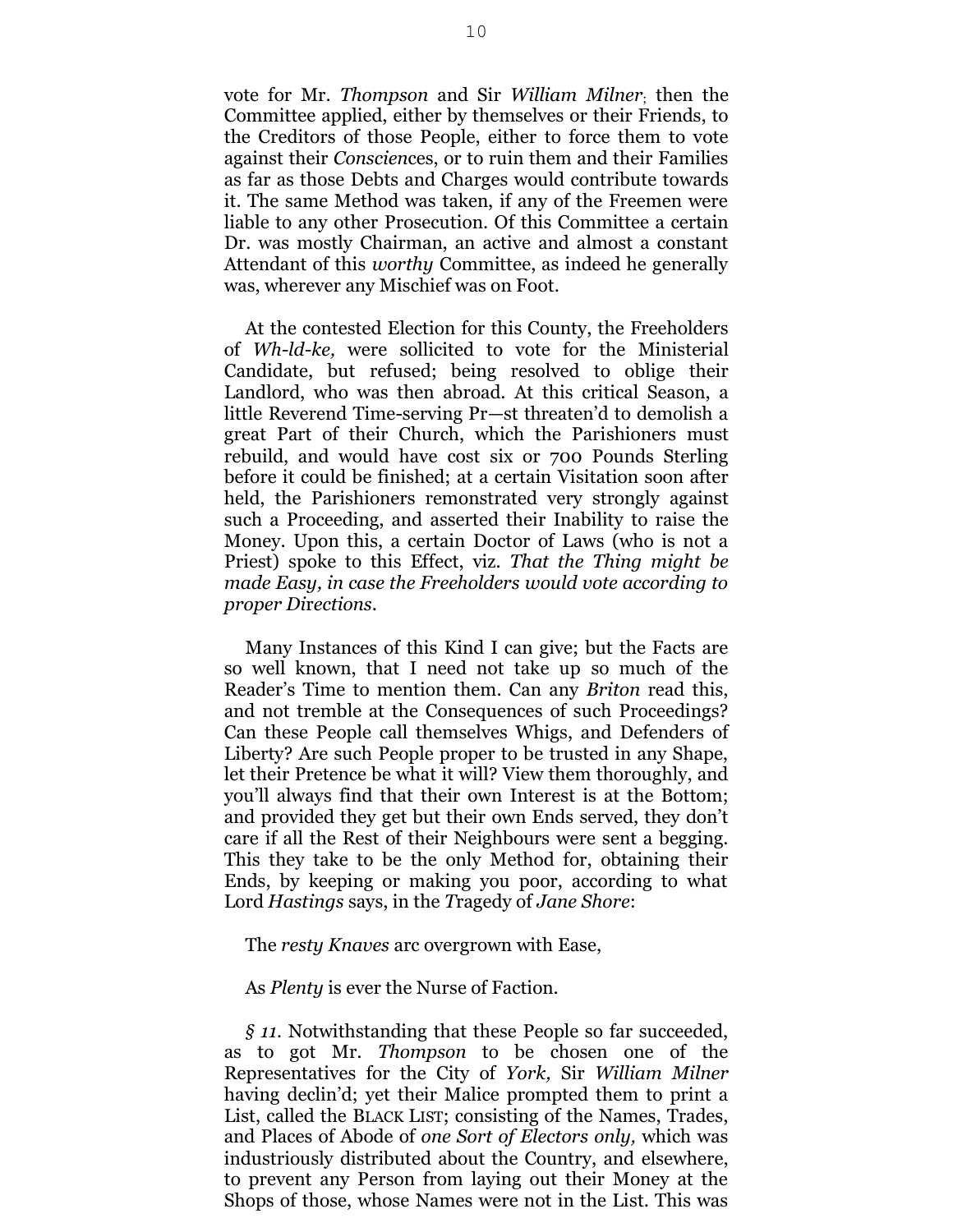vote for Mr. *Thompson* and Sir *William Milner*; then the Committee applied, either by themselves or their Friends, to the Creditors of those People, either to force them to vote against their *Conscien*ces, or to ruin them and their Families as far as those Debts and Charges would contribute towards it. The same Method was taken, if any of the Freemen were liable to any other Prosecution. Of this Committee a certain Dr. was mostly Chairman, an active and almost a constant Attendant of this *worthy* Committee, as indeed he generally was, wherever any Mischief was on Foot.

At the contested Election for this County, the Freeholders of *Wh-ld-ke,* were sollicited to vote for the Ministerial Candidate, but refused; being resolved to oblige their Landlord, who was then abroad. At this critical Season, a little Reverend Time-serving Pr—st threaten'd to demolish a great Part of their Church, which the Parishioners must rebuild, and would have cost six or 700 Pounds Sterling before it could be finished; at a certain Visitation soon after held, the Parishioners remonstrated very strongly against such a Proceeding, and asserted their Inability to raise the Money. Upon this, a certain Doctor of Laws (who is not a Priest) spoke to this Effect, viz. *That the Thing might be made Easy, in case the Freeholders would vote according to proper Directions*.

Many Instances of this Kind I can give; but the Facts are so well known, that I need not take up so much of the Reader's Time to mention them. Can any *Briton* read this, and not tremble at the Consequences of such Proceedings? Can these People call themselves Whigs, and Defenders of Liberty? Are such People proper to be trusted in any Shape, let their Pretence be what it will? View them thoroughly, and you'll always find that their own Interest is at the Bottom; and provided they get but their own Ends served, they don't care if all the Rest of their Neighbours were sent a begging. This they take to be the only Method for, obtaining their Ends, by keeping or making you poor, according to what Lord *Hastings* says, in the Tragedy of *Jane Shore*:

The *resty Knaves* arc overgrown with Ease,

As *Plenty* is ever the Nurse of Faction.

*§ 11.* Notwithstanding that these People so far succeeded, as to got Mr. *Thompson* to be chosen one of the Representatives for the City of *York,* Sir *William Milner* having declin'd; yet their Malice prompted them to print a List, called the BLACK LIST; consisting of the Names, Trades, and Places of Abode of *one Sort of Electors only,* which was industriously distributed about the Country, and elsewhere, to prevent any Person from laying out their Money at the Shops of those, whose Names were not in the List. This was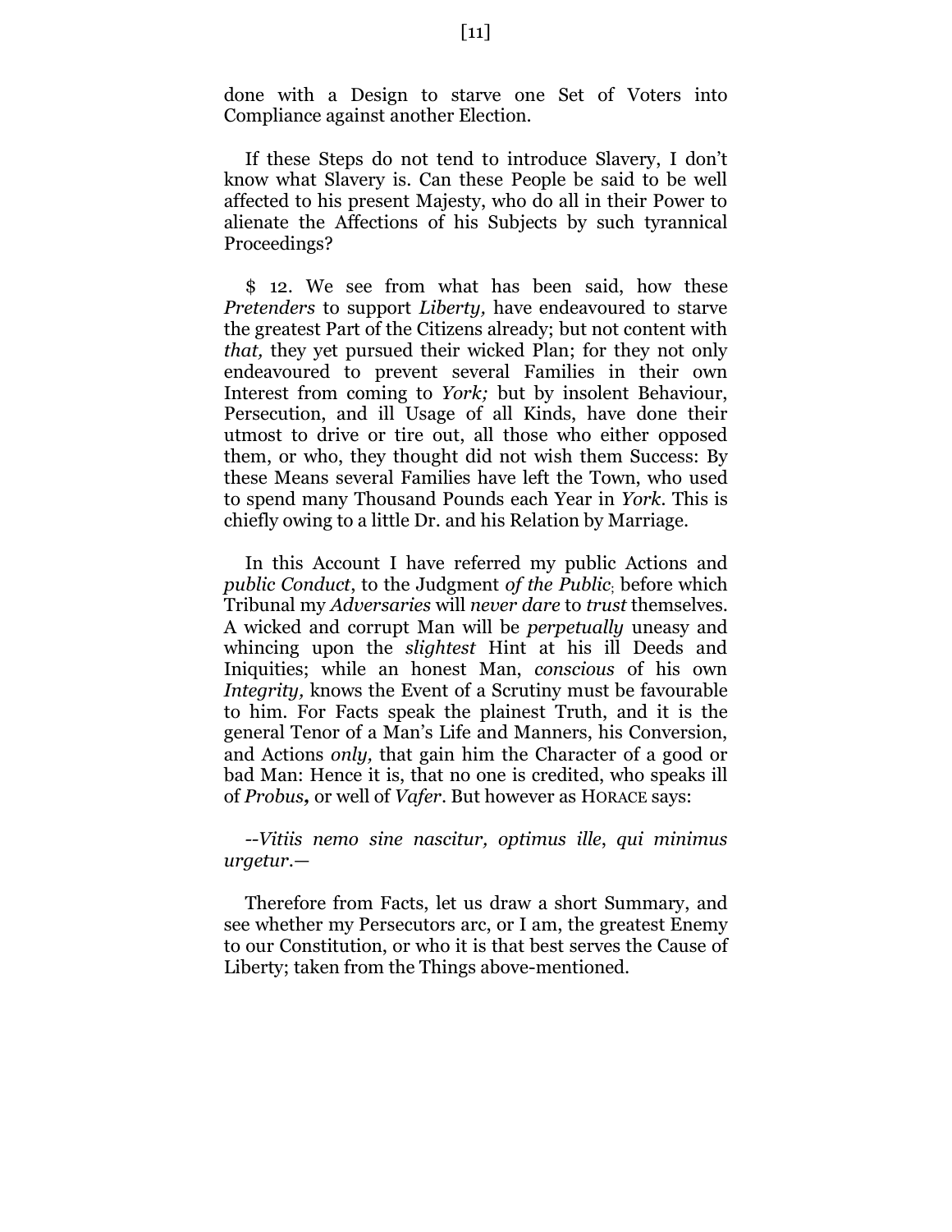done with a Design to starve one Set of Voters into Compliance against another Election.

If these Steps do not tend to introduce Slavery, I don't know what Slavery is. Can these People be said to be well affected to his present Majesty, who do all in their Power to alienate the Affections of his Subjects by such tyrannical Proceedings?

$ 12. We see from what has been said, how these *Pretenders* to support *Liberty,* have endeavoured to starve the greatest Part of the Citizens already; but not content with *that,* they yet pursued their wicked Plan; for they not only endeavoured to prevent several Families in their own Interest from coming to *York;* but by insolent Behaviour, Persecution, and ill Usage of all Kinds, have done their utmost to drive or tire out, all those who either opposed them, or who, they thought did not wish them Success: By these Means several Families have left the Town, who used to spend many Thousand Pounds each Year in *York*. This is chiefly owing to a little Dr. and his Relation by Marriage.

In this Account I have referred my public Actions and *public Conduct*, to the Judgment *of the Public*; before which Tribunal my *Adversaries* will *never dare* to *trust* themselves. A wicked and corrupt Man will be *perpetually* uneasy and whincing upon the *slightest* Hint at his ill Deeds and Iniquities; while an honest Man, *conscious* of his own *Integrity,* knows the Event of a Scrutiny must be favourable to him. For Facts speak the plainest Truth, and it is the general Tenor of a Man's Life and Manners, his Conversion, and Actions *only,* that gain him the Character of a good or bad Man: Hence it is, that no one is credited, who speaks ill of *Probus***,** or well of *Vafer*. But however as HORACE says:

*--Vitiis nemo sine nascitur, optimus ille*, *qui minimus urgetur.—*

Therefore from Facts, let us draw a short Summary, and see whether my Persecutors arc, or I am, the greatest Enemy to our Constitution, or who it is that best serves the Cause of Liberty; taken from the Things above-mentioned.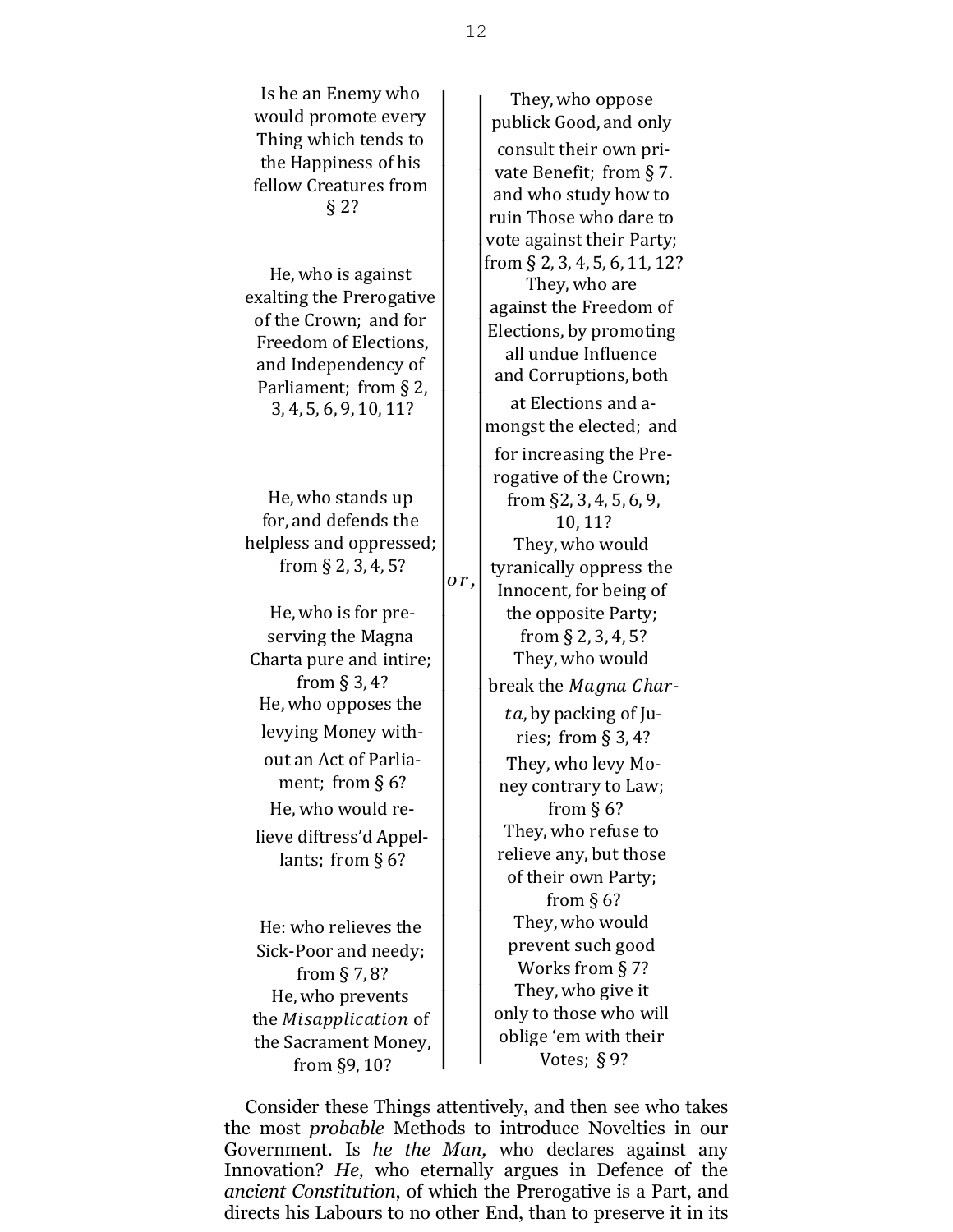| | | |
|---|---|---|
| Is he an Enemy who would promote every Thing which tends to the Happiness of his fellow Creatures from § 2? | | They, who oppose publick Good, and only consult their own private Benefit; from § 7. and who study how to ruin Those who dare to vote against their Party; from § 2, 3, 4, 5, 6, 11, 12? |
| He, who is against exalting the Prerogative of the Crown; and for Freedom of Elections, and Independency of Parliament; from § 2, 3, 4, 5, 6, 9, 10, 11? | | They, who are against the Freedom of Elections, by promoting all undue Influence and Corruptions, both at Elections and amongst the elected; and for increasing the Prerogative of the Crown; from §2, 3, 4, 5, 6, 9, 10, 11? |
| He, who stands up for, and defends the helpless and oppressed; from § 2, 3, 4, 5? | *or,* | They, who would tyranically oppress the Innocent, for being of the opposite Party; from § 2, 3, 4, 5? |
| He, who is for preserving the Magna Charta pure and intire; from § 3, 4? | | They, who would break the *Magna Charta*, by packing of Juries; from § 3, 4? |
| He, who opposes the levying Money without an Act of Parliament; from § 6? | | They, who levy Money contrary to Law; from § 6? |
| He, who would relieve diftress'd Appellants; from § 6? | | They, who refuse to relieve any, but those of their own Party; from § 6? |
| He: who relieves the Sick-Poor and needy; from § 7, 8? | | They, who would prevent such good Works from § 7? |
| He, who prevents the *Misapplication* of the Sacrament Money, from §9, 10? | | They, who give it only to those who will oblige 'em with their Votes; § 9? |

Consider these Things attentively, and then see who takes the most *probable* Methods to introduce Novelties in our Government. Is *he the Man*, who declares against any Innovation? *He*, who eternally argues in Defence of the *ancient Constitution*, of which the Prerogative is a Part, and directs his Labours to no other End, than to preserve it in its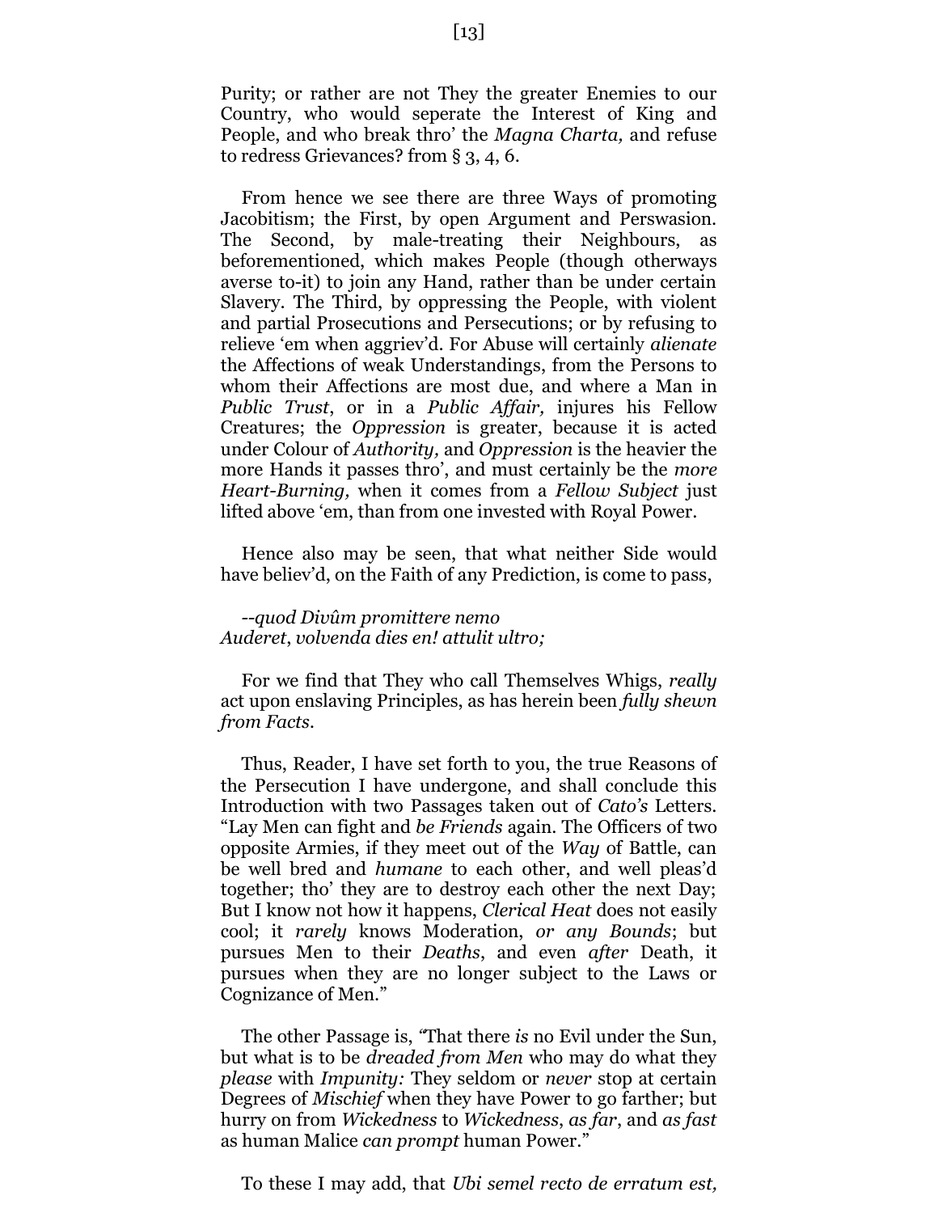Purity; or rather are not They the greater Enemies to our Country, who would seperate the Interest of King and People, and who break thro' the *Magna Charta,* and refuse to redress Grievances? from § 3, 4, 6.

From hence we see there are three Ways of promoting Jacobitism; the First, by open Argument and Perswasion. The Second, by male-treating their Neighbours, as beforementioned, which makes People (though otherways averse to-it) to join any Hand, rather than be under certain Slavery. The Third, by oppressing the People, with violent and partial Prosecutions and Persecutions; or by refusing to relieve 'em when aggriev'd. For Abuse will certainly *alienate* the Affections of weak Understandings, from the Persons to whom their Affections are most due, and where a Man in *Public Trust*, or in a *Public Affair,* injures his Fellow Creatures; the *Oppression* is greater, because it is acted under Colour of *Authority,* and *Oppression* is the heavier the more Hands it passes thro', and must certainly be the *more Heart-Burning,* when it comes from a *Fellow Subject* just lifted above 'em, than from one invested with Royal Power.

Hence also may be seen, that what neither Side would have believ'd, on the Faith of any Prediction, is come to pass,

*--quod Divûm promittere nemo*
*Auderet*, *volvenda dies en! attulit ultro;*

For we find that They who call Themselves Whigs, *really* act upon enslaving Principles, as has herein been *fully shewn from Facts*.

Thus, Reader, I have set forth to you, the true Reasons of the Persecution I have undergone, and shall conclude this Introduction with two Passages taken out of *Cato's* Letters. "Lay Men can fight and *be Friends* again. The Officers of two opposite Armies, if they meet out of the *Way* of Battle, can be well bred and *humane* to each other, and well pleas'd together; tho' they are to destroy each other the next Day; But I know not how it happens, *Clerical Heat* does not easily cool; it *rarely* knows Moderation, *or any Bounds*; but pursues Men to their *Deaths*, and even *after* Death, it pursues when they are no longer subject to the Laws or Cognizance of Men."

The other Passage is, "That there *is* no Evil under the Sun, but what is to be *dreaded from Men* who may do what they *please* with *Impunity:* They seldom or *never* stop at certain Degrees of *Mischief* when they have Power to go farther; but hurry on from *Wickedness* to *Wickedness*, *as far*, and *as fast* as human Malice *can prompt* human Power."

To these I may add, that *Ubi semel recto de erratum est,*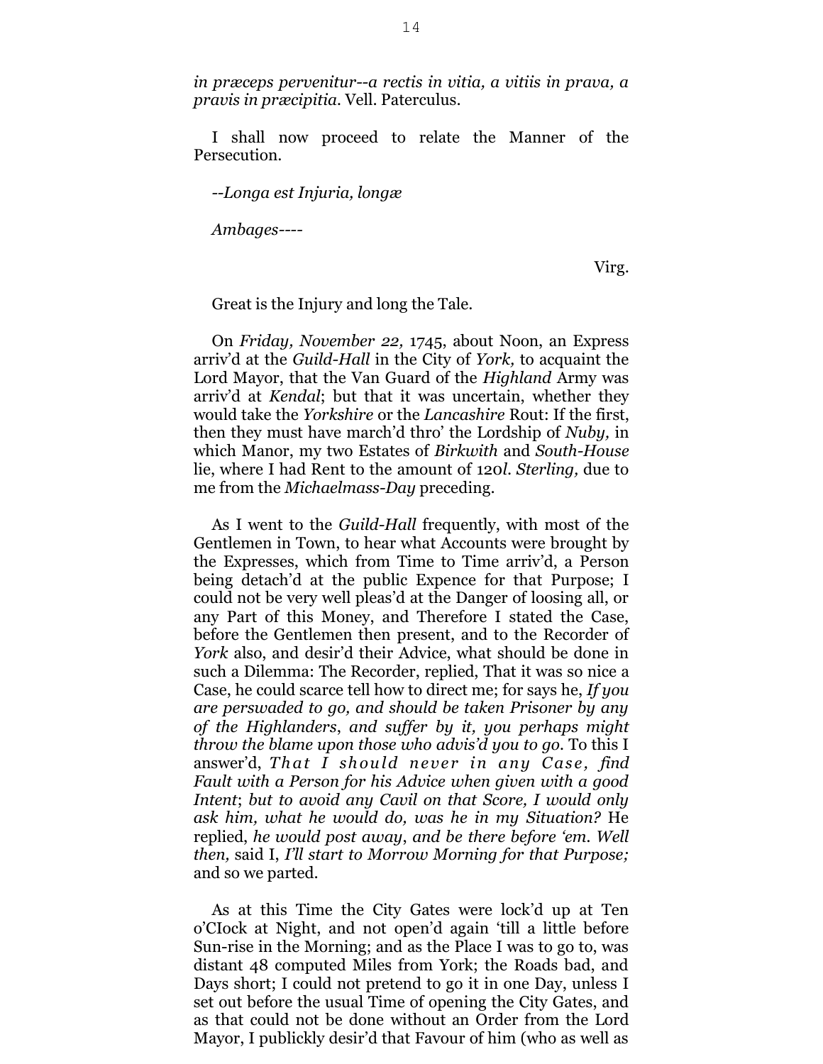*in præceps pervenitur--a rectis in vitia, a vitiis in prava, a pravis in præcipitia*. Vell. Paterculus.

I shall now proceed to relate the Manner of the Persecution.

*--Longa est Injuria, longæ*

*Ambages----*

Virg.

Great is the Injury and long the Tale.

On *Friday, November 22,* 1745, about Noon, an Express arriv'd at the *Guild-Hall* in the City of *York,* to acquaint the Lord Mayor, that the Van Guard of the *Highland* Army was arriv'd at *Kendal*; but that it was uncertain, whether they would take the *Yorkshire* or the *Lancashire* Rout: If the first, then they must have march'd thro' the Lordship of *Nuby,* in which Manor, my two Estates of *Birkwith* and *South-House* lie, where I had Rent to the amount of 120*l*. *Sterling,* due to me from the *Michaelmass-Day* preceding.

As I went to the *Guild-Hall* frequently, with most of the Gentlemen in Town, to hear what Accounts were brought by the Expresses, which from Time to Time arriv'd, a Person being detach'd at the public Expence for that Purpose; I could not be very well pleas'd at the Danger of loosing all, or any Part of this Money, and Therefore I stated the Case, before the Gentlemen then present, and to the Recorder of *York* also, and desir'd their Advice, what should be done in such a Dilemma: The Recorder, replied, That it was so nice a Case, he could scarce tell how to direct me; for says he, *If you are perswaded to go, and should be taken Prisoner by any of the Highlanders*, *and suffer by it, you perhaps might throw the blame upon those who advis'd you to go*. To this I answer'd, *That I should never in any Case, find Fault with a Person for his Advice when given with a good Intent*; *but to avoid any Cavil on that Score, I would only ask him, what he would do, was he in my Situation?* He replied, *he would post away*, *and be there before 'em. Well then,* said I, *I'll start to Morrow Morning for that Purpose;* and so we parted.

As at this Time the City Gates were lock'd up at Ten o'Clock at Night, and not open'd again 'till a little before Sun-rise in the Morning; and as the Place I was to go to, was distant 48 computed Miles from York; the Roads bad, and Days short; I could not pretend to go it in one Day, unless I set out before the usual Time of opening the City Gates, and as that could not be done without an Order from the Lord Mayor, I publickly desir'd that Favour of him (who as well as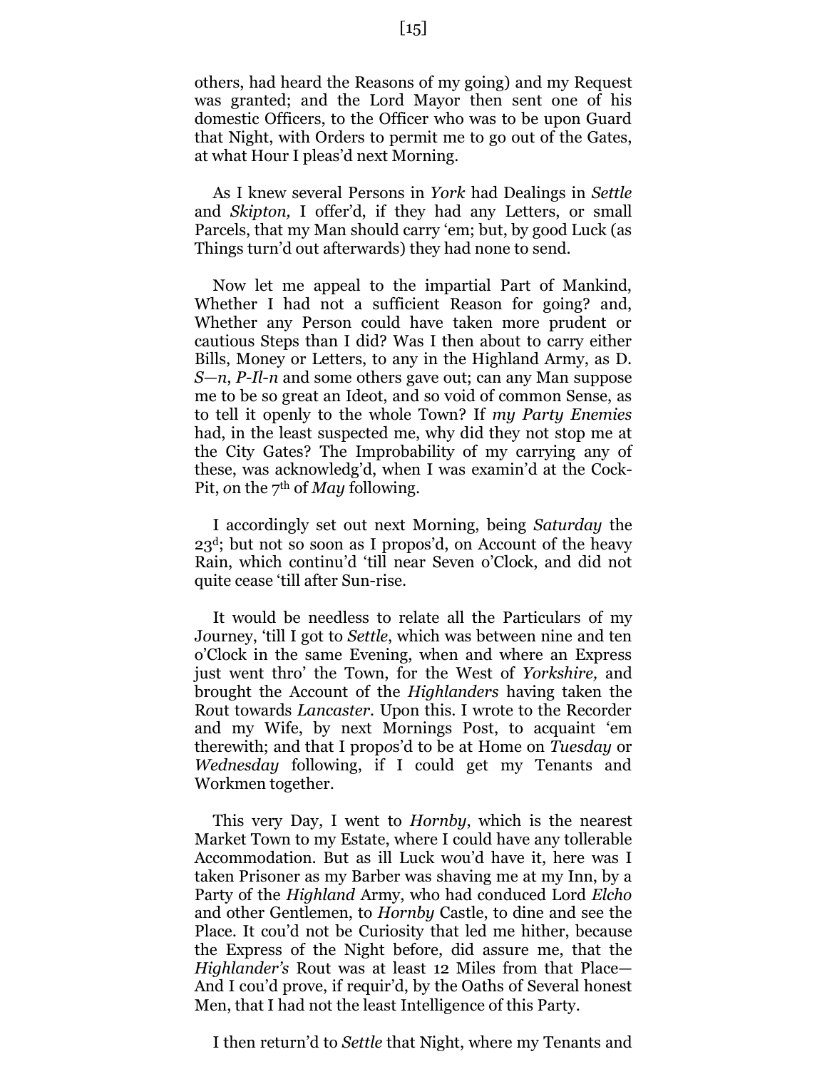others, had heard the Reasons of my going) and my Request was granted; and the Lord Mayor then sent one of his domestic Officers, to the Officer who was to be upon Guard that Night, with Orders to permit me to go out of the Gates, at what Hour I pleas'd next Morning.

As I knew several Persons in *York* had Dealings in *Settle* and *Skipton,* I offer'd, if they had any Letters, or small Parcels, that my Man should carry 'em; but, by good Luck (as Things turn'd out afterwards) they had none to send.

Now let me appeal to the impartial Part of Mankind, Whether I had not a sufficient Reason for going? and, Whether any Person could have taken more prudent or cautious Steps than I did? Was I then about to carry either Bills, Money or Letters, to any in the Highland Army, as D. *S—n*, *P-Il-n* and some others gave out; can any Man suppose me to be so great an Ideot, and so void of common Sense, as to tell it openly to the whole Town? If *my Party Enemies* had, in the least suspected me, why did they not stop me at the City Gates? The Improbability of my carrying any of these, was acknowledg'd, when I was examin'd at the Cock-Pit, on the 7th of *May* following.

I accordingly set out next Morning, being *Saturday* the 23d; but not so soon as I propos'd, on Account of the heavy Rain, which continu'd 'till near Seven o'Clock, and did not quite cease 'till after Sun-rise.

It would be needless to relate all the Particulars of my Journey, 'till I got to *Settle*, which was between nine and ten o'Clock in the same Evening, when and where an Express just went thro' the Town, for the West of *Yorkshire,* and brought the Account of the *Highlanders* having taken the Rout towards *Lancaster.* Upon this. I wrote to the Recorder and my Wife, by next Mornings Post, to acquaint 'em therewith; and that I propos'd to be at Home on *Tuesday* or *Wednesday* following, if I could get my Tenants and Workmen together.

This very Day, I went to *Hornby,* which is the nearest Market Town to my Estate, where I could have any tollerable Accommodation. But as ill Luck wou'd have it, here was I taken Prisoner as my Barber was shaving me at my Inn, by a Party of the *Highland* Army, who had conduced Lord *Elcho* and other Gentlemen, to *Hornby* Castle, to dine and see the Place. It cou'd not be Curiosity that led me hither, because the Express of the Night before, did assure me, that the *Highlander's* Rout was at least 12 Miles from that Place—And I cou'd prove, if requir'd, by the Oaths of Several honest Men, that I had not the least Intelligence of this Party.

I then return'd to *Settle* that Night, where my Tenants and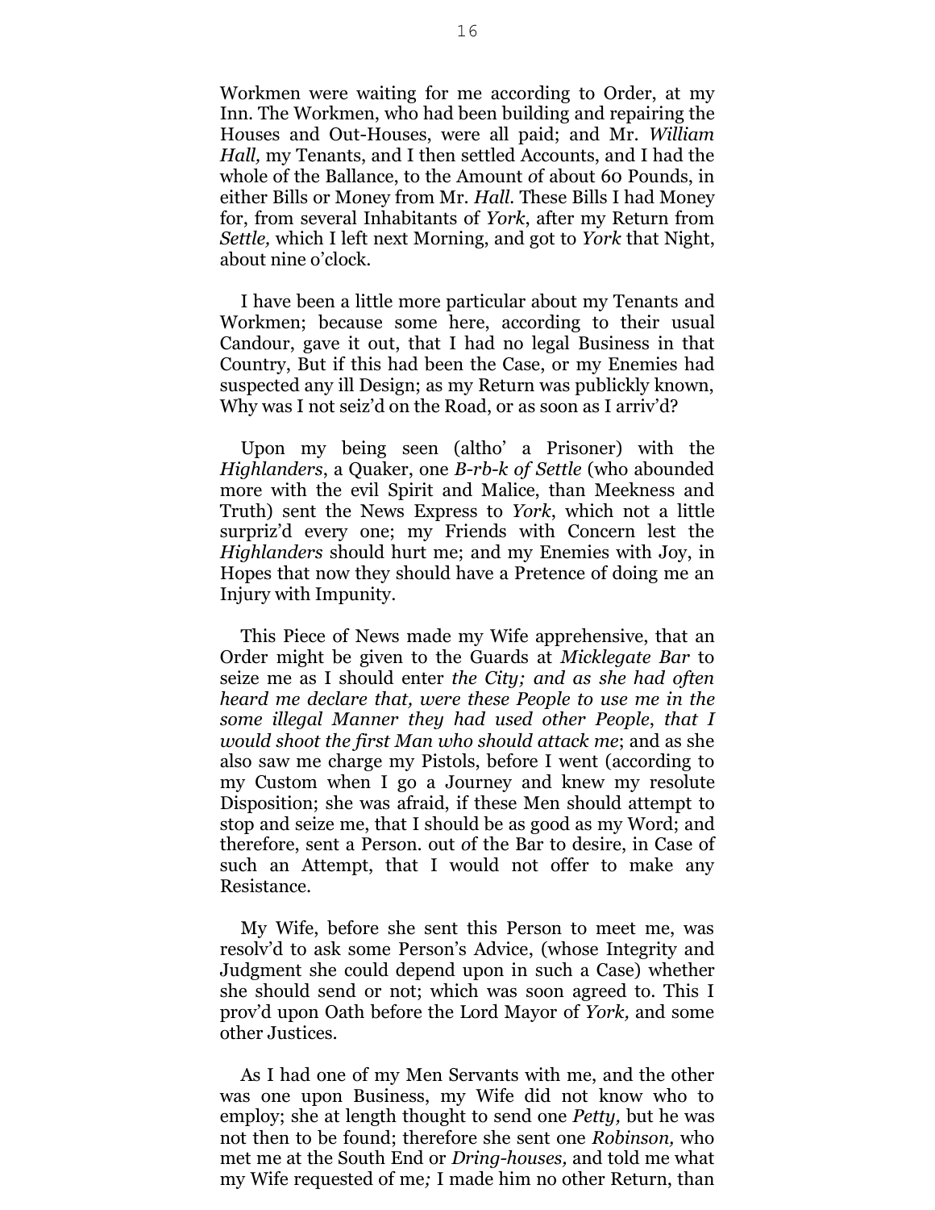Workmen were waiting for me according to Order, at my Inn. The Workmen, who had been building and repairing the Houses and Out-Houses, were all paid; and Mr. *William Hall,* my Tenants, and I then settled Accounts, and I had the whole of the Ballance, to the Amount of about 60 Pounds, in either Bills or Money from Mr. *Hall.* These Bills I had Money for, from several Inhabitants of *York*, after my Return from *Settle,* which I left next Morning, and got to *York* that Night, about nine o'clock.

I have been a little more particular about my Tenants and Workmen; because some here, according to their usual Candour, gave it out, that I had no legal Business in that Country, But if this had been the Case, or my Enemies had suspected any ill Design; as my Return was publickly known, Why was I not seiz'd on the Road, or as soon as I arriv'd?

Upon my being seen (altho' a Prisoner) with the *Highlanders*, a Quaker, one *B-rb-k of Settle* (who abounded more with the evil Spirit and Malice, than Meekness and Truth) sent the News Express to *York*, which not a little surpriz'd every one; my Friends with Concern lest the *Highlanders* should hurt me; and my Enemies with Joy, in Hopes that now they should have a Pretence of doing me an Injury with Impunity.

This Piece of News made my Wife apprehensive, that an Order might be given to the Guards at *Micklegate Bar* to seize me as I should enter *the City; and as she had often heard me declare that, were these People to use me in the some illegal Manner they had used other People*, *that I would shoot the first Man who should attack me*; and as she also saw me charge my Pistols, before I went (according to my Custom when I go a Journey and knew my resolute Disposition; she was afraid, if these Men should attempt to stop and seize me, that I should be as good as my Word; and therefore, sent a Person. out of the Bar to desire, in Case of such an Attempt, that I would not offer to make any Resistance.

My Wife, before she sent this Person to meet me, was resolv'd to ask some Person's Advice, (whose Integrity and Judgment she could depend upon in such a Case) whether she should send or not; which was soon agreed to. This I prov'd upon Oath before the Lord Mayor of *York,* and some other Justices.

As I had one of my Men Servants with me, and the other was one upon Business, my Wife did not know who to employ; she at length thought to send one *Petty,* but he was not then to be found; therefore she sent one *Robinson,* who met me at the South End or *Dring-houses,* and told me what my Wife requested of me*;* I made him no other Return, than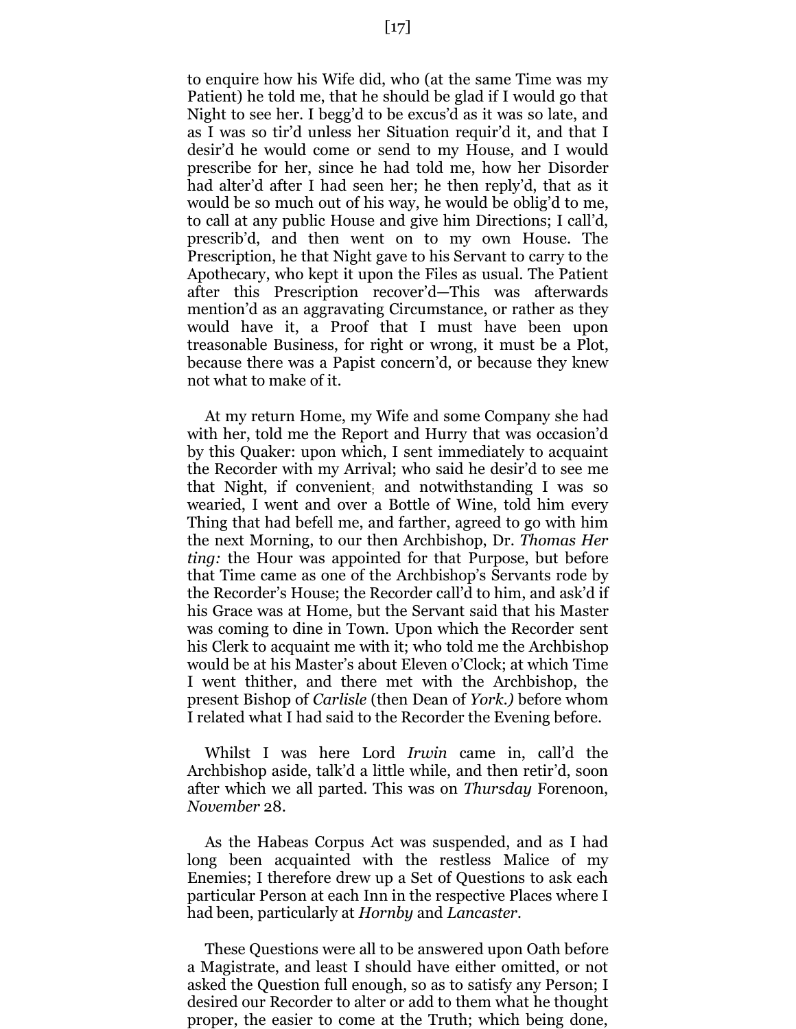to enquire how his Wife did, who (at the same Time was my Patient) he told me, that he should be glad if I would go that Night to see her. I begg'd to be excus'd as it was so late, and as I was so tir'd unless her Situation requir'd it, and that I desir'd he would come or send to my House, and I would prescribe for her, since he had told me, how her Disorder had alter'd after I had seen her; he then reply'd, that as it would be so much out of his way, he would be oblig'd to me, to call at any public House and give him Directions; I call'd, prescrib'd, and then went on to my own House. The Prescription, he that Night gave to his Servant to carry to the Apothecary, who kept it upon the Files as usual. The Patient after this Prescription recover'd—This was afterwards mention'd as an aggravating Circumstance, or rather as they would have it, a Proof that I must have been upon treasonable Business, for right or wrong, it must be a Plot, because there was a Papist concern'd, or because they knew not what to make of it.

At my return Home, my Wife and some Company she had with her, told me the Report and Hurry that was occasion'd by this Quaker: upon which, I sent immediately to acquaint the Recorder with my Arrival; who said he desir'd to see me that Night, if convenient; and notwithstanding I was so wearied, I went and over a Bottle of Wine, told him every Thing that had befell me, and farther, agreed to go with him the next Morning, to our then Archbishop, Dr. *Thomas Her ting:* the Hour was appointed for that Purpose, but before that Time came as one of the Archbishop's Servants rode by the Recorder's House; the Recorder call'd to him, and ask'd if his Grace was at Home, but the Servant said that his Master was coming to dine in Town. Upon which the Recorder sent his Clerk to acquaint me with it; who told me the Archbishop would be at his Master's about Eleven o'Clock; at which Time I went thither, and there met with the Archbishop, the present Bishop of *Carlisle* (then Dean of *York.)* before whom I related what I had said to the Recorder the Evening before.

Whilst I was here Lord *Irwin* came in, call'd the Archbishop aside, talk'd a little while, and then retir'd, soon after which we all parted. This was on *Thursday* Forenoon, *November* 28.

As the Habeas Corpus Act was suspended, and as I had long been acquainted with the restless Malice of my Enemies; I therefore drew up a Set of Questions to ask each particular Person at each Inn in the respective Places where I had been, particularly at *Hornby* and *Lancaster*.

These Questions were all to be answered upon Oath before a Magistrate, and least I should have either omitted, or not asked the Question full enough, so as to satisfy any Person; I desired our Recorder to alter or add to them what he thought proper, the easier to come at the Truth; which being done,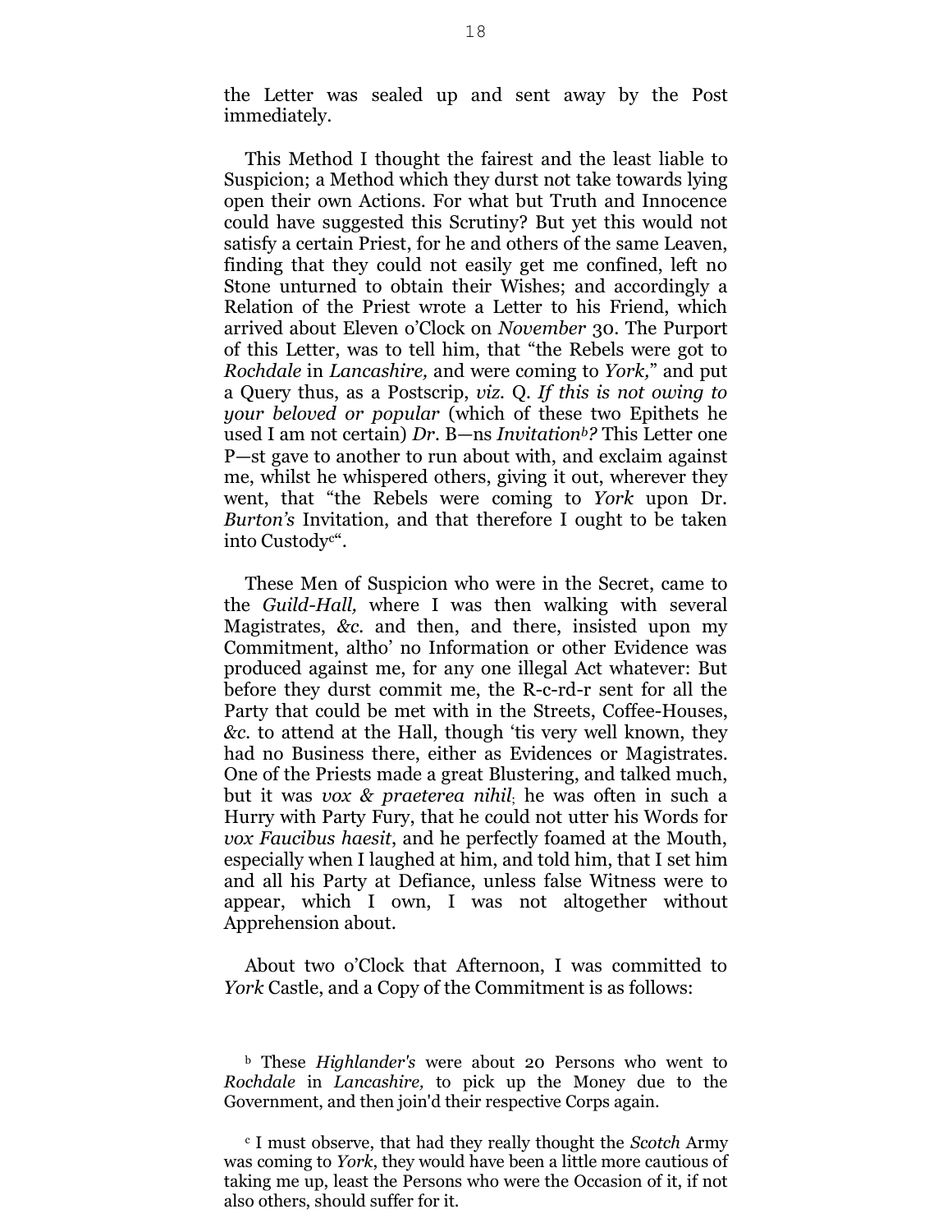the Letter was sealed up and sent away by the Post immediately.

This Method I thought the fairest and the least liable to Suspicion; a Method which they durst not take towards lying open their own Actions. For what but Truth and Innocence could have suggested this Scrutiny? But yet this would not satisfy a certain Priest, for he and others of the same Leaven, finding that they could not easily get me confined, left no Stone unturned to obtain their Wishes; and accordingly a Relation of the Priest wrote a Letter to his Friend, which arrived about Eleven o'Clock on *November* 30. The Purport of this Letter, was to tell him, that "the Rebels were got to *Rochdale* in *Lancashire,* and were coming to *York,*" and put a Query thus, as a Postscrip, *viz.* Q. *If this is not owing to your beloved or popular* (which of these two Epithets he used I am not certain) *Dr.* B—ns *Invitation*[b]*?* This Letter one P—st gave to another to run about with, and exclaim against me, whilst he whispered others, giving it out, wherever they went, that "the Rebels were coming to *York* upon Dr. *Burton's* Invitation, and that therefore I ought to be taken into Custody[c]".

These Men of Suspicion who were in the Secret, came to the *Guild-Hall,* where I was then walking with several Magistrates, *&c.* and then, and there, insisted upon my Commitment, altho' no Information or other Evidence was produced against me, for any one illegal Act whatever: But before they durst commit me, the R-c-rd-r sent for all the Party that could be met with in the Streets, Coffee-Houses, *&c.* to attend at the Hall, though 'tis very well known, they had no Business there, either as Evidences or Magistrates. One of the Priests made a great Blustering, and talked much, but it was *vox & praeterea nihil*; he was often in such a Hurry with Party Fury, that he could not utter his Words for *vox Faucibus haesit*, and he perfectly foamed at the Mouth, especially when I laughed at him, and told him, that I set him and all his Party at Defiance, unless false Witness were to appear, which I own, I was not altogether without Apprehension about.

About two o'Clock that Afternoon, I was committed to *York* Castle, and a Copy of the Commitment is as follows:

[b] These *Highlander's* were about 20 Persons who went to *Rochdale* in *Lancashire,* to pick up the Money due to the Government, and then join'd their respective Corps again.

[c] I must observe, that had they really thought the *Scotch* Army was coming to *York*, they would have been a little more cautious of taking me up, least the Persons who were the Occasion of it, if not also others, should suffer for it.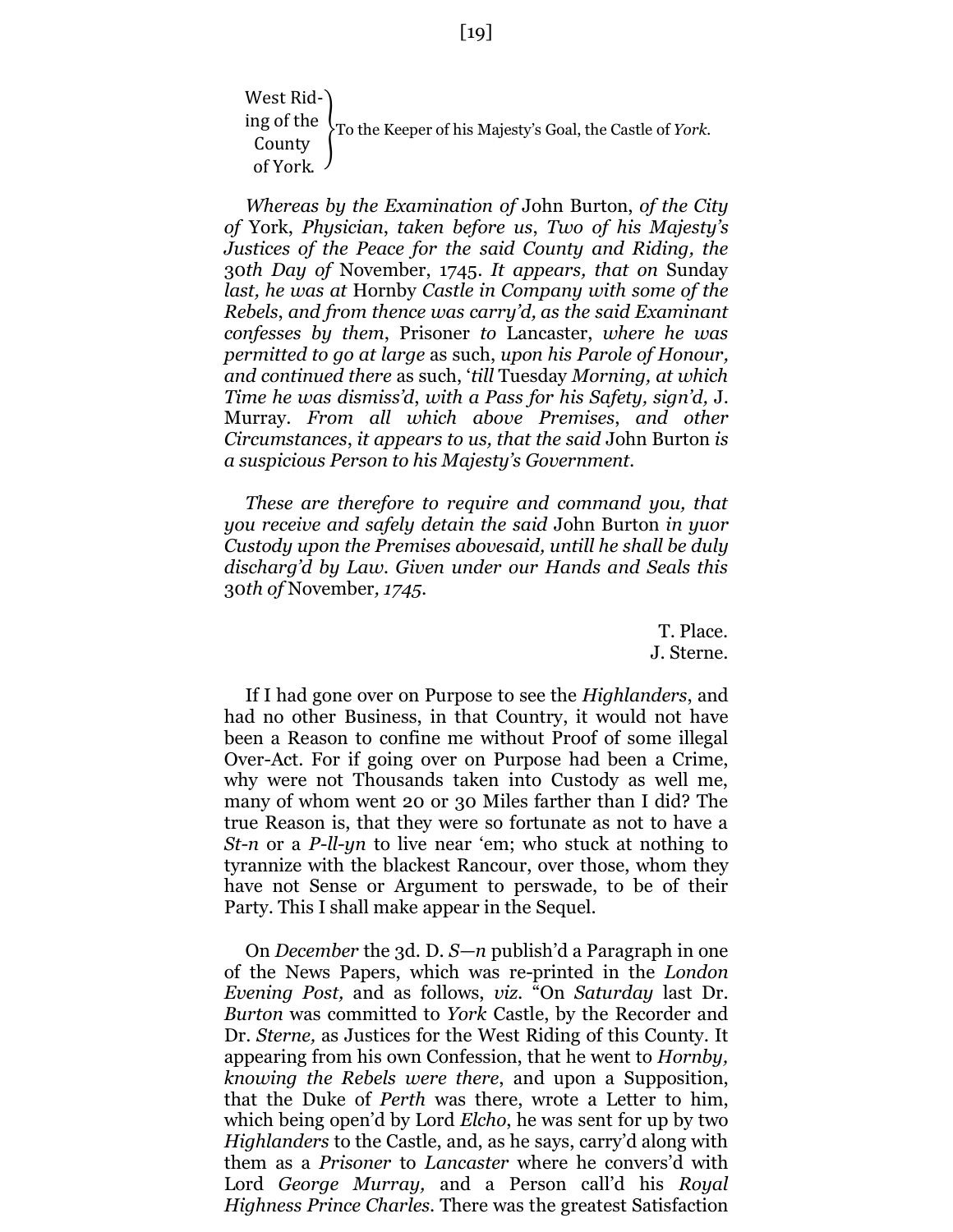West Riding of the County of York. } To the Keeper of his Majesty's Goal, the Castle of *York*.

*Whereas by the Examination of* John Burton, *of the City of* York, *Physician*, *taken before us*, *Two of his Majesty's Justices of the Peace for the said County and Riding, the* 30*th Day of* November, 1745. *It appears, that on* Sunday *last, he was at* Hornby *Castle in Company with some of the Rebels*, *and from thence was carry'd, as the said Examinant confesses by them*, Prisoner *to* Lancaster, *where he was permitted to go at large* as such, *upon his Parole of Honour, and continued there* as such, '*till* Tuesday *Morning, at which Time he was dismiss'd*, *with a Pass for his Safety, sign'd,* J. Murray. *From all which above Premises*, *and other Circumstances*, *it appears to us, that the said* John Burton *is a suspicious Person to his Majesty's Government*.

*These are therefore to require and command you, that you receive and safely detain the said* John Burton *in yuor Custody upon the Premises abovesaid, untill he shall be duly discharg'd by Law. Given under our Hands and Seals this* 30*th of* November*, 1745*.

T. Place.
J. Sterne.

If I had gone over on Purpose to see the *Highlanders*, and had no other Business, in that Country, it would not have been a Reason to confine me without Proof of some illegal Over-Act. For if going over on Purpose had been a Crime, why were not Thousands taken into Custody as well me, many of whom went 20 or 30 Miles farther than I did? The true Reason is, that they were so fortunate as not to have a *St-n* or a *P-ll-yn* to live near 'em; who stuck at nothing to tyrannize with the blackest Rancour, over those, whom they have not Sense or Argument to perswade, to be of their Party. This I shall make appear in the Sequel.

On *December* the 3d. D. *S—n* publish'd a Paragraph in one of the News Papers, which was re-printed in the *London Evening Post,* and as follows, *viz*. "On *Saturday* last Dr. *Burton* was committed to *York* Castle, by the Recorder and Dr. *Sterne,* as Justices for the West Riding of this County. It appearing from his own Confession, that he went to *Hornby, knowing the Rebels were there*, and upon a Supposition, that the Duke of *Perth* was there, wrote a Letter to him, which being open'd by Lord *Elcho*, he was sent for up by two *Highlanders* to the Castle, and, as he says, carry'd along with them as a *Prisoner* to *Lancaster* where he convers'd with Lord *George Murray,* and a Person call'd his *Royal Highness Prince Charles*. There was the greatest Satisfaction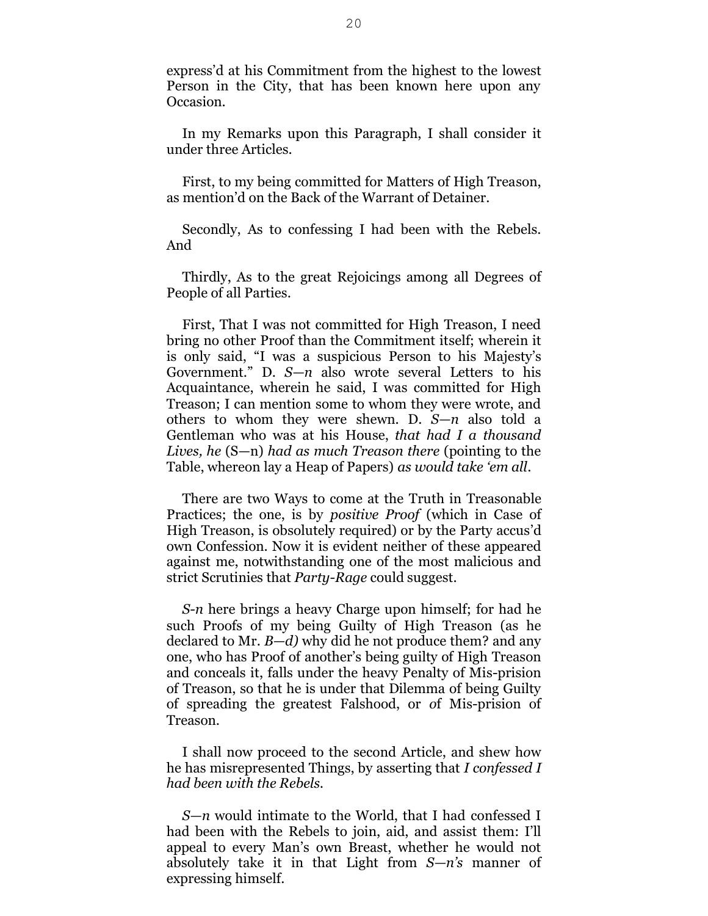express'd at his Commitment from the highest to the lowest Person in the City, that has been known here upon any Occasion.

In my Remarks upon this Paragraph, I shall consider it under three Articles.

First, to my being committed for Matters of High Treason, as mention'd on the Back of the Warrant of Detainer.

Secondly, As to confessing I had been with the Rebels. And

Thirdly, As to the great Rejoicings among all Degrees of People of all Parties.

First, That I was not committed for High Treason, I need bring no other Proof than the Commitment itself; wherein it is only said, "I was a suspicious Person to his Majesty's Government." D. *S—n* also wrote several Letters to his Acquaintance, wherein he said, I was committed for High Treason; I can mention some to whom they were wrote, and others to whom they were shewn. D. *S—n* also told a Gentleman who was at his House, *that had I a thousand Lives, he* (S—n) *had as much Treason there* (pointing to the Table, whereon lay a Heap of Papers) *as would take 'em all*.

There are two Ways to come at the Truth in Treasonable Practices; the one, is by *positive Proof* (which in Case of High Treason, is obsolutely required) or by the Party accus'd own Confession. Now it is evident neither of these appeared against me, notwithstanding one of the most malicious and strict Scrutinies that *Party-Rage* could suggest.

*S-n* here brings a heavy Charge upon himself; for had he such Proofs of my being Guilty of High Treason (as he declared to Mr. *B—d)* why did he not produce them? and any one, who has Proof of another's being guilty of High Treason and conceals it, falls under the heavy Penalty of Mis-prision of Treason, so that he is under that Dilemma of being Guilty of spreading the greatest Falshood, or of Mis-prision of Treason.

I shall now proceed to the second Article, and shew how he has misrepresented Things, by asserting that *I confessed I had been with the Rebels.*

*S—n* would intimate to the World, that I had confessed I had been with the Rebels to join, aid, and assist them: I'll appeal to every Man's own Breast, whether he would not absolutely take it in that Light from *S—n's* manner of expressing himself.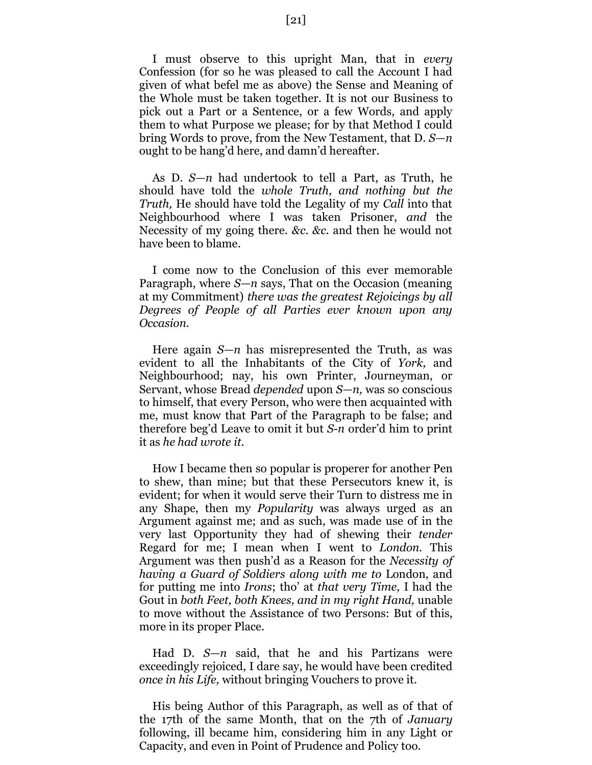I must observe to this upright Man, that in *every* Confession (for so he was pleased to call the Account I had given of what befel me as above) the Sense and Meaning of the Whole must be taken together. It is not our Business to pick out a Part or a Sentence, or a few Words, and apply them to what Purpose we please; for by that Method I could bring Words to prove, from the New Testament, that D. *S—n* ought to be hang'd here, and damn'd hereafter.

As D. *S—n* had undertook to tell a Part, as Truth, he should have told the *whole Truth, and nothing but the Truth,* He should have told the Legality of my *Call* into that Neighbourhood where I was taken Prisoner, *and* the Necessity of my going there. *&c. &c.* and then he would not have been to blame.

I come now to the Conclusion of this ever memorable Paragraph, where *S—n* says, That on the Occasion (meaning at my Commitment) *there was the greatest Rejoicings by all Degrees of People of all Parties ever known upon any Occasion.*

Here again *S—n* has misrepresented the Truth, as was evident to all the Inhabitants of the City of *York,* and Neighbourhood; nay, his own Printer, Journeyman, or Servant, whose Bread *depended* upon *S—n,* was so conscious to himself, that every Person, who were then acquainted with me, must know that Part of the Paragraph to be false; and therefore beg'd Leave to omit it but *S-n* order'd him to print it as *he had wrote it.*

How I became then so popular is properer for another Pen to shew, than mine; but that these Persecutors knew it, is evident; for when it would serve their Turn to distress me in any Shape, then my *Popularity* was always urged as an Argument against me; and as such, was made use of in the very last Opportunity they had of shewing their *tender* Regard for me; I mean when I went to *London.* This Argument was then push'd as a Reason for the *Necessity of having a Guard of Soldiers along with me to* London, and for putting me into *Irons*; tho' at *that very Time,* I had the Gout in *both Feet, both Knees, and in my right Hand,* unable to move without the Assistance of two Persons: But of this, more in its proper Place.

Had D. *S—n* said, that he and his Partizans were exceedingly rejoiced, I dare say, he would have been credited *once in his Life,* without bringing Vouchers to prove it.

His being Author of this Paragraph, as well as of that of the 17th of the same Month, that on the 7th of *January* following, ill became him, considering him in any Light or Capacity, and even in Point of Prudence and Policy too.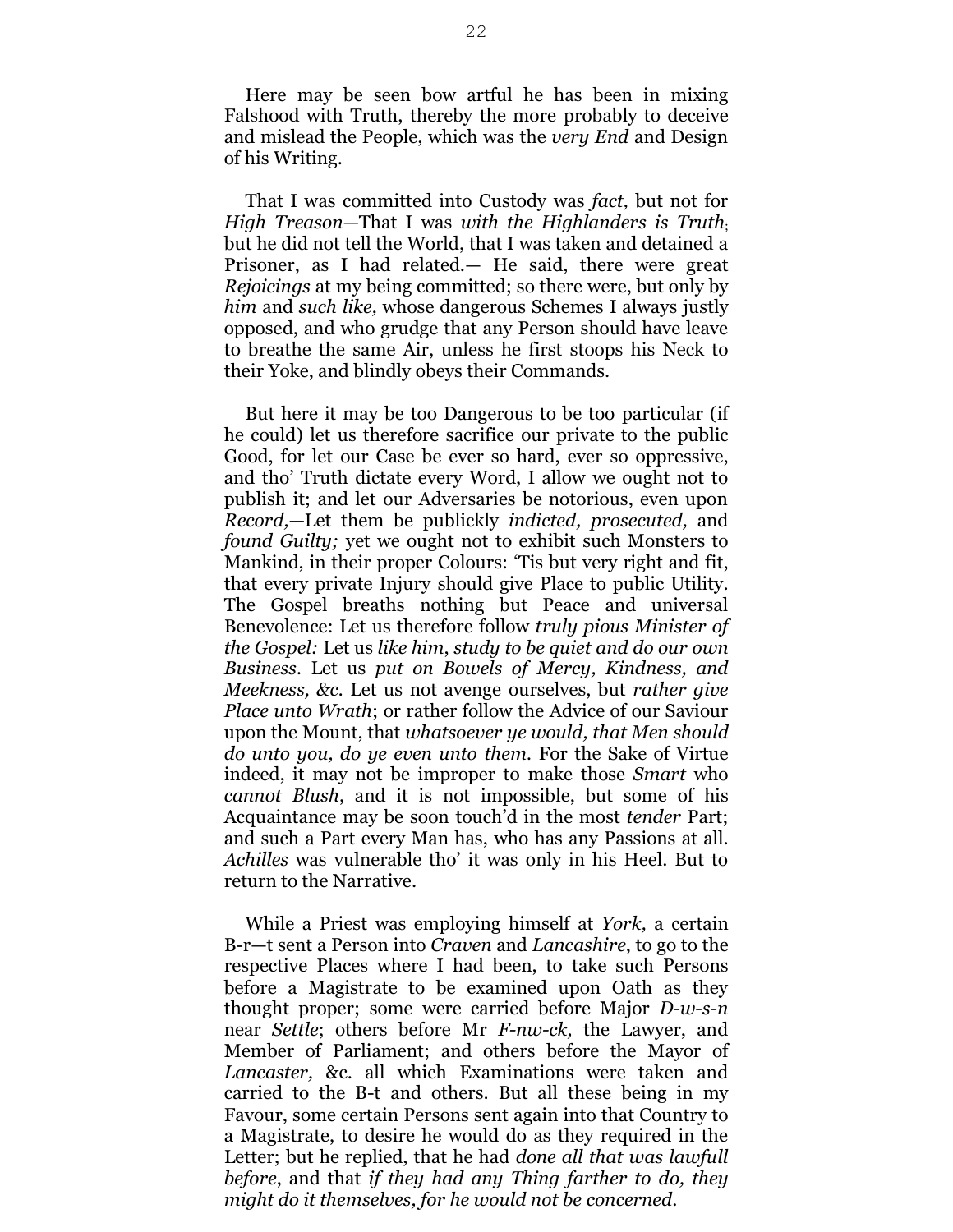Here may be seen bow artful he has been in mixing Falshood with Truth, thereby the more probably to deceive and mislead the People, which was the *very End* and Design of his Writing.

That I was committed into Custody was *fact,* but not for *High Treason*—That I was *with the Highlanders is Truth*; but he did not tell the World, that I was taken and detained a Prisoner, as I had related.— He said, there were great *Rejoicings* at my being committed; so there were, but only by *him* and *such like,* whose dangerous Schemes I always justly opposed, and who grudge that any Person should have leave to breathe the same Air, unless he first stoops his Neck to their Yoke, and blindly obeys their Commands.

But here it may be too Dangerous to be too particular (if he could) let us therefore sacrifice our private to the public Good, for let our Case be ever so hard, ever so oppressive, and tho' Truth dictate every Word, I allow we ought not to publish it; and let our Adversaries be notorious, even upon *Record,*—Let them be publickly *indicted, prosecuted,* and *found Guilty;* yet we ought not to exhibit such Monsters to Mankind, in their proper Colours: 'Tis but very right and fit, that every private Injury should give Place to public Utility. The Gospel breaths nothing but Peace and universal Benevolence: Let us therefore follow *truly pious Minister of the Gospel:* Let us *like him, study to be quiet and do our own Business*. Let us *put on Bowels of Mercy, Kindness, and Meekness, &c*. Let us not avenge ourselves, but *rather give Place unto Wrath*; or rather follow the Advice of our Saviour upon the Mount, that *whatsoever ye would, that Men should do unto you, do ye even unto them.* For the Sake of Virtue indeed, it may not be improper to make those *Smart* who *cannot Blush*, and it is not impossible, but some of his Acquaintance may be soon touch'd in the most *tender* Part; and such a Part every Man has, who has any Passions at all. *Achilles* was vulnerable tho' it was only in his Heel. But to return to the Narrative.

While a Priest was employing himself at *York,* a certain B-r—t sent a Person into *Craven* and *Lancashire*, to go to the respective Places where I had been, to take such Persons before a Magistrate to be examined upon Oath as they thought proper; some were carried before Major *D-w-s-n* near *Settle*; others before Mr *F-nw-ck,* the Lawyer, and Member of Parliament; and others before the Mayor of *Lancaster,* &c. all which Examinations were taken and carried to the B-t and others. But all these being in my Favour, some certain Persons sent again into that Country to a Magistrate, to desire he would do as they required in the Letter; but he replied, that he had *done all that was lawfull before*, and that *if they had any Thing farther to do, they might do it themselves, for he would not be concerned*.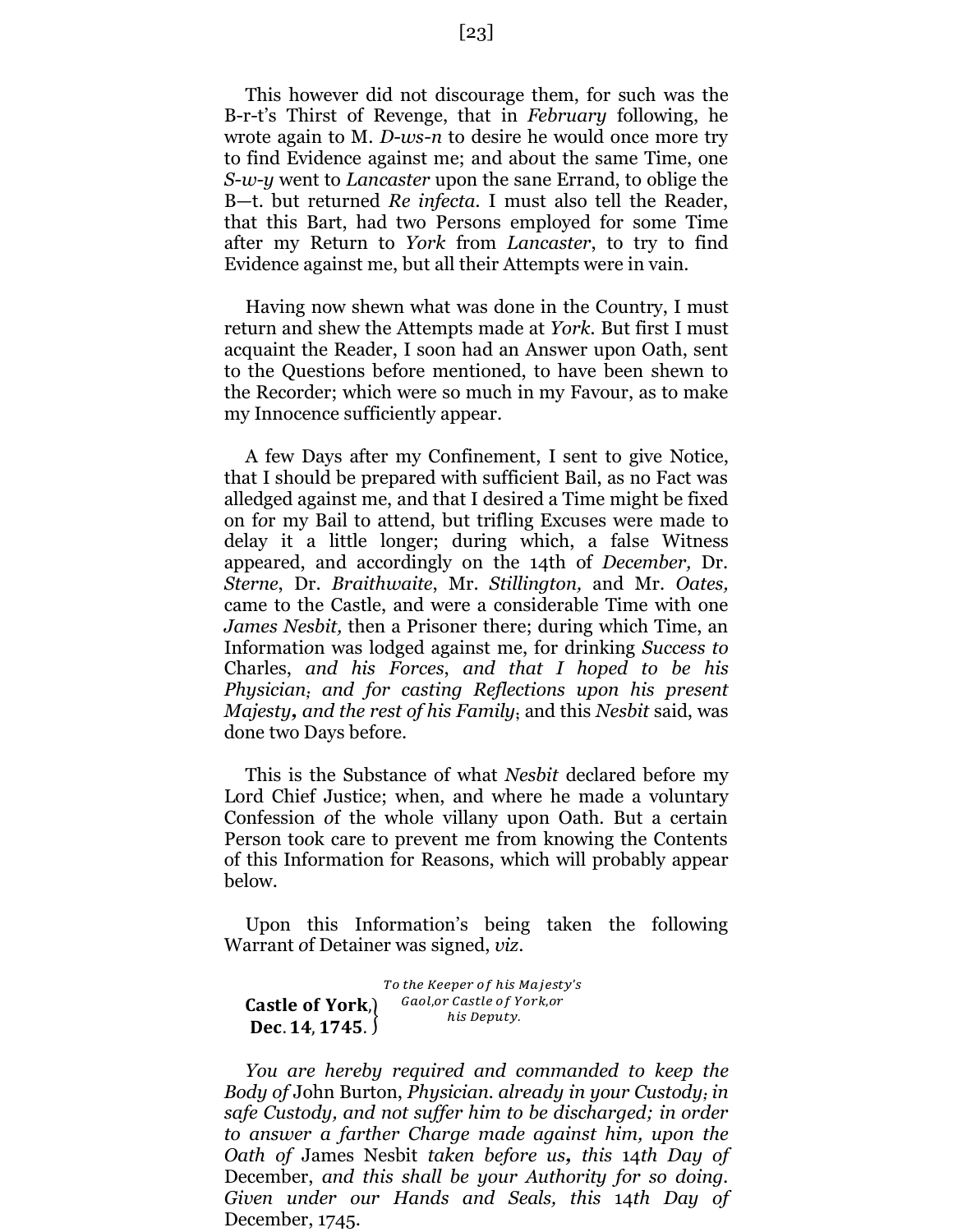This however did not discourage them, for such was the B-r-t's Thirst of Revenge, that in *February* following, he wrote again to M. *D-ws-n* to desire he would once more try to find Evidence against me; and about the same Time, one *S-w-y* went to *Lancaster* upon the sane Errand, to oblige the B—t. but returned *Re infecta*. I must also tell the Reader, that this Bart, had two Persons employed for some Time after my Return to *York* from *Lancaster*, to try to find Evidence against me, but all their Attempts were in vain.

Having now shewn what was done in the Country, I must return and shew the Attempts made at *York*. But first I must acquaint the Reader, I soon had an Answer upon Oath, sent to the Questions before mentioned, to have been shewn to the Recorder; which were so much in my Favour, as to make my Innocence sufficiently appear.

A few Days after my Confinement, I sent to give Notice, that I should be prepared with sufficient Bail, as no Fact was alledged against me, and that I desired a Time might be fixed on for my Bail to attend, but trifling Excuses were made to delay it a little longer; during which, a false Witness appeared, and accordingly on the 14th of *December,* Dr. *Sterne*, Dr. *Braithwaite*, Mr. *Stillington,* and Mr. *Oates,* came to the Castle, and were a considerable Time with one *James Nesbit,* then a Prisoner there; during which Time, an Information was lodged against me, for drinking *Success to* Charles, *and his Forces*, *and that I hoped to be his Physician; and for casting Reflections upon his present Majesty, and the rest of his Family*; and this *Nesbit* said, was done two Days before.

This is the Substance of what *Nesbit* declared before my Lord Chief Justice; when, and where he made a voluntary Confession of the whole villany upon Oath. But a certain Person took care to prevent me from knowing the Contents of this Information for Reasons, which will probably appear below.

Upon this Information's being taken the following Warrant of Detainer was signed, *viz*.

**Castle of York, Dec. 14, 1745.** } *To the Keeper of his Majesty's Gaol, or Castle of York, or his Deputy.*

*You are hereby required and commanded to keep the Body of* John Burton, *Physician. already in your Custody; in safe Custody, and not suffer him to be discharged; in order to answer a farther Charge made against him, upon the Oath of* James Nesbit *taken before us, this* 14*th Day of* December, *and this shall be your Authority for so doing. Given under our Hands and Seals, this* 14*th Day of* December, 1745.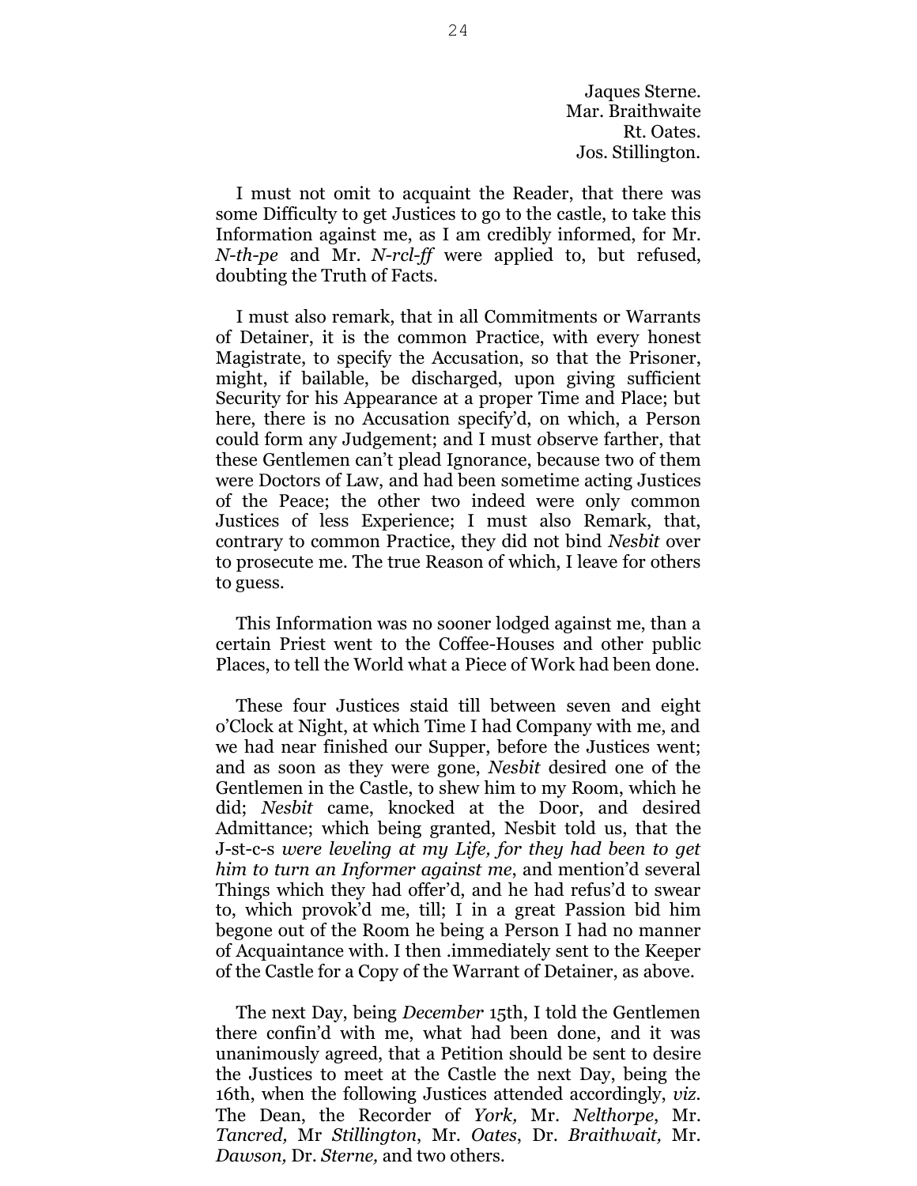Jaques Sterne.  
Mar. Braithwaite  
Rt. Oates.  
Jos. Stillington.

I must not omit to acquaint the Reader, that there was some Difficulty to get Justices to go to the castle, to take this Information against me, as I am credibly informed, for Mr. *N-th-pe* and Mr. *N-rcl-ff* were applied to, but refused, doubting the Truth of Facts.

I must also remark, that in all Commitments or Warrants of Detainer, it is the common Practice, with every honest Magistrate, to specify the Accusation, so that the Prisoner, might, if bailable, be discharged, upon giving sufficient Security for his Appearance at a proper Time and Place; but here, there is no Accusation specify'd, on which, a Person could form any Judgement; and I must observe farther, that these Gentlemen can't plead Ignorance, because two of them were Doctors of Law, and had been sometime acting Justices of the Peace; the other two indeed were only common Justices of less Experience; I must also Remark, that, contrary to common Practice, they did not bind *Nesbit* over to prosecute me. The true Reason of which, I leave for others to guess.

This Information was no sooner lodged against me, than a certain Priest went to the Coffee-Houses and other public Places, to tell the World what a Piece of Work had been done.

These four Justices staid till between seven and eight o'Clock at Night, at which Time I had Company with me, and we had near finished our Supper, before the Justices went; and as soon as they were gone, *Nesbit* desired one of the Gentlemen in the Castle, to shew him to my Room, which he did; *Nesbit* came, knocked at the Door, and desired Admittance; which being granted, Nesbit told us, that the J-st-c-s *were leveling at my Life, for they had been to get him to turn an Informer against me*, and mention'd several Things which they had offer'd, and he had refus'd to swear to, which provok'd me, till; I in a great Passion bid him begone out of the Room he being a Person I had no manner of Acquaintance with. I then .immediately sent to the Keeper of the Castle for a Copy of the Warrant of Detainer, as above.

The next Day, being *December* 15th, I told the Gentlemen there confin'd with me, what had been done, and it was unanimously agreed, that a Petition should be sent to desire the Justices to meet at the Castle the next Day, being the 16th, when the following Justices attended accordingly, *viz.* The Dean, the Recorder of *York,* Mr. *Nelthorpe*, Mr. *Tancred,* Mr *Stillington*, Mr. *Oates*, Dr. *Braithwait,* Mr. *Dawson,* Dr. *Sterne,* and two others.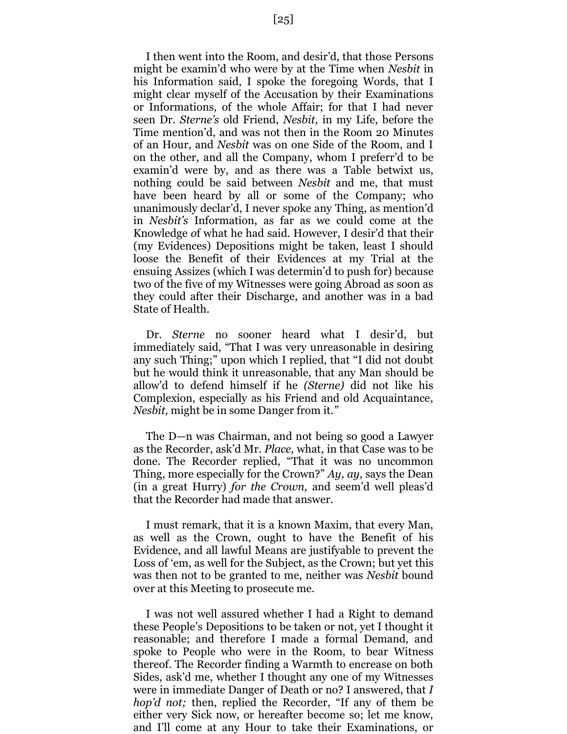I then went into the Room, and desir'd, that those Persons might be examin'd who were by at the Time when *Nesbit* in his Information said, I spoke the foregoing Words, that I might clear myself of the Accusation by their Examinations or Informations, of the whole Affair; for that I had never seen Dr. *Sterne's* old Friend, *Nesbit,* in my Life, before the Time mention'd, and was not then in the Room 20 Minutes of an Hour, and *Nesbit* was on one Side of the Room, and I on the other, and all the Company, whom I preferr'd to be examin'd were by, and as there was a Table betwixt us, nothing could be said between *Nesbit* and me, that must have been heard by all or some of the Company; who unanimously declar'd, I never spoke any Thing, as mention'd in *Nesbit's* Information, as far as we could come at the Knowledge of what he had said. However, I desir'd that their (my Evidences) Depositions might be taken, least I should loose the Benefit of their Evidences at my Trial at the ensuing Assizes (which I was determin'd to push for) because two of the five of my Witnesses were going Abroad as soon as they could after their Discharge, and another was in a bad State of Health.

Dr. *Sterne* no sooner heard what I desir'd, but immediately said, "That I was very unreasonable in desiring any such Thing;" upon which I replied, that "I did not doubt but he would think it unreasonable, that any Man should be allow'd to defend himself if he *(Sterne)* did not like his Complexion, especially as his Friend and old Acquaintance, *Nesbit,* might be in some Danger from it."

The D—n was Chairman, and not being so good a Lawyer as the Recorder, ask'd Mr. *Place,* what, in that Case was to be done. The Recorder replied, "That it was no uncommon Thing, more especially for the Crown?" *Ay, ay,* says the Dean (in a great Hurry) *for the Crown,* and seem'd well pleas'd that the Recorder had made that answer.

I must remark, that it is a known Maxim, that every Man, as well as the Crown, ought to have the Benefit of his Evidence, and all lawful Means are justifyable to prevent the Loss of 'em, as well for the Subject, as the Crown; but yet this was then not to be granted to me, neither was *Nesbit* bound over at this Meeting to prosecute me.

I was not well assured whether I had a Right to demand these People's Depositions to be taken or not, yet I thought it reasonable; and therefore I made a formal Demand, and spoke to People who were in the Room, to bear Witness thereof. The Recorder finding a Warmth to encrease on both Sides, ask'd me, whether I thought any one of my Witnesses were in immediate Danger of Death or no? I answered, that *I hop'd not;* then, replied the Recorder, "If any of them be either very Sick now, or hereafter become so; let me know, and I'll come at any Hour to take their Examinations, or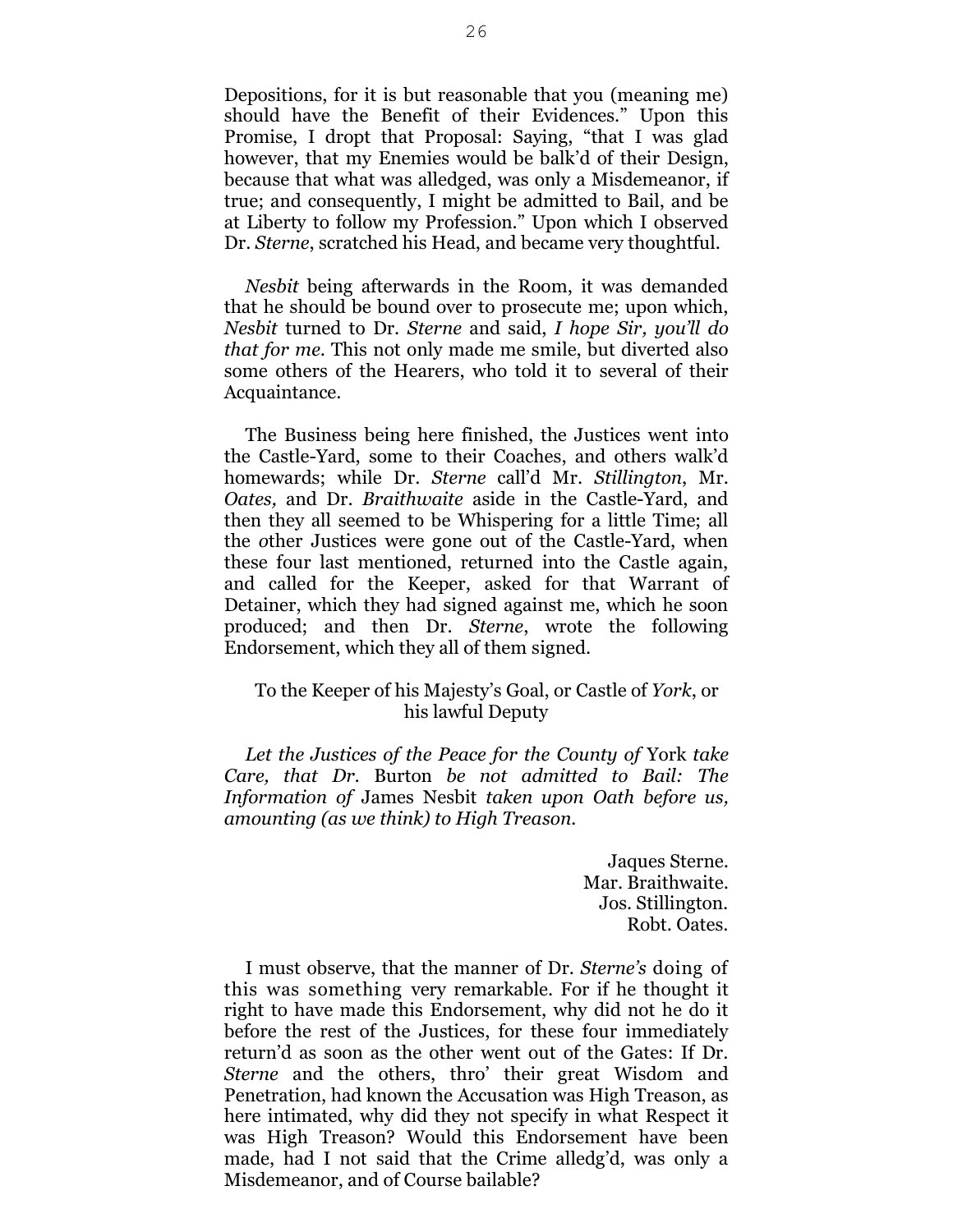Depositions, for it is but reasonable that you (meaning me) should have the Benefit of their Evidences." Upon this Promise, I dropt that Proposal: Saying, "that I was glad however, that my Enemies would be balk'd of their Design, because that what was alledged, was only a Misdemeanor, if true; and consequently, I might be admitted to Bail, and be at Liberty to follow my Profession." Upon which I observed Dr. *Sterne*, scratched his Head, and became very thoughtful.

*Nesbit* being afterwards in the Room, it was demanded that he should be bound over to prosecute me; upon which, *Nesbit* turned to Dr. *Sterne* and said, *I hope Sir, you'll do that for me*. This not only made me smile, but diverted also some others of the Hearers, who told it to several of their Acquaintance.

The Business being here finished, the Justices went into the Castle-Yard, some to their Coaches, and others walk'd homewards; while Dr. *Sterne* call'd Mr. *Stillington*, Mr. *Oates,* and Dr. *Braithwaite* aside in the Castle-Yard, and then they all seemed to be Whispering for a little Time; all the other Justices were gone out of the Castle-Yard, when these four last mentioned, returned into the Castle again, and called for the Keeper, asked for that Warrant of Detainer, which they had signed against me, which he soon produced; and then Dr. *Sterne*, wrote the following Endorsement, which they all of them signed.

To the Keeper of his Majesty's Goal, or Castle of *York*, or his lawful Deputy

*Let the Justices of the Peace for the County of* York *take Care, that Dr.* Burton *be not admitted to Bail: The Information of* James Nesbit *taken upon Oath before us, amounting (as we think) to High Treason.*

Jaques Sterne.
Mar. Braithwaite.
Jos. Stillington.
Robt. Oates.

I must observe, that the manner of Dr. *Sterne's* doing of this was something very remarkable. For if he thought it right to have made this Endorsement, why did not he do it before the rest of the Justices, for these four immediately return'd as soon as the other went out of the Gates: If Dr. *Sterne* and the others, thro' their great Wisdom and Penetration, had known the Accusation was High Treason, as here intimated, why did they not specify in what Respect it was High Treason? Would this Endorsement have been made, had I not said that the Crime alledg'd, was only a Misdemeanor, and of Course bailable?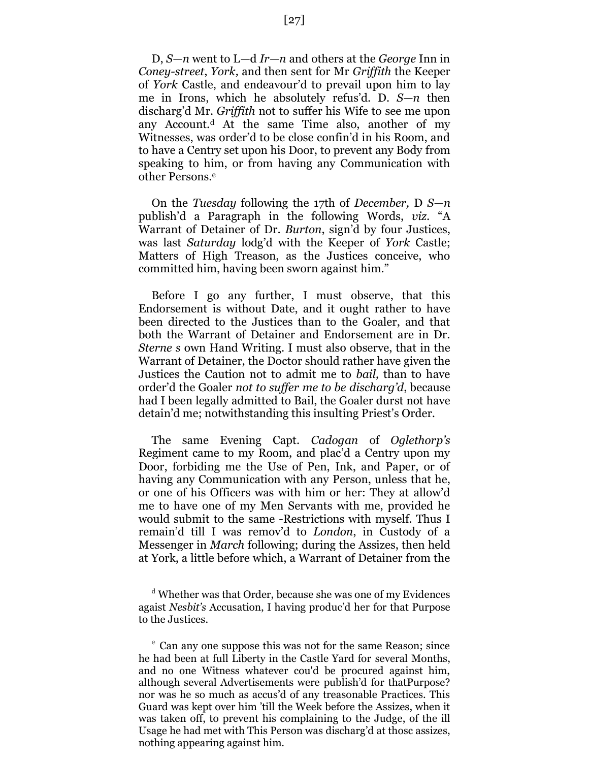D, *S—n* went to L—d *Ir—n* and others at the *George* Inn in *Coney-street*, *York,* and then sent for Mr *Griffith* the Keeper of *York* Castle, and endeavour'd to prevail upon him to lay me in Irons, which he absolutely refus'd. D. *S—n* then discharg'd Mr. *Griffith* not to suffer his Wife to see me upon any Account.[d] At the same Time also, another of my Witnesses, was order'd to be close confin'd in his Room, and to have a Centry set upon his Door, to prevent any Body from speaking to him, or from having any Communication with other Persons.[e]

On the *Tuesday* following the 17th of *December,* D *S—n* publish'd a Paragraph in the following Words, *viz.* "A Warrant of Detainer of Dr. *Burton*, sign'd by four Justices, was last *Saturday* lodg'd with the Keeper of *York* Castle; Matters of High Treason, as the Justices conceive, who committed him, having been sworn against him."

Before I go any further, I must observe, that this Endorsement is without Date, and it ought rather to have been directed to the Justices than to the Goaler, and that both the Warrant of Detainer and Endorsement are in Dr. *Sterne s* own Hand Writing. I must also observe, that in the Warrant of Detainer, the Doctor should rather have given the Justices the Caution not to admit me to *bail,* than to have order'd the Goaler *not to suffer me to be discharg'd*, because had I been legally admitted to Bail, the Goaler durst not have detain'd me; notwithstanding this insulting Priest's Order.

The same Evening Capt. *Cadogan* of *Oglethorp's* Regiment came to my Room, and plac'd a Centry upon my Door, forbiding me the Use of Pen, Ink, and Paper, or of having any Communication with any Person, unless that he, or one of his Officers was with him or her: They at allow'd me to have one of my Men Servants with me, provided he would submit to the same -Restrictions with myself. Thus I remain'd till I was remov'd to *London*, in Custody of a Messenger in *March* following; during the Assizes, then held at York, a little before which, a Warrant of Detainer from the

[d] Whether was that Order, because she was one of my Evidences agaist *Nesbit's* Accusation, I having produc'd her for that Purpose to the Justices.

[e] Can any one suppose this was not for the same Reason; since he had been at full Liberty in the Castle Yard for several Months, and no one Witness whatever cou'd be procured against him, although several Advertisements were publish'd for thatPurpose? nor was he so much as accus'd of any treasonable Practices. This Guard was kept over him 'till the Week before the Assizes, when it was taken off, to prevent his complaining to the Judge, of the ill Usage he had met with This Person was discharg'd at thosc assizes, nothing appearing against him.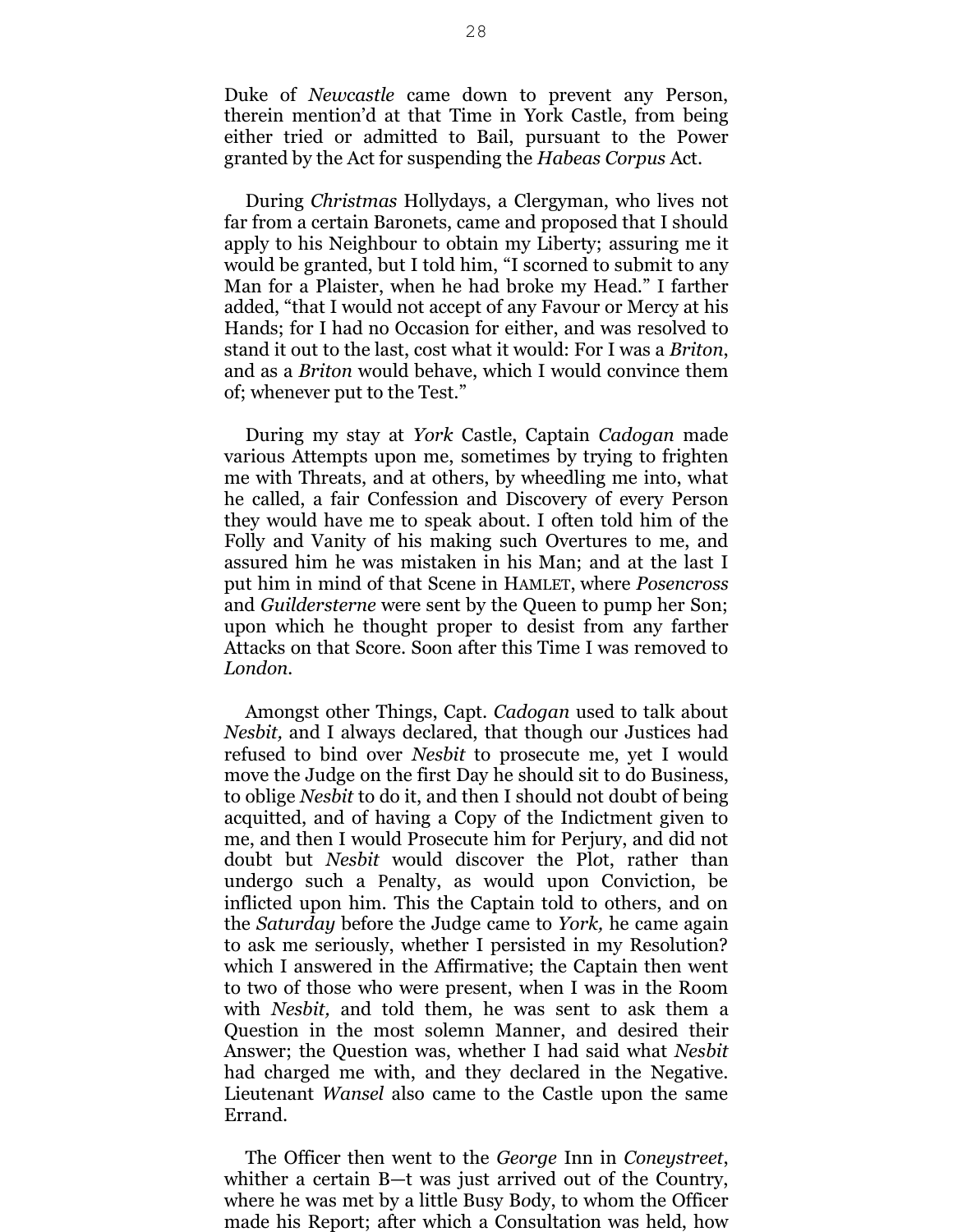Duke of *Newcastle* came down to prevent any Person, therein mention'd at that Time in York Castle, from being either tried or admitted to Bail, pursuant to the Power granted by the Act for suspending the *Habeas Corpus* Act.

During *Christmas* Hollydays, a Clergyman, who lives not far from a certain Baronets, came and proposed that I should apply to his Neighbour to obtain my Liberty; assuring me it would be granted, but I told him, "I scorned to submit to any Man for a Plaister, when he had broke my Head." I farther added, "that I would not accept of any Favour or Mercy at his Hands; for I had no Occasion for either, and was resolved to stand it out to the last, cost what it would: For I was a *Briton*, and as a *Briton* would behave, which I would convince them of; whenever put to the Test."

During my stay at *York* Castle, Captain *Cadogan* made various Attempts upon me, sometimes by trying to frighten me with Threats, and at others, by wheedling me into, what he called, a fair Confession and Discovery of every Person they would have me to speak about. I often told him of the Folly and Vanity of his making such Overtures to me, and assured him he was mistaken in his Man; and at the last I put him in mind of that Scene in HAMLET, where *Posencross* and *Guildersterne* were sent by the Queen to pump her Son; upon which he thought proper to desist from any farther Attacks on that Score. Soon after this Time I was removed to *London*.

Amongst other Things, Capt. *Cadogan* used to talk about *Nesbit,* and I always declared, that though our Justices had refused to bind over *Nesbit* to prosecute me, yet I would move the Judge on the first Day he should sit to do Business, to oblige *Nesbit* to do it, and then I should not doubt of being acquitted, and of having a Copy of the Indictment given to me, and then I would Prosecute him for Perjury, and did not doubt but *Nesbit* would discover the Plot, rather than undergo such a Penalty, as would upon Conviction, be inflicted upon him. This the Captain told to others, and on the *Saturday* before the Judge came to *York,* he came again to ask me seriously, whether I persisted in my Resolution? which I answered in the Affirmative; the Captain then went to two of those who were present, when I was in the Room with *Nesbit,* and told them, he was sent to ask them a Question in the most solemn Manner, and desired their Answer; the Question was, whether I had said what *Nesbit* had charged me with, and they declared in the Negative. Lieutenant *Wansel* also came to the Castle upon the same Errand.

The Officer then went to the *George* Inn in *Coneystreet*, whither a certain B—t was just arrived out of the Country, where he was met by a little Busy Body, to whom the Officer made his Report; after which a Consultation was held, how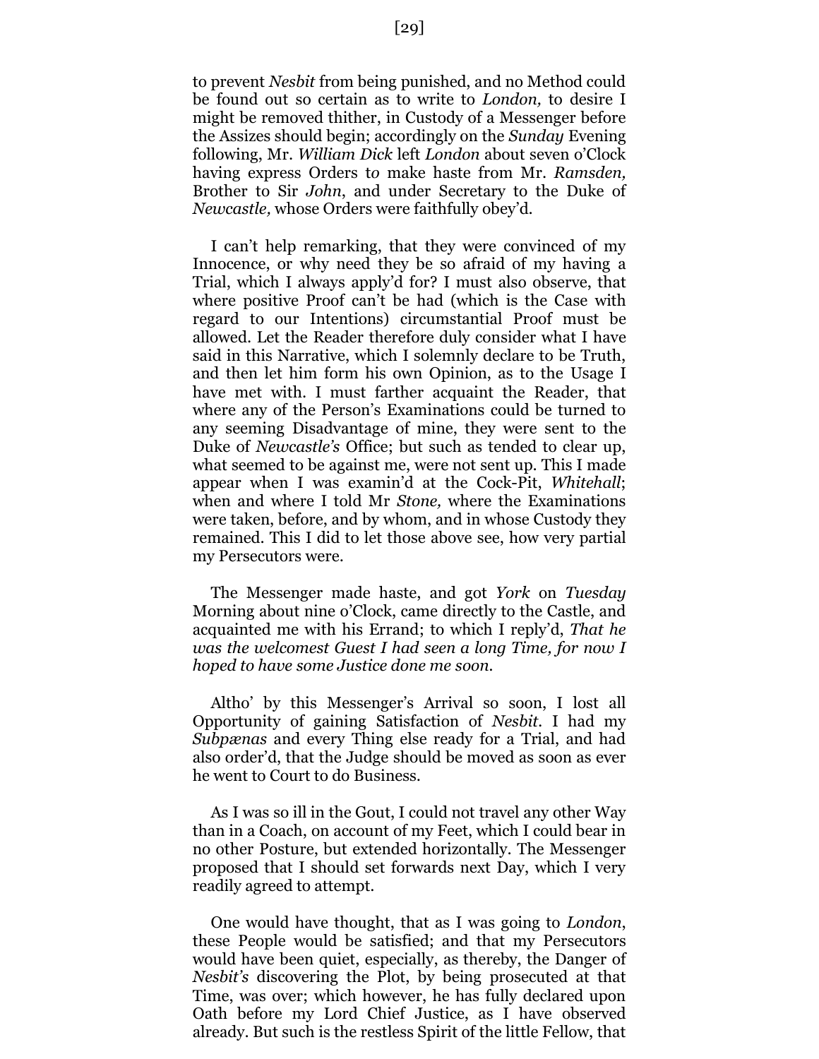to prevent *Nesbit* from being punished, and no Method could be found out so certain as to write to *London,* to desire I might be removed thither, in Custody of a Messenger before the Assizes should begin; accordingly on the *Sunday* Evening following, Mr. *William Dick* left *London* about seven o'Clock having express Orders to make haste from Mr. *Ramsden,* Brother to Sir *John*, and under Secretary to the Duke of *Newcastle,* whose Orders were faithfully obey'd.

I can't help remarking, that they were convinced of my Innocence, or why need they be so afraid of my having a Trial, which I always apply'd for? I must also observe, that where positive Proof can't be had (which is the Case with regard to our Intentions) circumstantial Proof must be allowed. Let the Reader therefore duly consider what I have said in this Narrative, which I solemnly declare to be Truth, and then let him form his own Opinion, as to the Usage I have met with. I must farther acquaint the Reader, that where any of the Person's Examinations could be turned to any seeming Disadvantage of mine, they were sent to the Duke of *Newcastle's* Office; but such as tended to clear up, what seemed to be against me, were not sent up. This I made appear when I was examin'd at the Cock-Pit, *Whitehall*; when and where I told Mr *Stone,* where the Examinations were taken, before, and by whom, and in whose Custody they remained. This I did to let those above see, how very partial my Persecutors were.

The Messenger made haste, and got *York* on *Tuesday* Morning about nine o'Clock, came directly to the Castle, and acquainted me with his Errand; to which I reply'd, *That he was the welcomest Guest I had seen a long Time, for now I hoped to have some Justice done me soon.*

Altho' by this Messenger's Arrival so soon, I lost all Opportunity of gaining Satisfaction of *Nesbit*. I had my *Subpænas* and every Thing else ready for a Trial, and had also order'd, that the Judge should be moved as soon as ever he went to Court to do Business.

As I was so ill in the Gout, I could not travel any other Way than in a Coach, on account of my Feet, which I could bear in no other Posture, but extended horizontally. The Messenger proposed that I should set forwards next Day, which I very readily agreed to attempt.

One would have thought, that as I was going to *London*, these People would be satisfied; and that my Persecutors would have been quiet, especially, as thereby, the Danger of *Nesbit's* discovering the Plot, by being prosecuted at that Time, was over; which however, he has fully declared upon Oath before my Lord Chief Justice, as I have observed already. But such is the restless Spirit of the little Fellow, that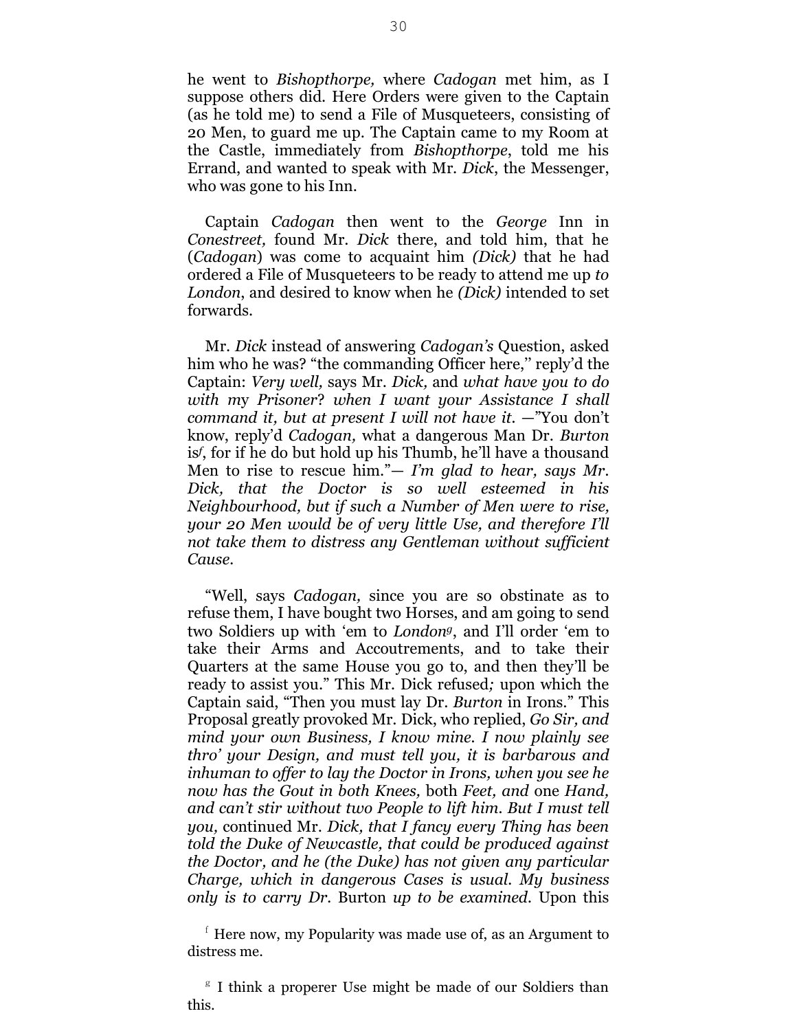he went to *Bishopthorpe,* where *Cadogan* met him, as I suppose others did. Here Orders were given to the Captain (as he told me) to send a File of Musqueteers, consisting of 20 Men, to guard me up. The Captain came to my Room at the Castle, immediately from *Bishopthorpe*, told me his Errand, and wanted to speak with Mr. *Dick*, the Messenger, who was gone to his Inn.

Captain *Cadogan* then went to the *George* Inn in *Conestreet,* found Mr. *Dick* there, and told him, that he (*Cadogan*) was come to acquaint him *(Dick)* that he had ordered a File of Musqueteers to be ready to attend me up *to London*, and desired to know when he *(Dick)* intended to set forwards.

Mr. *Dick* instead of answering *Cadogan's* Question, asked him who he was? "the commanding Officer here,'' reply'd the Captain: *Very well,* says Mr. *Dick,* and *what have you to do with my Prisoner*? *when I want your Assistance I shall command it, but at present I will not have it*. —"You don't know, reply'd *Cadogan,* what a dangerous Man Dr. *Burton* is[f], for if he do but hold up his Thumb, he'll have a thousand Men to rise to rescue him."— *I'm glad to hear, says Mr. Dick, that the Doctor is so well esteemed in his Neighbourhood, but if such a Number of Men were to rise, your 20 Men would be of very little Use, and therefore I'll not take them to distress any Gentleman without sufficient Cause.*

"Well, says *Cadogan,* since you are so obstinate as to refuse them, I have bought two Horses, and am going to send two Soldiers up with 'em to *London*[g], and I'll order 'em to take their Arms and Accoutrements, and to take their Quarters at the same House you go to, and then they'll be ready to assist you." This Mr. Dick refused*;* upon which the Captain said, "Then you must lay Dr. *Burton* in Irons." This Proposal greatly provoked Mr. Dick, who replied, *Go Sir, and mind your own Business, I know mine. I now plainly see thro' your Design, and must tell you, it is barbarous and inhuman to offer to lay the Doctor in Irons, when you see he now has the Gout in both Knees,* both *Feet, and* one *Hand, and can't stir without two People to lift him. But I must tell you,* continued Mr. *Dick, that I fancy every Thing has been told the Duke of Newcastle, that could be produced against the Doctor, and he (the Duke) has not given any particular Charge, which in dangerous Cases is usual. My business only is to carry Dr.* Burton *up to be examined.* Upon this

[f] Here now, my Popularity was made use of, as an Argument to distress me.

[g] I think a properer Use might be made of our Soldiers than this.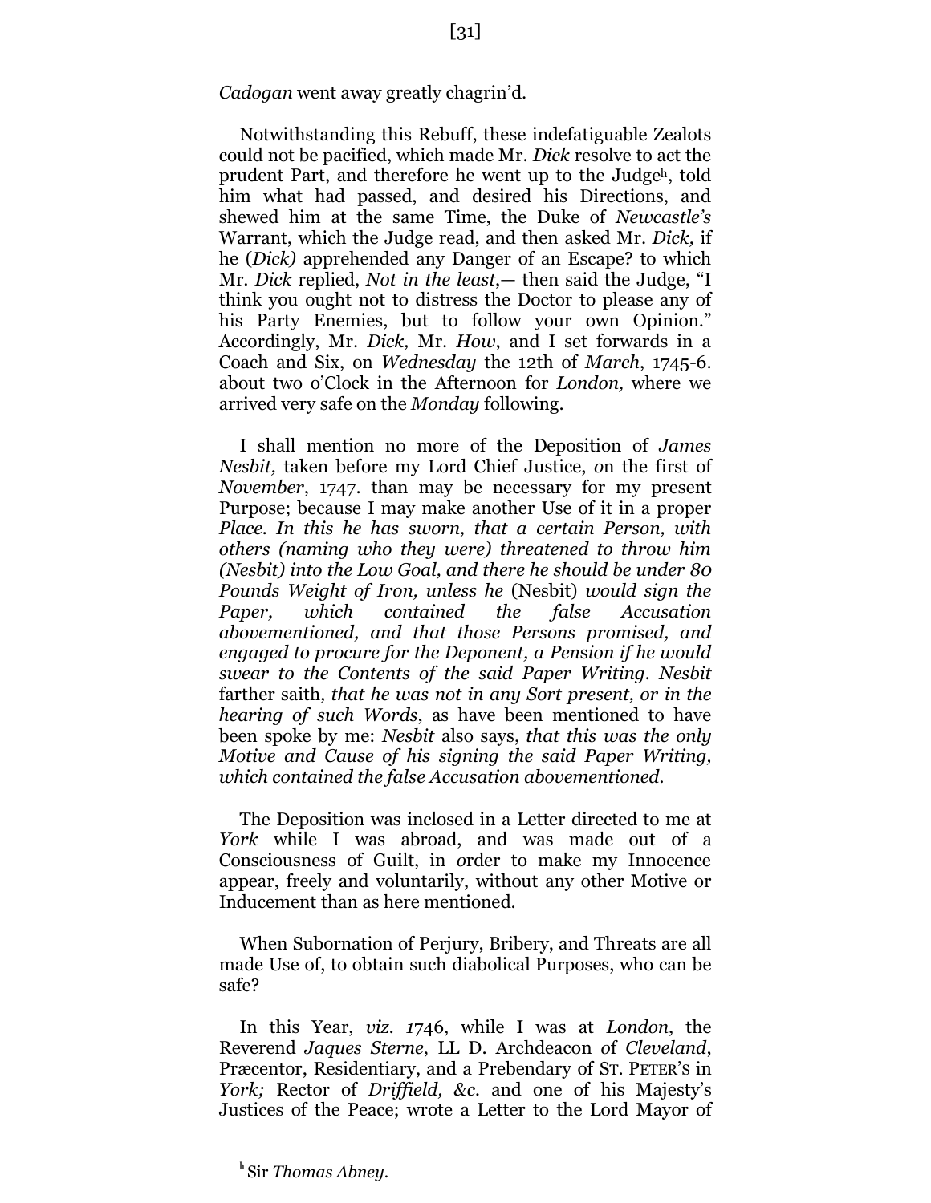*Cadogan* went away greatly chagrin'd.

Notwithstanding this Rebuff, these indefatigable Zealots could not be pacified, which made Mr. *Dick* resolve to act the prudent Part, and therefore he went up to the Judge[h], told him what had passed, and desired his Directions, and shewed him at the same Time, the Duke of *Newcastle's* Warrant, which the Judge read, and then asked Mr. *Dick,* if he (*Dick)* apprehended any Danger of an Escape? to which Mr. *Dick* replied, *Not in the least*,— then said the Judge, "I think you ought not to distress the Doctor to please any of his Party Enemies, but to follow your own Opinion." Accordingly, Mr. *Dick,* Mr. *How*, and I set forwards in a Coach and Six, on *Wednesday* the 12th of *March*, 1745-6. about two o'Clock in the Afternoon for *London,* where we arrived very safe on the *Monday* following.

I shall mention no more of the Deposition of *James Nesbit,* taken before my Lord Chief Justice, on the first of *November*, 1747. than may be necessary for my present Purpose; because I may make another Use of it in a proper Place. *In this he has sworn, that a certain Person, with others (naming who they were) threatened to throw him (Nesbit) into the Low Goal, and there he should be under 80 Pounds Weight of Iron, unless he* (Nesbit) *would sign the Paper, which contained the false Accusation abovementioned, and that those Persons promised, and engaged to procure for the Deponent, a Pension if he would swear to the Contents of the said Paper Writing*. *Nesbit* farther saith*, that he was not in any Sort present, or in the hearing of such Words*, as have been mentioned to have been spoke by me: *Nesbit* also says, *that this was the only Motive and Cause of his signing the said Paper Writing, which contained the false Accusation abovementioned.*

The Deposition was inclosed in a Letter directed to me at *York* while I was abroad, and was made out of a Consciousness of Guilt, in order to make my Innocence appear, freely and voluntarily, without any other Motive or Inducement than as here mentioned.

When Subornation of Perjury, Bribery, and Threats are all made Use of, to obtain such diabolical Purposes, who can be safe?

In this Year, *viz. 1*746, while I was at *London*, the Reverend *Jaques Sterne*, LL D. Archdeacon of *Cleveland*, Præcentor, Residentiary, and a Prebendary of ST. PETER'S in *York;* Rector of *Driffield, &c.* and one of his Majesty's Justices of the Peace; wrote a Letter to the Lord Mayor of

[h] Sir *Thomas Abney*.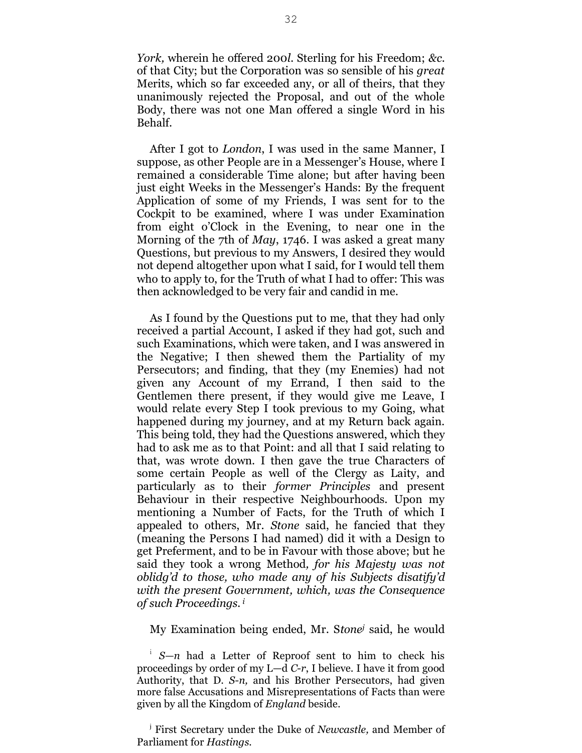*York,* wherein he offered 200*l.* Sterling for his Freedom; *&c.* of that City; but the Corporation was so sensible of his *great* Merits, which so far exceeded any, or all of theirs, that they unanimously rejected the Proposal, and out of the whole Body, there was not one Man offered a single Word in his Behalf.

After I got to *London*, I was used in the same Manner, I suppose, as other People are in a Messenger's House, where I remained a considerable Time alone; but after having been just eight Weeks in the Messenger's Hands: By the frequent Application of some of my Friends, I was sent for to the Cockpit to be examined, where I was under Examination from eight o'Clock in the Evening, to near one in the Morning of the 7th of *May*, 1746. I was asked a great many Questions, but previous to my Answers, I desired they would not depend altogether upon what I said, for I would tell them who to apply to, for the Truth of what I had to offer: This was then acknowledged to be very fair and candid in me.

As I found by the Questions put to me, that they had only received a partial Account, I asked if they had got, such and such Examinations, which were taken, and I was answered in the Negative; I then shewed them the Partiality of my Persecutors; and finding, that they (my Enemies) had not given any Account of my Errand, I then said to the Gentlemen there present, if they would give me Leave, I would relate every Step I took previous to my Going, what happened during my journey, and at my Return back again. This being told, they had the Questions answered, which they had to ask me as to that Point: and all that I said relating to that, was wrote down. I then gave the true Characters of some certain People as well of the Clergy as Laity, and particularly as to their *former Principles* and present Behaviour in their respective Neighbourhoods. Upon my mentioning a Number of Facts, for the Truth of which I appealed to others, Mr. *Stone* said, he fancied that they (meaning the Persons I had named) did it with a Design to get Preferment, and to be in Favour with those above; but he said they took a wrong Method*, for his Majesty was not oblidg'd to those, who made any of his Subjects disatify'd with the present Government, which, was the Consequence of such Proceedings.* [i]

My Examination being ended, Mr. S*tone*[j] said, he would

[i] *S—n* had a Letter of Reproof sent to him to check his proceedings by order of my L—d *C-r*, I believe. I have it from good Authority, that D. *S-n,* and his Brother Persecutors, had given more false Accusations and Misrepresentations of Facts than were given by all the Kingdom of *England* beside.

[j] First Secretary under the Duke of *Newcastle,* and Member of Parliament for *Hastings.*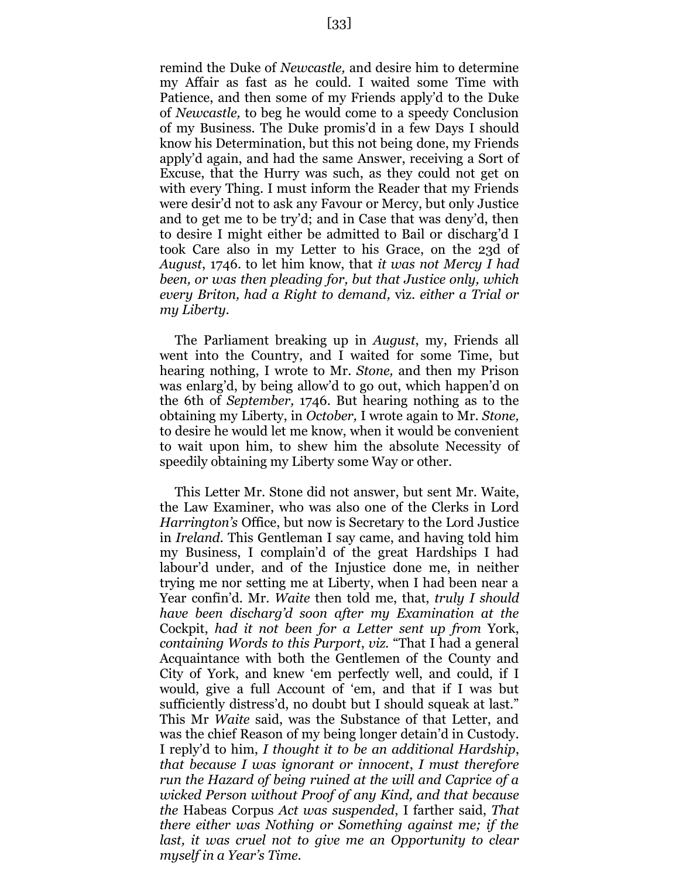remind the Duke of *Newcastle,* and desire him to determine my Affair as fast as he could. I waited some Time with Patience, and then some of my Friends apply'd to the Duke of *Newcastle,* to beg he would come to a speedy Conclusion of my Business. The Duke promis'd in a few Days I should know his Determination, but this not being done, my Friends apply'd again, and had the same Answer, receiving a Sort of Excuse, that the Hurry was such, as they could not get on with every Thing. I must inform the Reader that my Friends were desir'd not to ask any Favour or Mercy, but only Justice and to get me to be try'd; and in Case that was deny'd, then to desire I might either be admitted to Bail or discharg'd I took Care also in my Letter to his Grace, on the 23d of *August*, 1746. to let him know, that *it was not Mercy I had been, or was then pleading for, but that Justice only, which every Briton, had a Right to demand,* viz. *either a Trial or my Liberty.*

The Parliament breaking up in *August*, my, Friends all went into the Country, and I waited for some Time, but hearing nothing, I wrote to Mr. *Stone,* and then my Prison was enlarg'd, by being allow'd to go out, which happen'd on the 6th of *September,* 1746. But hearing nothing as to the obtaining my Liberty, in *October,* I wrote again to Mr. *Stone,* to desire he would let me know, when it would be convenient to wait upon him, to shew him the absolute Necessity of speedily obtaining my Liberty some Way or other.

This Letter Mr. Stone did not answer, but sent Mr. Waite, the Law Examiner, who was also one of the Clerks in Lord *Harrington's* Office, but now is Secretary to the Lord Justice in *Ireland*. This Gentleman I say came, and having told him my Business, I complain'd of the great Hardships I had labour'd under, and of the Injustice done me, in neither trying me nor setting me at Liberty, when I had been near a Year confin'd. Mr. *Waite* then told me, that, *truly I should have been discharg'd soon after my Examination at the* Cockpit, *had it not been for a Letter sent up from* York, *containing Words to this Purport*, *viz.* "That I had a general Acquaintance with both the Gentlemen of the County and City of York, and knew 'em perfectly well, and could, if I would, give a full Account of 'em, and that if I was but sufficiently distress'd, no doubt but I should squeak at last." This Mr *Waite* said, was the Substance of that Letter, and was the chief Reason of my being longer detain'd in Custody. I reply'd to him, *I thought it to be an additional Hardship*, *that because I was ignorant or innocent*, *I must therefore run the Hazard of being ruined at the will and Caprice of a wicked Person without Proof of any Kind, and that because the* Habeas Corpus *Act was suspended*, I farther said, *That there either was Nothing or Something against me; if the last, it was cruel not to give me an Opportunity to clear myself in a Year's Time.*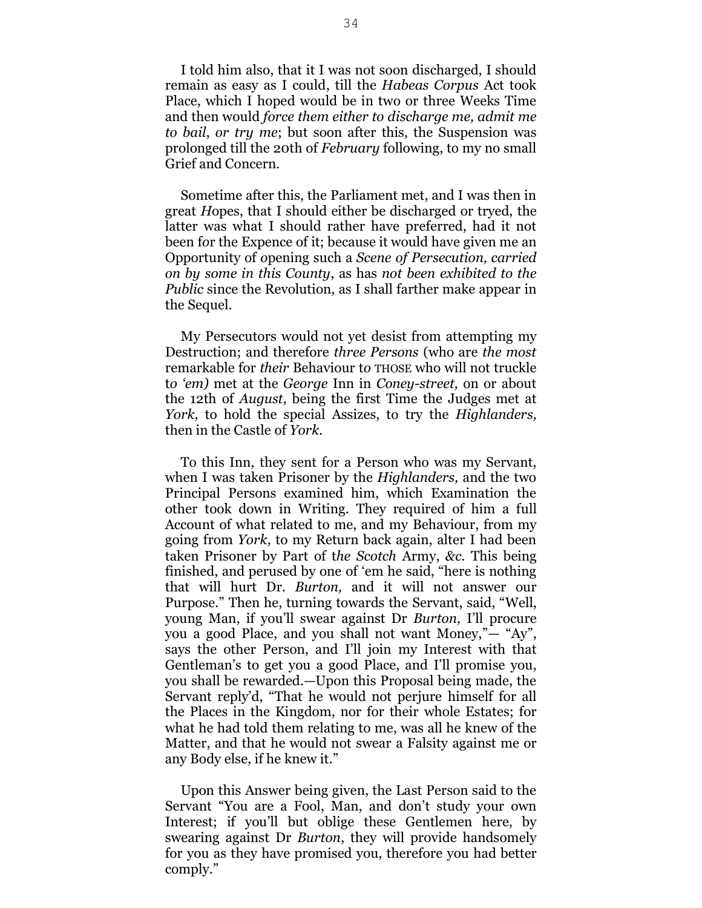I told him also, that it I was not soon discharged, I should remain as easy as I could, till the *Habeas Corpus* Act took Place, which I hoped would be in two or three Weeks Time and then would *force them either to discharge me, admit me to bail*, *or try me*; but soon after this, the Suspension was prolonged till the 20th of *February* following, to my no small Grief and Concern.

Sometime after this, the Parliament met, and I was then in great *H*opes, that I should either be discharged or tryed, the latter was what I should rather have preferred, had it not been for the Expence of it; because it would have given me an Opportunity of opening such a *Scene of Persecution, carried on by some in this County*, as has *not been exhibited to the Public* since the Revolution, as I shall farther make appear in the Sequel.

My Persecutors would not yet desist from attempting my Destruction; and therefore *three Persons* (who are *the most* remarkable for *their* Behaviour to THOSE who will not truckle to *'em)* met at the *George* Inn in *Coney-street,* on or about the 12th of *August*, being the first Time the Judges met at *York,* to hold the special Assizes, to try the *Highlanders,* then in the Castle of *York*.

To this Inn, they sent for a Person who was my Servant, when I was taken Prisoner by the *Highlanders,* and the two Principal Persons examined him, which Examination the other took down in Writing. They required of him a full Account of what related to me, and my Behaviour, from my going from *York,* to my Return back again, alter I had been taken Prisoner by Part of t*he Scotch* Army, *&c*. This being finished, and perused by one of 'em he said, "here is nothing that will hurt Dr. *Burton,* and it will not answer our Purpose." Then he, turning towards the Servant, said, "Well, young Man, if you'll swear against Dr *Burton,* I'll procure you a good Place, and you shall not want Money,"— "Ay", says the other Person, and I'll join my Interest with that Gentleman's to get you a good Place, and I'll promise you, you shall be rewarded.—Upon this Proposal being made, the Servant reply'd, "That he would not perjure himself for all the Places in the Kingdom, nor for their whole Estates; for what he had told them relating to me, was all he knew of the Matter, and that he would not swear a Falsity against me or any Body else, if he knew it."

Upon this Answer being given, the Last Person said to the Servant "You are a Fool, Man, and don't study your own Interest; if you'll but oblige these Gentlemen here, by swearing against Dr *Burton*, they will provide handsomely for you as they have promised you, therefore you had better comply."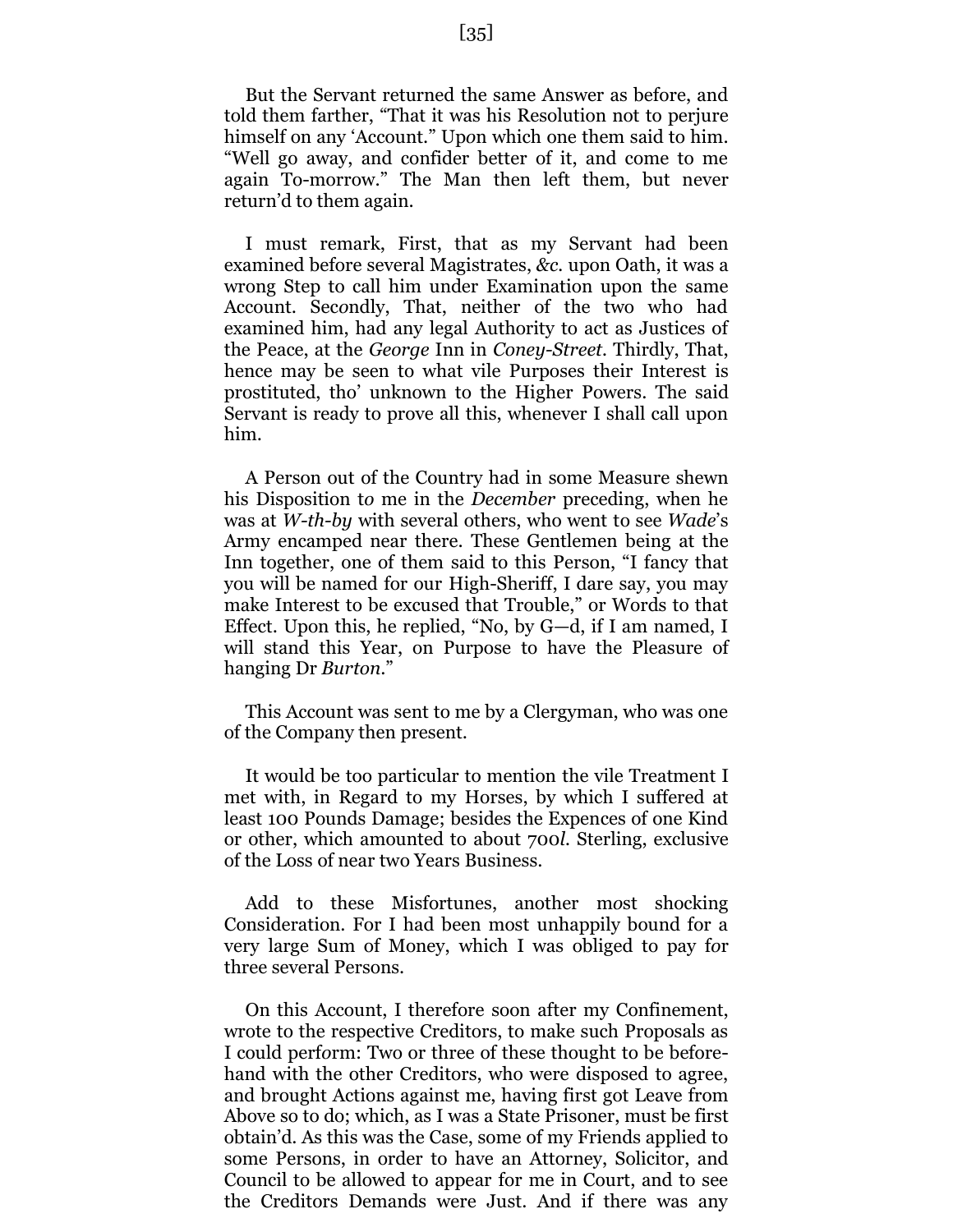But the Servant returned the same Answer as before, and told them farther, "That it was his Resolution not to perjure himself on any 'Account." Upon which one them said to him. "Well go away, and confider better of it, and come to me again To-morrow." The Man then left them, but never return'd to them again.

I must remark, First, that as my Servant had been examined before several Magistrates, *&c.* upon Oath, it was a wrong Step to call him under Examination upon the same Account. Secondly, That, neither of the two who had examined him, had any legal Authority to act as Justices of the Peace, at the *George* Inn in *Coney-Street*. Thirdly, That, hence may be seen to what vile Purposes their Interest is prostituted, tho' unknown to the Higher Powers. The said Servant is ready to prove all this, whenever I shall call upon him.

A Person out of the Country had in some Measure shewn his Disposition to me in the *December* preceding, when he was at *W-th-by* with several others, who went to see *Wade*'s Army encamped near there. These Gentlemen being at the Inn together, one of them said to this Person, "I fancy that you will be named for our High-Sheriff, I dare say, you may make Interest to be excused that Trouble," or Words to that Effect. Upon this, he replied, "No, by G—d, if I am named, I will stand this Year, on Purpose to have the Pleasure of hanging Dr *Burton*."

This Account was sent to me by a Clergyman, who was one of the Company then present.

It would be too particular to mention the vile Treatment I met with, in Regard to my Horses, by which I suffered at least 100 Pounds Damage; besides the Expences of one Kind or other, which amounted to about 700*l.* Sterling, exclusive of the Loss of near two Years Business.

Add to these Misfortunes, another most shocking Consideration. For I had been most unhappily bound for a very large Sum of Money, which I was obliged to pay for three several Persons.

On this Account, I therefore soon after my Confinement, wrote to the respective Creditors, to make such Proposals as I could perform: Two or three of these thought to be before-hand with the other Creditors, who were disposed to agree, and brought Actions against me, having first got Leave from Above so to do; which, as I was a State Prisoner, must be first obtain'd. As this was the Case, some of my Friends applied to some Persons, in order to have an Attorney, Solicitor, and Council to be allowed to appear for me in Court, and to see the Creditors Demands were Just. And if there was any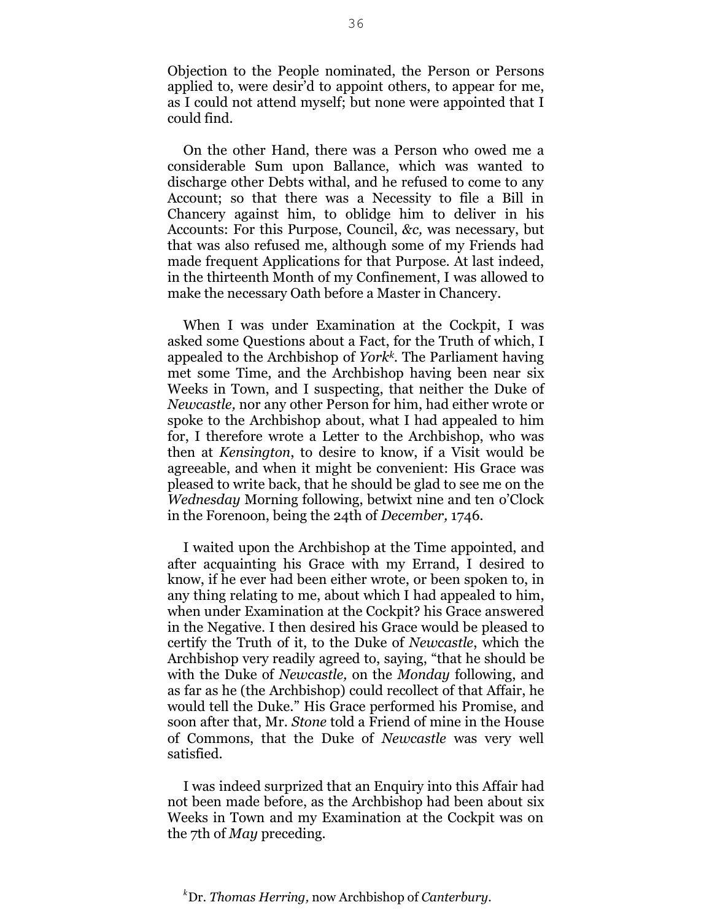Objection to the People nominated, the Person or Persons applied to, were desir'd to appoint others, to appear for me, as I could not attend myself; but none were appointed that I could find.

On the other Hand, there was a Person who owed me a considerable Sum upon Ballance, which was wanted to discharge other Debts withal, and he refused to come to any Account; so that there was a Necessity to file a Bill in Chancery against him, to oblidge him to deliver in his Accounts: For this Purpose, Council, *&c,* was necessary, but that was also refused me, although some of my Friends had made frequent Applications for that Purpose. At last indeed, in the thirteenth Month of my Confinement, I was allowed to make the necessary Oath before a Master in Chancery.

When I was under Examination at the Cockpit, I was asked some Questions about a Fact, for the Truth of which, I appealed to the Archbishop of *York*[k]. The Parliament having met some Time, and the Archbishop having been near six Weeks in Town, and I suspecting, that neither the Duke of *Newcastle,* nor any other Person for him, had either wrote or spoke to the Archbishop about, what I had appealed to him for, I therefore wrote a Letter to the Archbishop, who was then at *Kensington*, to desire to know, if a Visit would be agreeable, and when it might be convenient: His Grace was pleased to write back, that he should be glad to see me on the *Wednesday* Morning following, betwixt nine and ten o'Clock in the Forenoon, being the 24th of *December,* 1746.

I waited upon the Archbishop at the Time appointed, and after acquainting his Grace with my Errand, I desired to know, if he ever had been either wrote, or been spoken to, in any thing relating to me, about which I had appealed to him, when under Examination at the Cockpit? his Grace answered in the Negative. I then desired his Grace would be pleased to certify the Truth of it, to the Duke of *Newcastle*, which the Archbishop very readily agreed to, saying, "that he should be with the Duke of *Newcastle,* on the *Monday* following, and as far as he (the Archbishop) could recollect of that Affair, he would tell the Duke." His Grace performed his Promise, and soon after that, Mr. *Stone* told a Friend of mine in the House of Commons, that the Duke of *Newcastle* was very well satisfied.

I was indeed surprized that an Enquiry into this Affair had not been made before, as the Archbishop had been about six Weeks in Town and my Examination at the Cockpit was on the 7th of *May* preceding.

[k] Dr. *Thomas Herring,* now Archbishop of *Canterbury.*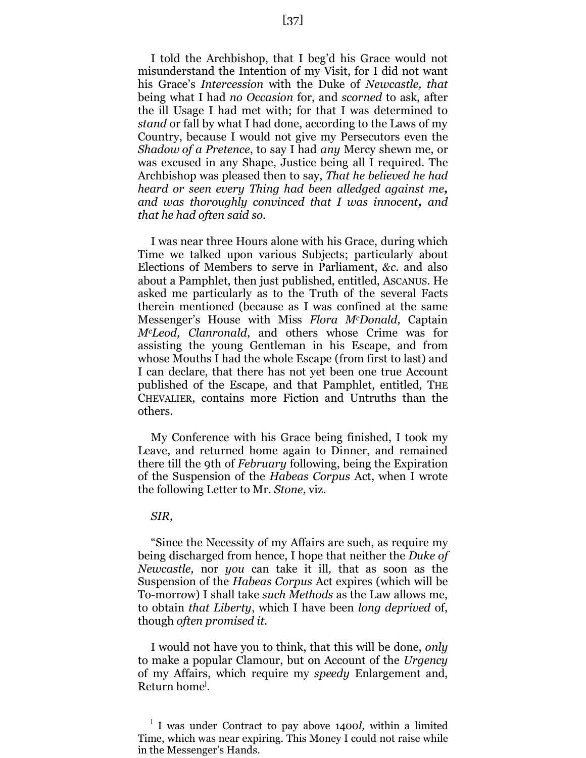I told the Archbishop, that I beg'd his Grace would not misunderstand the Intention of my Visit, for I did not want his Grace's *Intercession* with the Duke of *Newcastle, that* being what I had *no Occasion* for, and *scorned* to ask, after the ill Usage I had met with; for that I was determined to *stand* or fall by what I had done, according to the Laws of my Country, because I would not give my Persecutors even the *Shadow of a Pretence*, to say I had *any* Mercy shewn me, or was excused in any Shape, Justice being all I required. The Archbishop was pleased then to say, *That he believed he had heard or seen every Thing had been alledged against me***,** *and was thoroughly convinced that I was innocent***,** *and that he had often said so.*

I was near three Hours alone with his Grace, during which Time we talked upon various Subjects; particularly about Elections of Members to serve in Parliament, *&c.* and also about a Pamphlet, then just published, entitled, ASCANUS. He asked me particularly as to the Truth of the several Facts therein mentioned (because as I was confined at the same Messenger's House with Miss *Flora McDonald,* Captain *McLeod, Clanronald*, and others whose Crime was for assisting the young Gentleman in his Escape, and from whose Mouths I had the whole Escape (from first to last) and I can declare, that there has not yet been one true Account published of the Escape, and that Pamphlet, entitled, THE CHEVALIER, contains more Fiction and Untruths than the others.

My Conference with his Grace being finished, I took my Leave, and returned home again to Dinner, and remained there till the 9th of *February* following, being the Expiration of the Suspension of the *Habeas Corpus* Act, when I wrote the following Letter to Mr. *Stone,* viz.

*SIR,*

"Since the Necessity of my Affairs are such, as require my being discharged from hence, I hope that neither the *Duke of Newcastle,* nor *you* can take it ill, that as soon as the Suspension of the *Habeas Corpus* Act expires (which will be To-morrow) I shall take *such Methods* as the Law allows me, to obtain *that Liberty*, which I have been *long deprived* of, though *often promised it*.

I would not have you to think, that this will be done, *only* to make a popular Clamour, but on Account of the *Urgency* of my Affairs, which require my *speedy* Enlargement and, Return home[l].

[l] I was under Contract to pay above 1400*l,* within a limited Time, which was near expiring. This Money I could not raise while in the Messenger's Hands.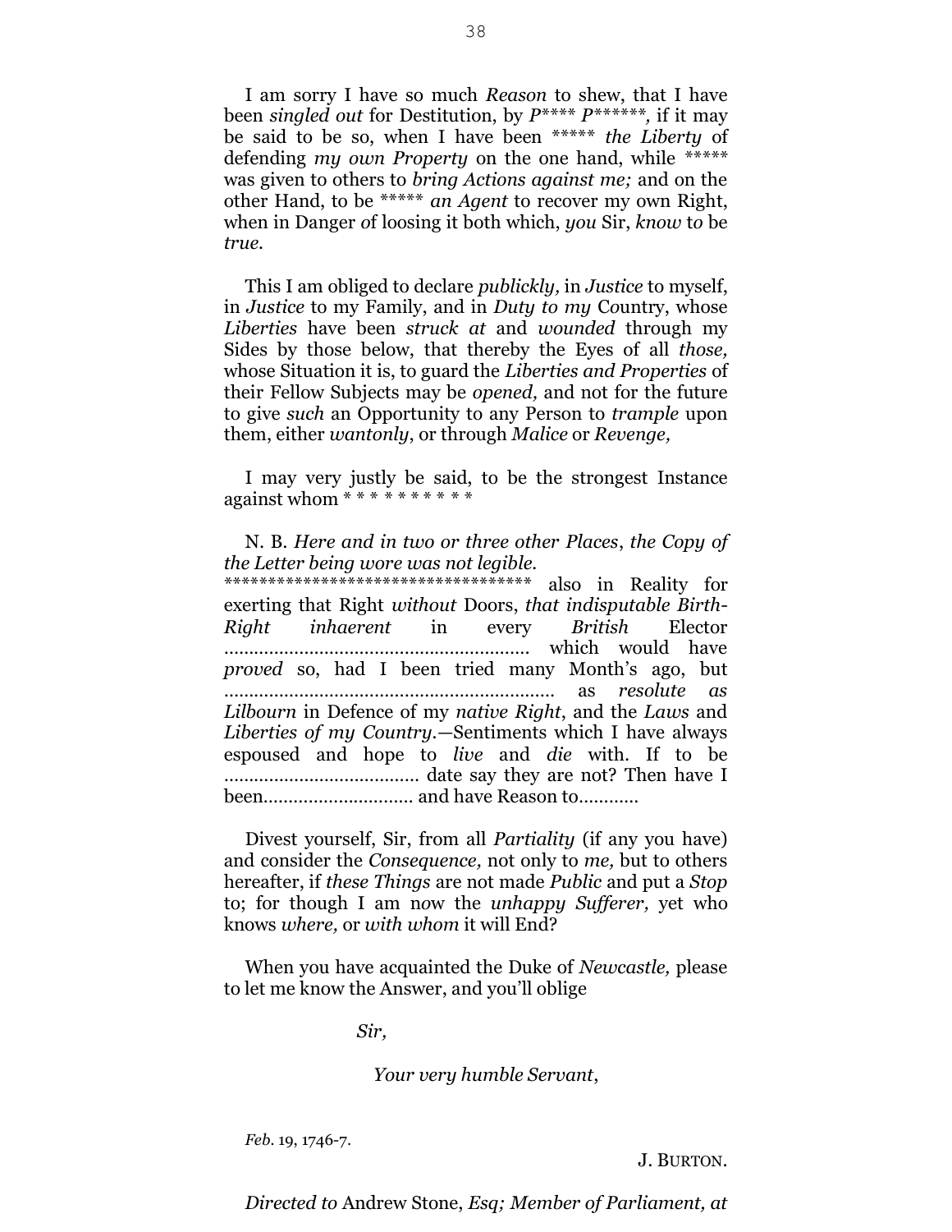I am sorry I have so much *Reason* to shew, that I have been *singled out* for Destitution, by *P\*\*\*\* P\*\*\*\*\*\*,* if it may be said to be so, when I have been \*\*\*\*\* *the Liberty* of defending *my own Property* on the one hand, while \*\*\*\*\* was given to others to *bring Actions against me;* and on the other Hand, to be \*\*\*\*\* *an Agent* to recover my own Right, when in Danger of loosing it both which, *you* Sir, *know* to be *true.*

This I am obliged to declare *publickly,* in *Justice* to myself, in *Justice* to my Family, and in *Duty to my* Country, whose *Liberties* have been *struck at* and *wounded* through my Sides by those below, that thereby the Eyes of all *those,* whose Situation it is, to guard the *Liberties and Properties* of their Fellow Subjects may be *opened,* and not for the future to give *such* an Opportunity to any Person to *trample* upon them, either *wantonly*, or through *Malice* or *Revenge,*

I may very justly be said, to be the strongest Instance against whom \* \* \* \* \* \* \* \* \* \*

N. B. *Here and in two or three other Places*, *the Copy of the Letter being wore was not legible.*
\*\*\*\*\*\*\*\*\*\*\*\*\*\*\*\*\*\*\*\*\*\*\*\*\*\*\*\*\*\*\*\*\*\*\*\*\* also in Reality for exerting that Right *without* Doors, *that indisputable Birth-Right inhaerent* in every *British* Elector ............................................................ which would have *proved* so, had I been tried many Month's ago, but ................................................................. as *resolute as Lilbourn* in Defence of my *native Right*, and the *Laws* and *Liberties of my Country*.—Sentiments which I have always espoused and hope to *live* and *die* with. If to be ...................................... date say they are not? Then have I been............................. and have Reason to............

Divest yourself, Sir, from all *Partiality* (if any you have) and consider the *Consequence,* not only to *me,* but to others hereafter, if *these Things* are not made *Public* and put a *Stop* to; for though I am now the *unhappy Sufferer,* yet who knows *where,* or *with whom* it will End?

When you have acquainted the Duke of *Newcastle,* please to let me know the Answer, and you'll oblige

*Sir,*

*Your very humble Servant*,

*Feb*. 19, 1746-7.

J. BURTON.

*Directed to* Andrew Stone, *Esq; Member of Parliament, at*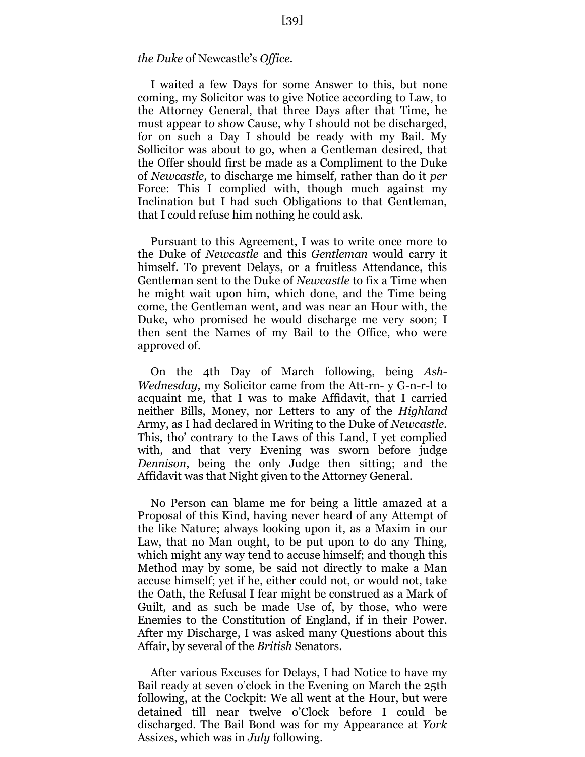*the Duke* of Newcastle's *Office*.

I waited a few Days for some Answer to this, but none coming, my Solicitor was to give Notice according to Law, to the Attorney General, that three Days after that Time, he must appear to show Cause, why I should not be discharged, for on such a Day I should be ready with my Bail. My Sollicitor was about to go, when a Gentleman desired, that the Offer should first be made as a Compliment to the Duke of *Newcastle,* to discharge me himself, rather than do it *per* Force: This I complied with, though much against my Inclination but I had such Obligations to that Gentleman, that I could refuse him nothing he could ask.

Pursuant to this Agreement, I was to write once more to the Duke of *Newcastle* and this *Gentleman* would carry it himself. To prevent Delays, or a fruitless Attendance, this Gentleman sent to the Duke of *Newcastle* to fix a Time when he might wait upon him, which done, and the Time being come, the Gentleman went, and was near an Hour with, the Duke, who promised he would discharge me very soon; I then sent the Names of my Bail to the Office, who were approved of.

On the 4th Day of March following, being *Ash-Wednesday,* my Solicitor came from the Att-rn- y G-n-r-l to acquaint me, that I was to make Affidavit, that I carried neither Bills, Money, nor Letters to any of the *Highland* Army, as I had declared in Writing to the Duke of *Newcastle*. This, tho' contrary to the Laws of this Land, I yet complied with, and that very Evening was sworn before judge *Dennison*, being the only Judge then sitting; and the Affidavit was that Night given to the Attorney General.

No Person can blame me for being a little amazed at a Proposal of this Kind, having never heard of any Attempt of the like Nature; always looking upon it, as a Maxim in our Law, that no Man ought, to be put upon to do any Thing, which might any way tend to accuse himself; and though this Method may by some, be said not directly to make a Man accuse himself; yet if he, either could not, or would not, take the Oath, the Refusal I fear might be construed as a Mark of Guilt, and as such be made Use of, by those, who were Enemies to the Constitution of England, if in their Power. After my Discharge, I was asked many Questions about this Affair, by several of the *British* Senators.

After various Excuses for Delays, I had Notice to have my Bail ready at seven o'clock in the Evening on March the 25th following, at the Cockpit: We all went at the Hour, but were detained till near twelve o'Clock before I could be discharged. The Bail Bond was for my Appearance at *York* Assizes, which was in *July* following.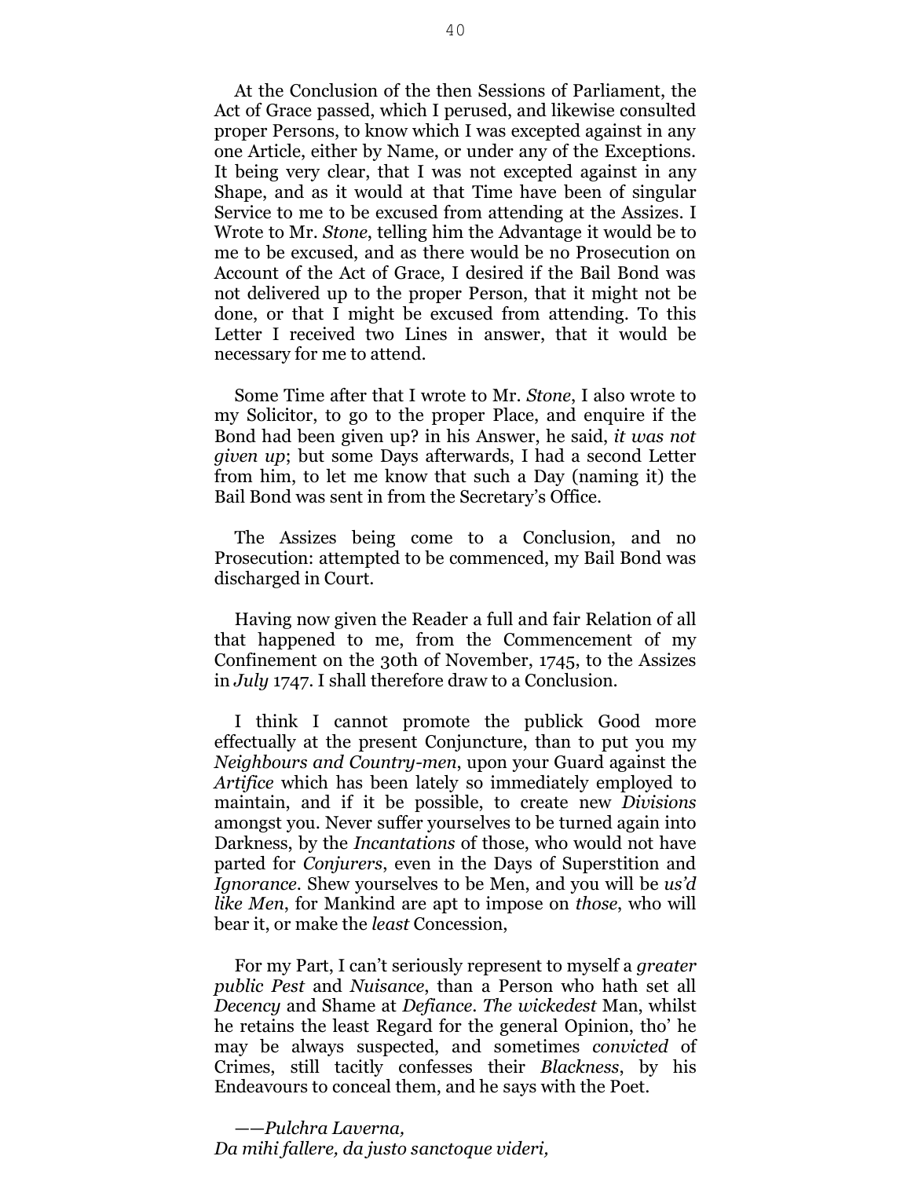At the Conclusion of the then Sessions of Parliament, the Act of Grace passed, which I perused, and likewise consulted proper Persons, to know which I was excepted against in any one Article, either by Name, or under any of the Exceptions. It being very clear, that I was not excepted against in any Shape, and as it would at that Time have been of singular Service to me to be excused from attending at the Assizes. I Wrote to Mr. *Stone*, telling him the Advantage it would be to me to be excused, and as there would be no Prosecution on Account of the Act of Grace, I desired if the Bail Bond was not delivered up to the proper Person, that it might not be done, or that I might be excused from attending. To this Letter I received two Lines in answer, that it would be necessary for me to attend.

Some Time after that I wrote to Mr. *Stone*, I also wrote to my Solicitor, to go to the proper Place, and enquire if the Bond had been given up? in his Answer, he said, *it was not given up*; but some Days afterwards, I had a second Letter from him, to let me know that such a Day (naming it) the Bail Bond was sent in from the Secretary's Office.

The Assizes being come to a Conclusion, and no Prosecution: attempted to be commenced, my Bail Bond was discharged in Court.

Having now given the Reader a full and fair Relation of all that happened to me, from the Commencement of my Confinement on the 30th of November, 1745, to the Assizes in *July* 1747. I shall therefore draw to a Conclusion.

I think I cannot promote the publick Good more effectually at the present Conjuncture, than to put you my *Neighbours and Country-men*, upon your Guard against the *Artifice* which has been lately so immediately employed to maintain, and if it be possible, to create new *Divisions* amongst you. Never suffer yourselves to be turned again into Darkness, by the *Incantations* of those, who would not have parted for *Conjurers*, even in the Days of Superstition and *Ignorance*. Shew yourselves to be Men, and you will be *us'd like Men*, for Mankind are apt to impose on *those*, who will bear it, or make the *least* Concession,

For my Part, I can't seriously represent to myself a *greater public Pest* and *Nuisance*, than a Person who hath set all *Decency* and Shame at *Defiance*. *The wickedest* Man, whilst he retains the least Regard for the general Opinion, tho' he may be always suspected, and sometimes *convicted* of Crimes, still tacitly confesses their *Blackness*, by his Endeavours to conceal them, and he says with the Poet.

*——Pulchra Laverna,*
*Da mihi fallere, da justo sanctoque videri,*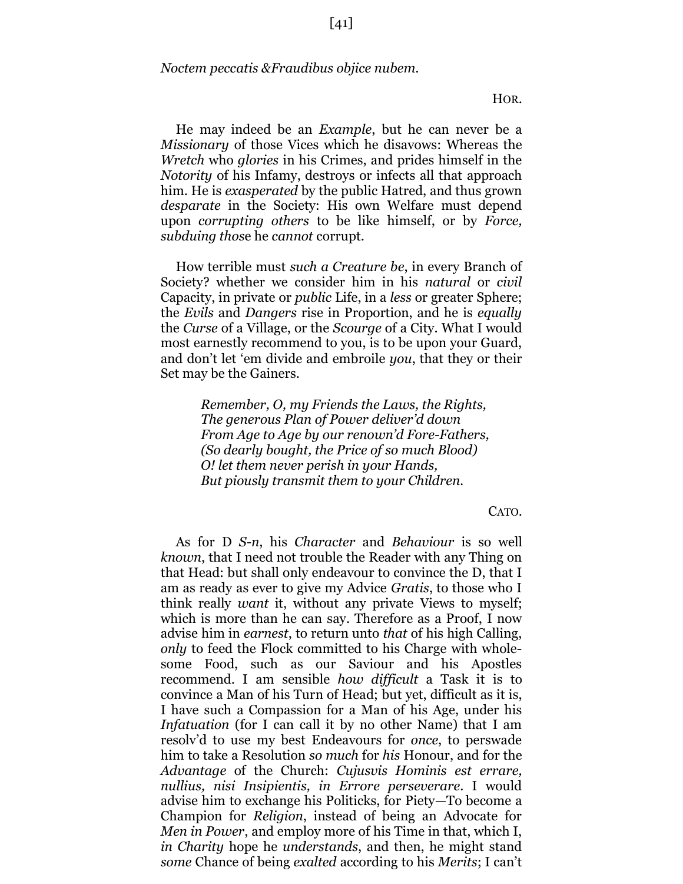*Noctem peccatis &Fraudibus objice nubem.*

HOR.

He may indeed be an *Example*, but he can never be a *Missionary* of those Vices which he disavows: Whereas the *Wretch* who *glories* in his Crimes, and prides himself in the *Notority* of his Infamy, destroys or infects all that approach him. He is *exasperated* by the public Hatred, and thus grown *desparate* in the Society: His own Welfare must depend upon *corrupting others* to be like himself, or by *Force, subduing those* he *cannot* corrupt.

How terrible must *such a Creature be*, in every Branch of Society? whether we consider him in his *natural* or *civil* Capacity, in private or *public* Life, in a *less* or greater Sphere; the *Evils* and *Dangers* rise in Proportion, and he is *equally* the *Curse* of a Village, or the *Scourge* of a City. What I would most earnestly recommend to you, is to be upon your Guard, and don't let 'em divide and embroile *you*, that they or their Set may be the Gainers.

> *Remember, O, my Friends the Laws, the Rights,*
> *The generous Plan of Power deliver'd down*
> *From Age to Age by our renown'd Fore-Fathers,*
> *(So dearly bought, the Price of so much Blood)*
> *O! let them never perish in your Hands,*
> *But piously transmit them to your Children.*

CATO.

As for D *S-n*, his *Character* and *Behaviour* is so well *known*, that I need not trouble the Reader with any Thing on that Head: but shall only endeavour to convince the D, that I am as ready as ever to give my Advice *Gratis*, to those who I think really *want* it, without any private Views to myself; which is more than he can say. Therefore as a Proof, I now advise him in *earnest*, to return unto *that* of his high Calling, *only* to feed the Flock committed to his Charge with wholesome Food, such as our Saviour and his Apostles recommend. I am sensible *how difficult* a Task it is to convince a Man of his Turn of Head; but yet, difficult as it is, I have such a Compassion for a Man of his Age, under his *Infatuation* (for I can call it by no other Name) that I am resolv'd to use my best Endeavours for *once*, to perswade him to take a Resolution *so much* for *his* Honour, and for the *Advantage* of the Church: *Cujusvis Hominis est errare, nullius, nisi Insipientis, in Errore perseverare*. I would advise him to exchange his Politicks, for Piety—To become a Champion for *Religion*, instead of being an Advocate for *Men in Power*, and employ more of his Time in that, which I, *in Charity* hope he *understands*, and then, he might stand *some* Chance of being *exalted* according to his *Merits*; I can't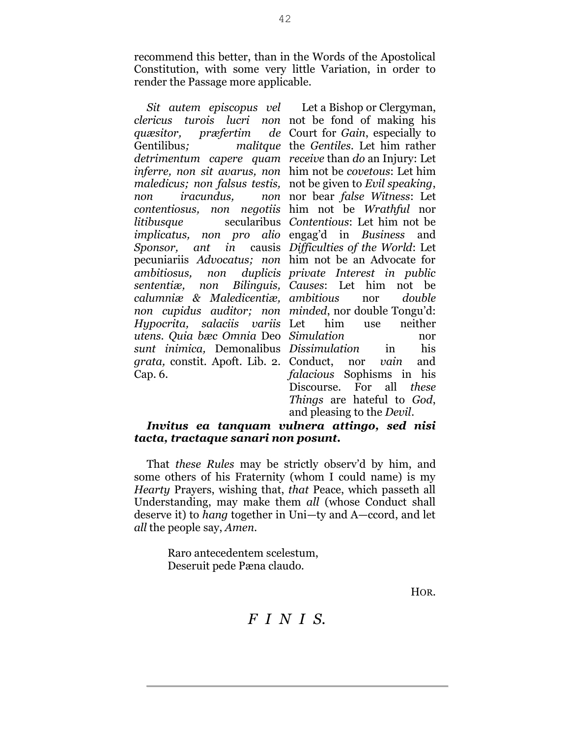recommend this better, than in the Words of the Apostolical Constitution, with some very little Variation, in order to render the Passage more applicable.

*Sit autem episcopus vel clericus turois lucri non quæsitor, præfertim de* Gentilibus*; malitque detrimentum capere quam inferre, non sit avarus, non maledicus; non falsus testis, non iracundus, non contentiosus, non negotiis litibusque* secularibus *implicatus, non pro alio Sponsor, ant in* causis pecuniariis *Advocatus; non ambitiosus, non duplicis sententiæ, non Bilinguis, calumniæ & Maledicentiæ, non cupidus auditor; non Hypocrita, salaciis variis utens. Quia bæc Omnia* Deo *sunt inimica,* Demonalibus *grata,* constit. Apoft. Lib. 2. Cap. 6.

Let a Bishop or Clergyman, not be fond of making his Court for *Gain*, especially to the *Gentiles*. Let him rather *receive* than *do* an Injury: Let him not be *covetous*: Let him not be given to *Evil speaking*, nor bear *false Witness*: Let him not be *Wrathful* nor *Contentious*: Let him not be engag'd in *Business* and *Difficulties of the World*: Let him not be an Advocate for *private Interest in public Causes*: Let him not be *ambitious* nor *double minded*, nor double Tongu'd: Let him use neither *Simulation* nor *Dissimulation* in his Conduct, nor *vain* and *falacious* Sophisms in his Discourse. For all *these Things* are hateful to *God*, and pleasing to the *Devil*.

***Invitus ea tanquam vulnera attingo, sed nisi tacta, tractaque sanari non posunt.***

That *these Rules* may be strictly observ'd by him, and some others of his Fraternity (whom I could name) is my *Hearty* Prayers, wishing that, *that* Peace, which passeth all Understanding, may make them *all* (whose Conduct shall deserve it) to *hang* together in Uni—ty and A—ccord, and let *all* the people say, *Amen*.

Raro antecedentem scelestum,
Deseruit pede Pæna claudo.

HOR.

*F I N I S.*